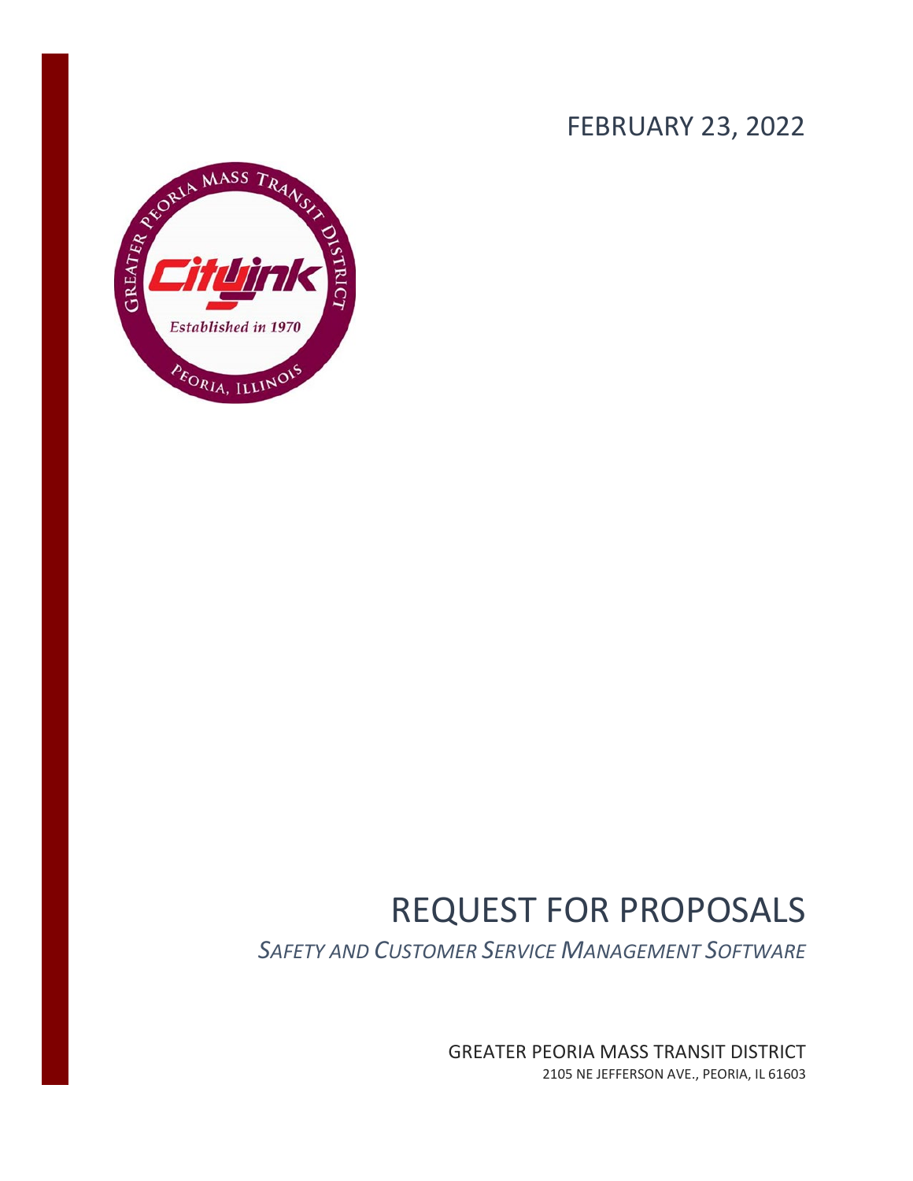FEBRUARY 23, 2022

# REQUEST FOR PROPOSALS

*SAFETY AND CUSTOMER SERVICE MANAGEMENT SOFTWARE*

GREATER PEORIA MASS TRANSIT DISTRICT

2105 NE JEFFERSON AVE., PEORIA, IL 61603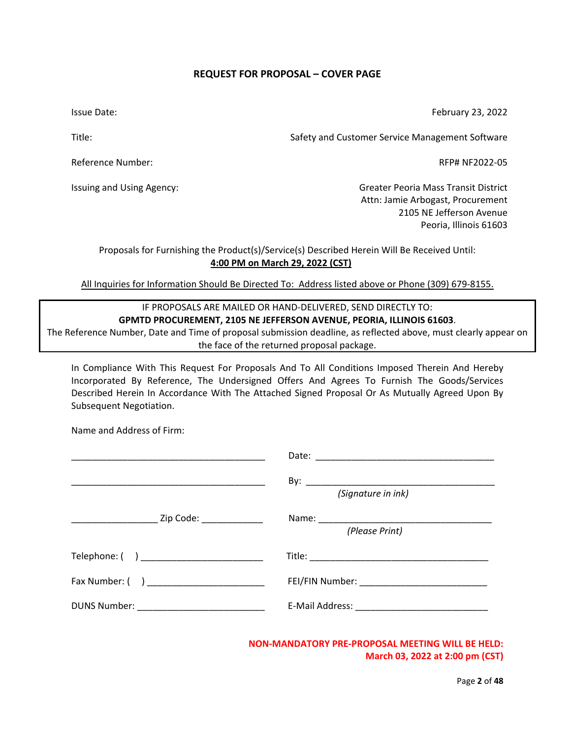## REQUEST FOR PROPOSAL – COVER PAGE

| | |
|---|---|
| Issue Date: | February 23, 2022 |
| Title: | Safety and Customer Service Management Software |
| Reference Number: | RFP# NF2022-05 |
| Issuing and Using Agency: | Greater Peoria Mass Transit District<br>Attn: Jamie Arbogast, Procurement<br>2105 NE Jefferson Avenue<br>Peoria, Illinois 61603 |

Proposals for Furnishing the Product(s)/Service(s) Described Herein Will Be Received Until:
**4:00 PM on March 29, 2022 (CST)**

All Inquiries for Information Should Be Directed To: Address listed above or Phone (309) 679-8155.

> IF PROPOSALS ARE MAILED OR HAND-DELIVERED, SEND DIRECTLY TO:
> **GPMTD PROCUREMENT, 2105 NE JEFFERSON AVENUE, PEORIA, ILLINOIS 61603**.
> The Reference Number, Date and Time of proposal submission deadline, as reflected above, must clearly appear on the face of the returned proposal package.

In Compliance With This Request For Proposals And To All Conditions Imposed Therein And Hereby Incorporated By Reference, The Undersigned Offers And Agrees To Furnish The Goods/Services Described Herein In Accordance With The Attached Signed Proposal Or As Mutually Agreed Upon By Subsequent Negotiation.

Name and Address of Firm:

| | |
|---|---|
| ______________________________________ | Date: ___________________________________ |
| ______________________________________ | By: ____________________________________<br>*(Signature in ink)* |
| _________________ Zip Code: ____________ | Name: __________________________________<br>*(Please Print)* |
| Telephone: ( ) _______________________ | Title: ___________________________________ |
| Fax Number: ( ) _______________________ | FEI/FIN Number: _________________________ |
| DUNS Number: _________________________ | E-Mail Address: __________________________ |

**NON-MANDATORY PRE-PROPOSAL MEETING WILL BE HELD:**
**March 03, 2022 at 2:00 pm (CST)**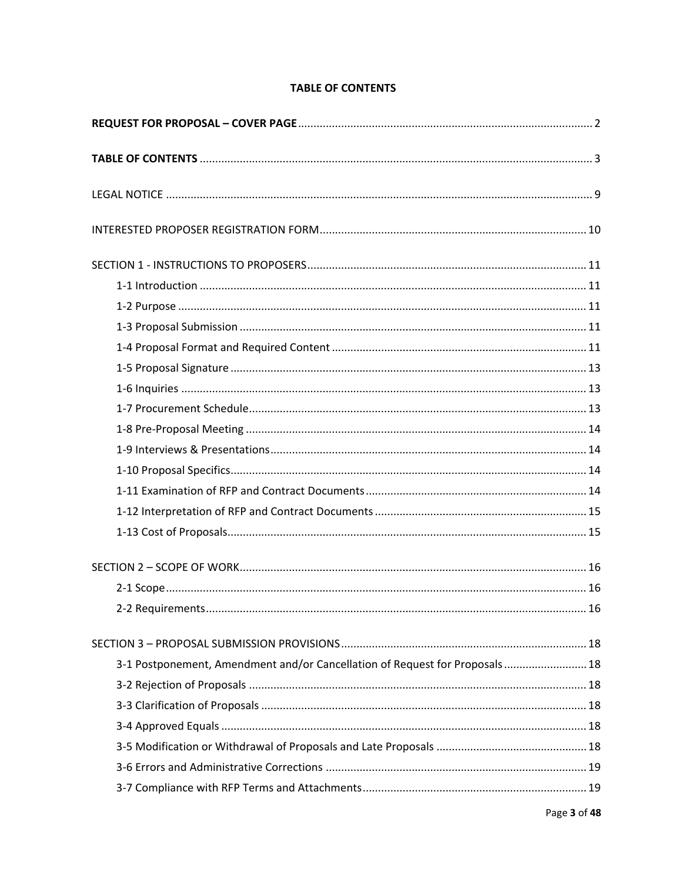**TABLE OF CONTENTS**

**REQUEST FOR PROPOSAL – COVER PAGE** ........ 2

**TABLE OF CONTENTS** ........ 3

LEGAL NOTICE ........ 9

INTERESTED PROPOSER REGISTRATION FORM ........ 10

SECTION 1 - INSTRUCTIONS TO PROPOSERS ........ 11

- 1-1 Introduction ........ 11
- 1-2 Purpose ........ 11
- 1-3 Proposal Submission ........ 11
- 1-4 Proposal Format and Required Content ........ 11
- 1-5 Proposal Signature ........ 13
- 1-6 Inquiries ........ 13
- 1-7 Procurement Schedule ........ 13
- 1-8 Pre-Proposal Meeting ........ 14
- 1-9 Interviews & Presentations ........ 14
- 1-10 Proposal Specifics ........ 14
- 1-11 Examination of RFP and Contract Documents ........ 14
- 1-12 Interpretation of RFP and Contract Documents ........ 15
- 1-13 Cost of Proposals ........ 15

SECTION 2 – SCOPE OF WORK ........ 16

- 2-1 Scope ........ 16
- 2-2 Requirements ........ 16

SECTION 3 – PROPOSAL SUBMISSION PROVISIONS ........ 18

- 3-1 Postponement, Amendment and/or Cancellation of Request for Proposals ........ 18
- 3-2 Rejection of Proposals ........ 18
- 3-3 Clarification of Proposals ........ 18
- 3-4 Approved Equals ........ 18
- 3-5 Modification or Withdrawal of Proposals and Late Proposals ........ 18
- 3-6 Errors and Administrative Corrections ........ 19
- 3-7 Compliance with RFP Terms and Attachments ........ 19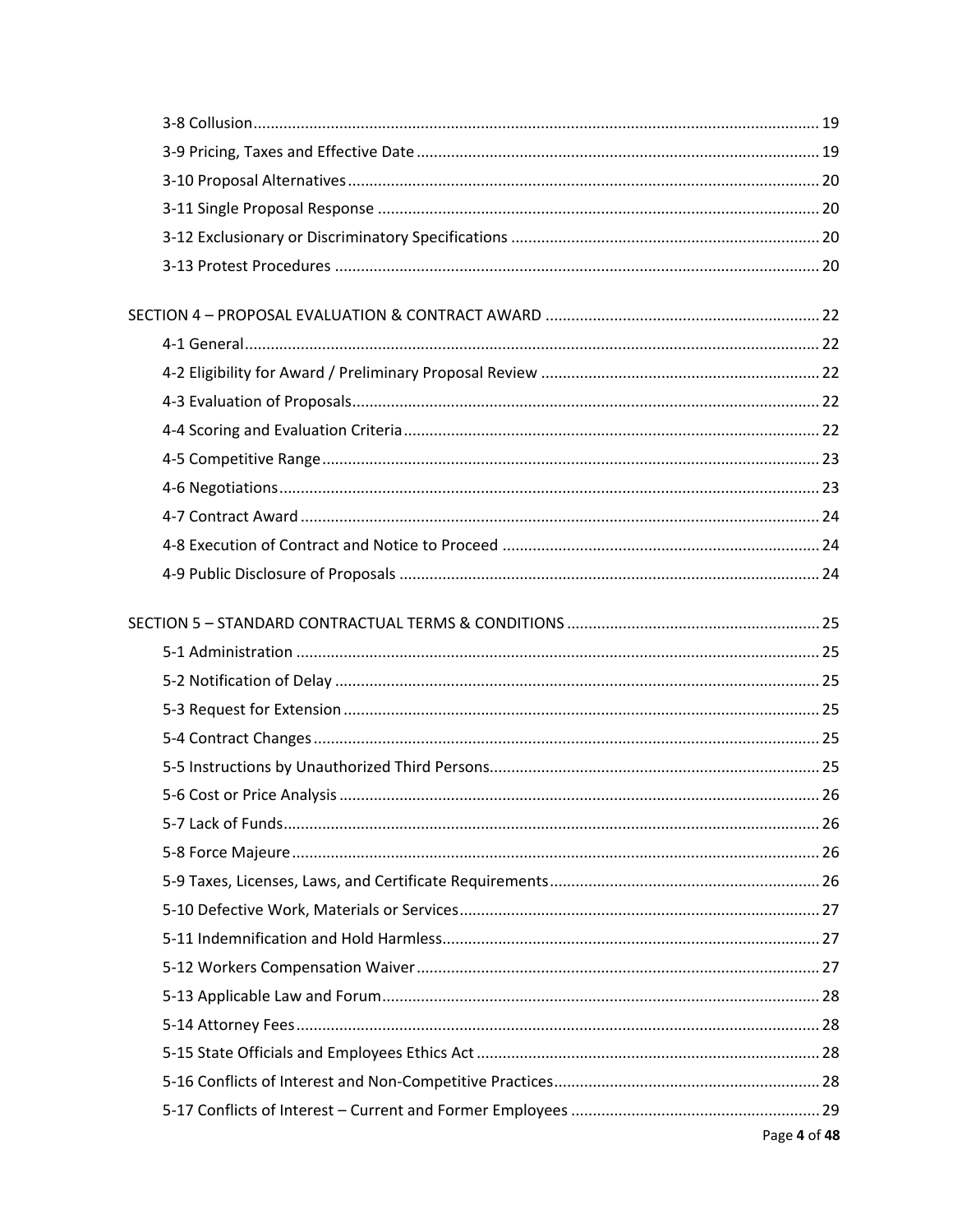3-8 Collusion .......... 19
3-9 Pricing, Taxes and Effective Date .......... 19
3-10 Proposal Alternatives .......... 20
3-11 Single Proposal Response .......... 20
3-12 Exclusionary or Discriminatory Specifications .......... 20
3-13 Protest Procedures .......... 20

SECTION 4 – PROPOSAL EVALUATION & CONTRACT AWARD .......... 22
4-1 General .......... 22
4-2 Eligibility for Award / Preliminary Proposal Review .......... 22
4-3 Evaluation of Proposals .......... 22
4-4 Scoring and Evaluation Criteria .......... 22
4-5 Competitive Range .......... 23
4-6 Negotiations .......... 23
4-7 Contract Award .......... 24
4-8 Execution of Contract and Notice to Proceed .......... 24
4-9 Public Disclosure of Proposals .......... 24

SECTION 5 – STANDARD CONTRACTUAL TERMS & CONDITIONS .......... 25
5-1 Administration .......... 25
5-2 Notification of Delay .......... 25
5-3 Request for Extension .......... 25
5-4 Contract Changes .......... 25
5-5 Instructions by Unauthorized Third Persons .......... 25
5-6 Cost or Price Analysis .......... 26
5-7 Lack of Funds .......... 26
5-8 Force Majeure .......... 26
5-9 Taxes, Licenses, Laws, and Certificate Requirements .......... 26
5-10 Defective Work, Materials or Services .......... 27
5-11 Indemnification and Hold Harmless .......... 27
5-12 Workers Compensation Waiver .......... 27
5-13 Applicable Law and Forum .......... 28
5-14 Attorney Fees .......... 28
5-15 State Officials and Employees Ethics Act .......... 28
5-16 Conflicts of Interest and Non-Competitive Practices .......... 28
5-17 Conflicts of Interest – Current and Former Employees .......... 29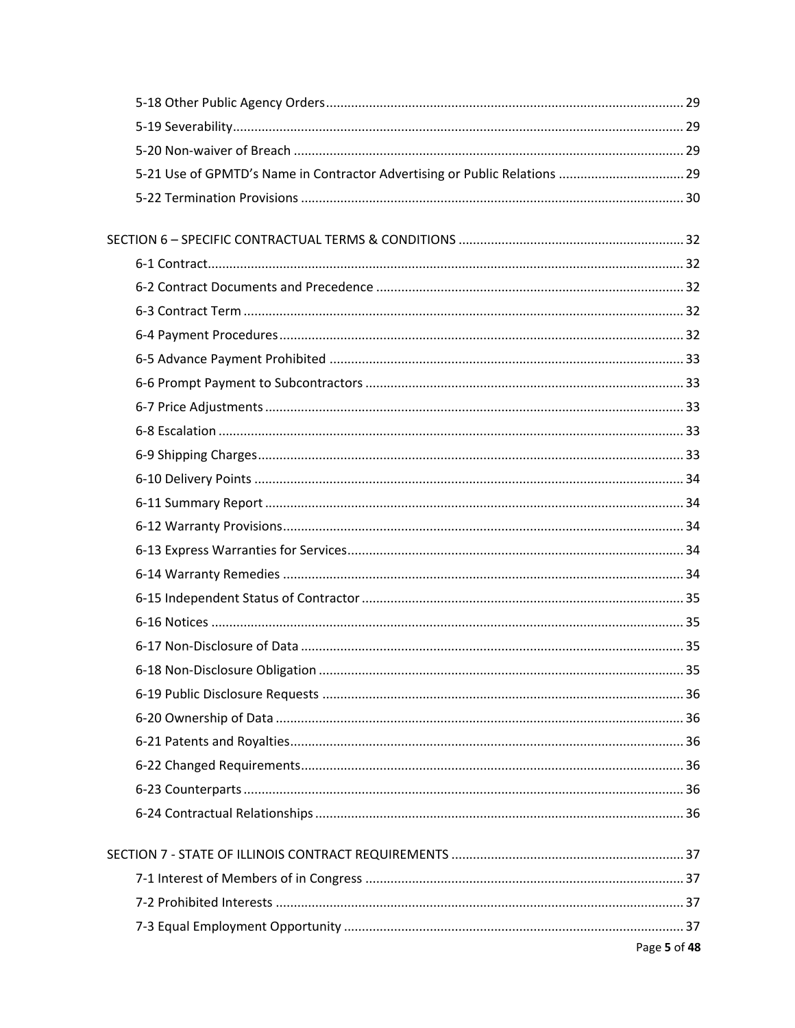5-18 Other Public Agency Orders .......... 29
5-19 Severability .......... 29
5-20 Non-waiver of Breach .......... 29
5-21 Use of GPMTD's Name in Contractor Advertising or Public Relations .......... 29
5-22 Termination Provisions .......... 30

SECTION 6 – SPECIFIC CONTRACTUAL TERMS & CONDITIONS .......... 32
6-1 Contract .......... 32
6-2 Contract Documents and Precedence .......... 32
6-3 Contract Term .......... 32
6-4 Payment Procedures .......... 32
6-5 Advance Payment Prohibited .......... 33
6-6 Prompt Payment to Subcontractors .......... 33
6-7 Price Adjustments .......... 33
6-8 Escalation .......... 33
6-9 Shipping Charges .......... 33
6-10 Delivery Points .......... 34
6-11 Summary Report .......... 34
6-12 Warranty Provisions .......... 34
6-13 Express Warranties for Services .......... 34
6-14 Warranty Remedies .......... 34
6-15 Independent Status of Contractor .......... 35
6-16 Notices .......... 35
6-17 Non-Disclosure of Data .......... 35
6-18 Non-Disclosure Obligation .......... 35
6-19 Public Disclosure Requests .......... 36
6-20 Ownership of Data .......... 36
6-21 Patents and Royalties .......... 36
6-22 Changed Requirements .......... 36
6-23 Counterparts .......... 36
6-24 Contractual Relationships .......... 36

SECTION 7 - STATE OF ILLINOIS CONTRACT REQUIREMENTS .......... 37
7-1 Interest of Members of in Congress .......... 37
7-2 Prohibited Interests .......... 37
7-3 Equal Employment Opportunity .......... 37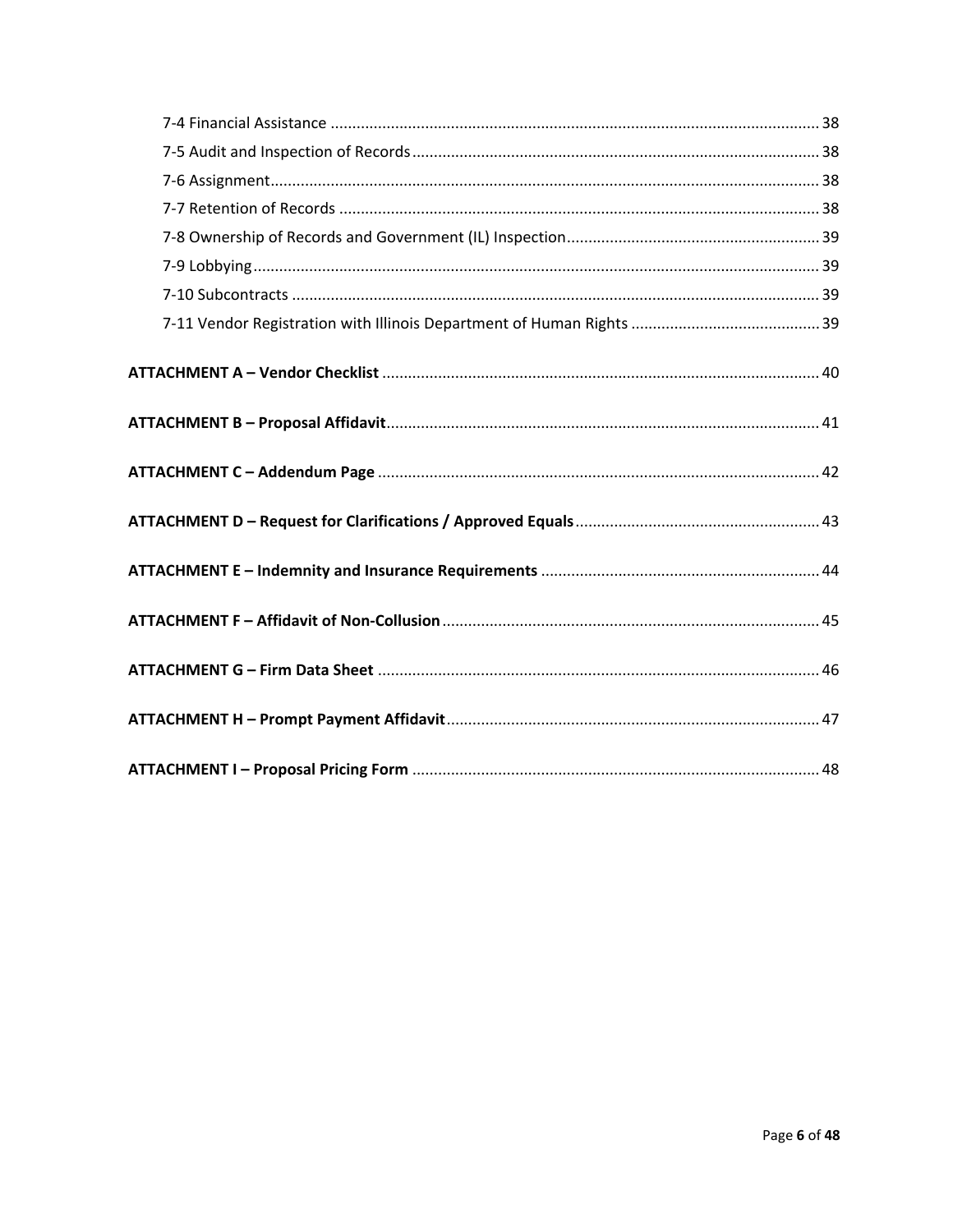7-4 Financial Assistance ........................................................................................................ 38

7-5 Audit and Inspection of Records ........................................................................................ 38

7-6 Assignment ........................................................................................................................ 38

7-7 Retention of Records ......................................................................................................... 38

7-8 Ownership of Records and Government (IL) Inspection .................................................... 39

7-9 Lobbying ............................................................................................................................ 39

7-10 Subcontracts .................................................................................................................... 39

7-11 Vendor Registration with Illinois Department of Human Rights ........................................ 39

**ATTACHMENT A – Vendor Checklist** ........................................................................................ 40

**ATTACHMENT B – Proposal Affidavit** ....................................................................................... 41

**ATTACHMENT C – Addendum Page** ......................................................................................... 42

**ATTACHMENT D – Request for Clarifications / Approved Equals** ............................................ 43

**ATTACHMENT E – Indemnity and Insurance Requirements** ..................................................... 44

**ATTACHMENT F – Affidavit of Non-Collusion** ........................................................................... 45

**ATTACHMENT G – Firm Data Sheet** .......................................................................................... 46

**ATTACHMENT H – Prompt Payment Affidavit** ........................................................................... 47

**ATTACHMENT I – Proposal Pricing Form** .................................................................................. 48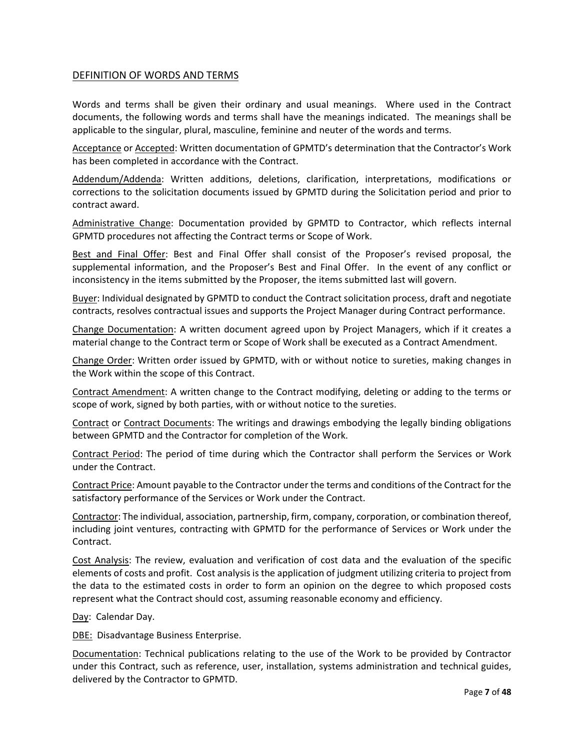## DEFINITION OF WORDS AND TERMS

Words and terms shall be given their ordinary and usual meanings. Where used in the Contract documents, the following words and terms shall have the meanings indicated. The meanings shall be applicable to the singular, plural, masculine, feminine and neuter of the words and terms.

Acceptance or Accepted: Written documentation of GPMTD's determination that the Contractor's Work has been completed in accordance with the Contract.

Addendum/Addenda: Written additions, deletions, clarification, interpretations, modifications or corrections to the solicitation documents issued by GPMTD during the Solicitation period and prior to contract award.

Administrative Change: Documentation provided by GPMTD to Contractor, which reflects internal GPMTD procedures not affecting the Contract terms or Scope of Work.

Best and Final Offer: Best and Final Offer shall consist of the Proposer's revised proposal, the supplemental information, and the Proposer's Best and Final Offer. In the event of any conflict or inconsistency in the items submitted by the Proposer, the items submitted last will govern.

Buyer: Individual designated by GPMTD to conduct the Contract solicitation process, draft and negotiate contracts, resolves contractual issues and supports the Project Manager during Contract performance.

Change Documentation: A written document agreed upon by Project Managers, which if it creates a material change to the Contract term or Scope of Work shall be executed as a Contract Amendment.

Change Order: Written order issued by GPMTD, with or without notice to sureties, making changes in the Work within the scope of this Contract.

Contract Amendment: A written change to the Contract modifying, deleting or adding to the terms or scope of work, signed by both parties, with or without notice to the sureties.

Contract or Contract Documents: The writings and drawings embodying the legally binding obligations between GPMTD and the Contractor for completion of the Work.

Contract Period: The period of time during which the Contractor shall perform the Services or Work under the Contract.

Contract Price: Amount payable to the Contractor under the terms and conditions of the Contract for the satisfactory performance of the Services or Work under the Contract.

Contractor: The individual, association, partnership, firm, company, corporation, or combination thereof, including joint ventures, contracting with GPMTD for the performance of Services or Work under the Contract.

Cost Analysis: The review, evaluation and verification of cost data and the evaluation of the specific elements of costs and profit. Cost analysis is the application of judgment utilizing criteria to project from the data to the estimated costs in order to form an opinion on the degree to which proposed costs represent what the Contract should cost, assuming reasonable economy and efficiency.

Day: Calendar Day.

DBE: Disadvantage Business Enterprise.

Documentation: Technical publications relating to the use of the Work to be provided by Contractor under this Contract, such as reference, user, installation, systems administration and technical guides, delivered by the Contractor to GPMTD.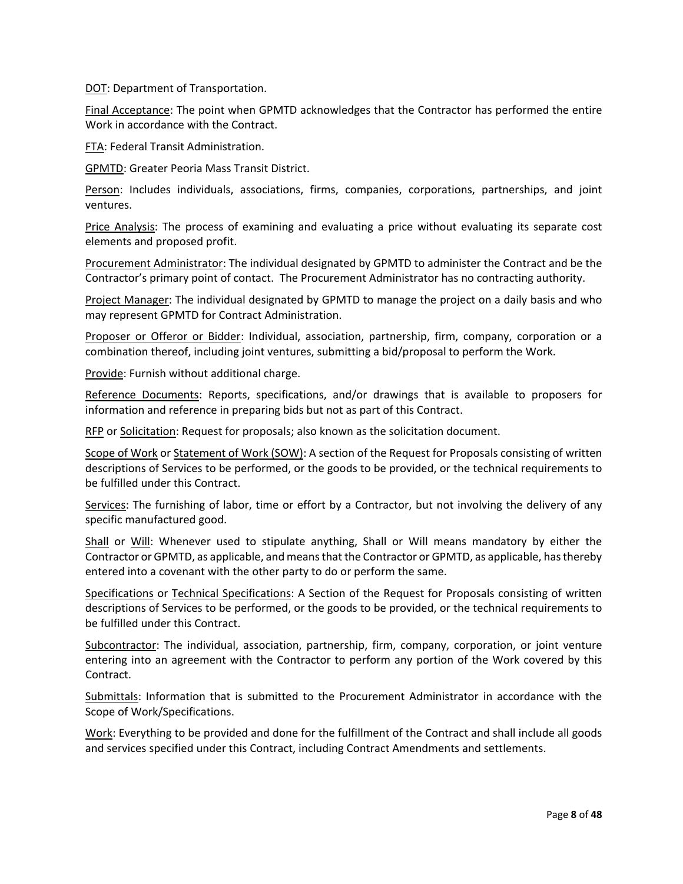DOT: Department of Transportation.

Final Acceptance: The point when GPMTD acknowledges that the Contractor has performed the entire Work in accordance with the Contract.

FTA: Federal Transit Administration.

GPMTD: Greater Peoria Mass Transit District.

Person: Includes individuals, associations, firms, companies, corporations, partnerships, and joint ventures.

Price Analysis: The process of examining and evaluating a price without evaluating its separate cost elements and proposed profit.

Procurement Administrator: The individual designated by GPMTD to administer the Contract and be the Contractor's primary point of contact. The Procurement Administrator has no contracting authority.

Project Manager: The individual designated by GPMTD to manage the project on a daily basis and who may represent GPMTD for Contract Administration.

Proposer or Offeror or Bidder: Individual, association, partnership, firm, company, corporation or a combination thereof, including joint ventures, submitting a bid/proposal to perform the Work.

Provide: Furnish without additional charge.

Reference Documents: Reports, specifications, and/or drawings that is available to proposers for information and reference in preparing bids but not as part of this Contract.

RFP or Solicitation: Request for proposals; also known as the solicitation document.

Scope of Work or Statement of Work (SOW): A section of the Request for Proposals consisting of written descriptions of Services to be performed, or the goods to be provided, or the technical requirements to be fulfilled under this Contract.

Services: The furnishing of labor, time or effort by a Contractor, but not involving the delivery of any specific manufactured good.

Shall or Will: Whenever used to stipulate anything, Shall or Will means mandatory by either the Contractor or GPMTD, as applicable, and means that the Contractor or GPMTD, as applicable, has thereby entered into a covenant with the other party to do or perform the same.

Specifications or Technical Specifications: A Section of the Request for Proposals consisting of written descriptions of Services to be performed, or the goods to be provided, or the technical requirements to be fulfilled under this Contract.

Subcontractor: The individual, association, partnership, firm, company, corporation, or joint venture entering into an agreement with the Contractor to perform any portion of the Work covered by this Contract.

Submittals: Information that is submitted to the Procurement Administrator in accordance with the Scope of Work/Specifications.

Work: Everything to be provided and done for the fulfillment of the Contract and shall include all goods and services specified under this Contract, including Contract Amendments and settlements.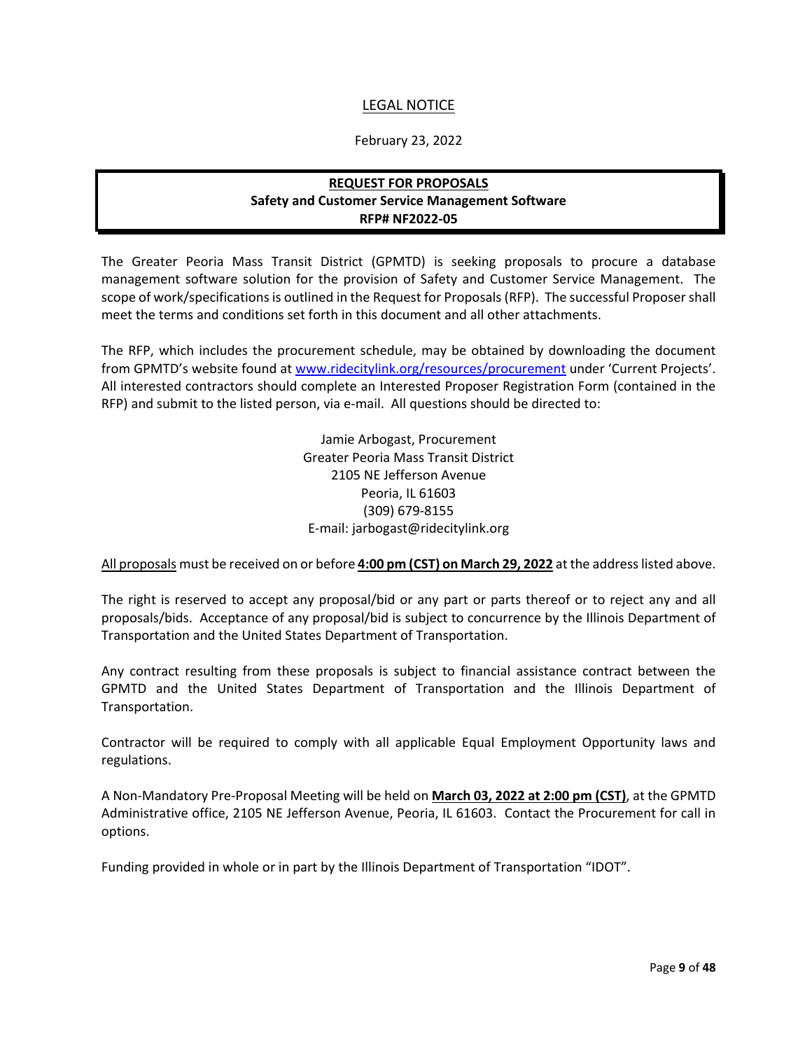# LEGAL NOTICE

February 23, 2022

**REQUEST FOR PROPOSALS**
**Safety and Customer Service Management Software**
**RFP# NF2022-05**

The Greater Peoria Mass Transit District (GPMTD) is seeking proposals to procure a database management software solution for the provision of Safety and Customer Service Management. The scope of work/specifications is outlined in the Request for Proposals (RFP). The successful Proposer shall meet the terms and conditions set forth in this document and all other attachments.

The RFP, which includes the procurement schedule, may be obtained by downloading the document from GPMTD's website found at www.ridecitylink.org/resources/procurement under 'Current Projects'. All interested contractors should complete an Interested Proposer Registration Form (contained in the RFP) and submit to the listed person, via e-mail. All questions should be directed to:

Jamie Arbogast, Procurement
Greater Peoria Mass Transit District
2105 NE Jefferson Avenue
Peoria, IL 61603
(309) 679-8155
E-mail: jarbogast@ridecitylink.org

All proposals must be received on or before **4:00 pm (CST) on March 29, 2022** at the address listed above.

The right is reserved to accept any proposal/bid or any part or parts thereof or to reject any and all proposals/bids. Acceptance of any proposal/bid is subject to concurrence by the Illinois Department of Transportation and the United States Department of Transportation.

Any contract resulting from these proposals is subject to financial assistance contract between the GPMTD and the United States Department of Transportation and the Illinois Department of Transportation.

Contractor will be required to comply with all applicable Equal Employment Opportunity laws and regulations.

A Non-Mandatory Pre-Proposal Meeting will be held on **March 03, 2022 at 2:00 pm (CST)**, at the GPMTD Administrative office, 2105 NE Jefferson Avenue, Peoria, IL 61603. Contact the Procurement for call in options.

Funding provided in whole or in part by the Illinois Department of Transportation "IDOT".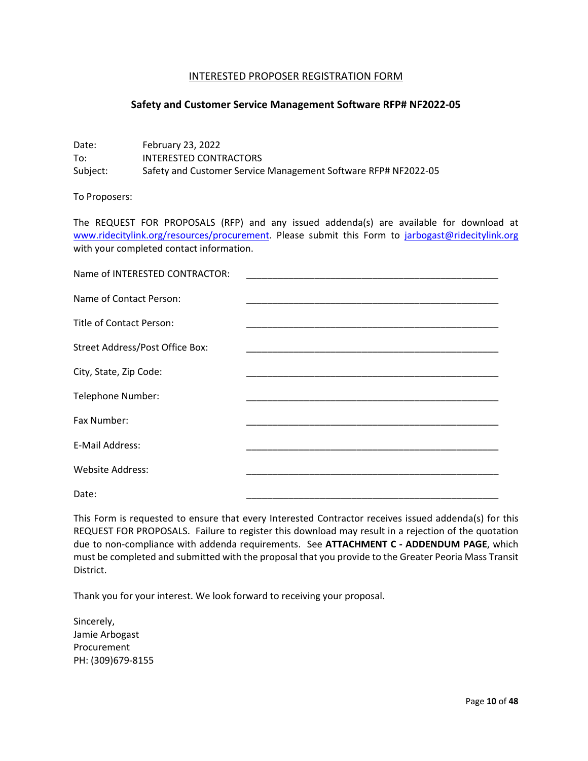## INTERESTED PROPOSER REGISTRATION FORM

### Safety and Customer Service Management Software RFP# NF2022-05

Date: February 23, 2022
To: INTERESTED CONTRACTORS
Subject: Safety and Customer Service Management Software RFP# NF2022-05

To Proposers:

The REQUEST FOR PROPOSALS (RFP) and any issued addenda(s) are available for download at www.ridecitylink.org/resources/procurement. Please submit this Form to jarbogast@ridecitylink.org with your completed contact information.

Name of INTERESTED CONTRACTOR: ______________________________________________

Name of Contact Person: ______________________________________________

Title of Contact Person: ______________________________________________

Street Address/Post Office Box: ______________________________________________

City, State, Zip Code: ______________________________________________

Telephone Number: ______________________________________________

Fax Number: ______________________________________________

E-Mail Address: ______________________________________________

Website Address: ______________________________________________

Date: ______________________________________________

This Form is requested to ensure that every Interested Contractor receives issued addenda(s) for this REQUEST FOR PROPOSALS. Failure to register this download may result in a rejection of the quotation due to non-compliance with addenda requirements. See **ATTACHMENT C - ADDENDUM PAGE**, which must be completed and submitted with the proposal that you provide to the Greater Peoria Mass Transit District.

Thank you for your interest. We look forward to receiving your proposal.

Sincerely,
Jamie Arbogast
Procurement
PH: (309)679-8155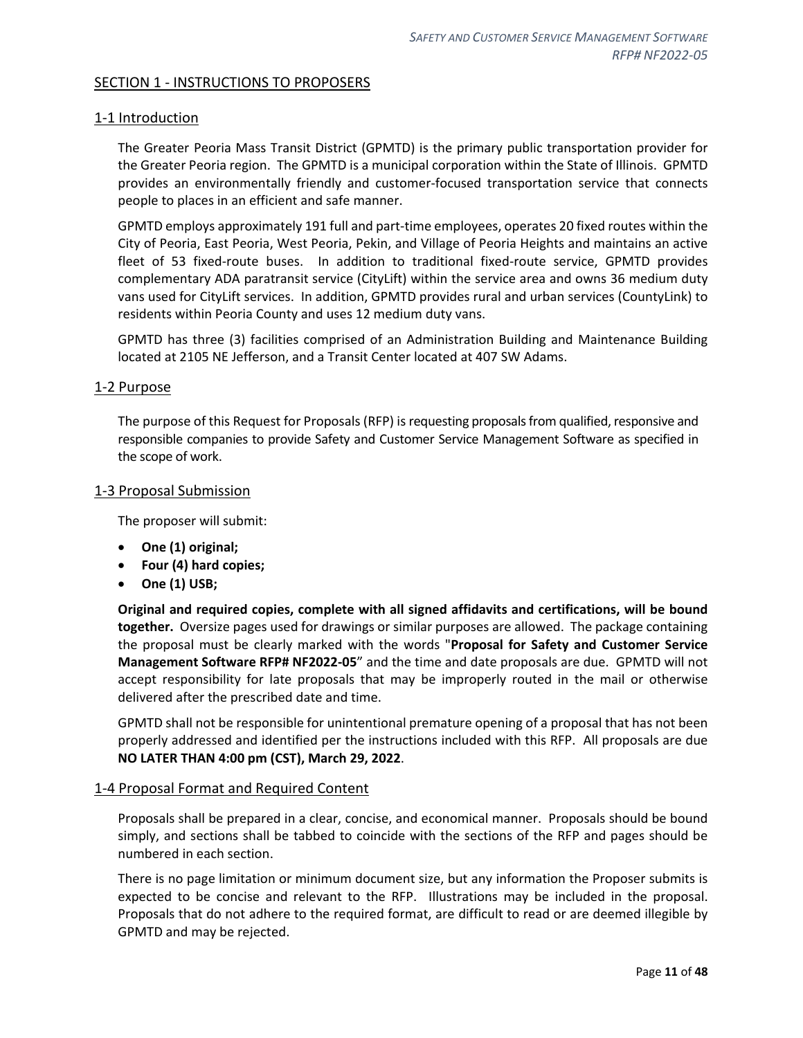## SECTION 1 - INSTRUCTIONS TO PROPOSERS

### 1-1 Introduction

The Greater Peoria Mass Transit District (GPMTD) is the primary public transportation provider for the Greater Peoria region. The GPMTD is a municipal corporation within the State of Illinois. GPMTD provides an environmentally friendly and customer-focused transportation service that connects people to places in an efficient and safe manner.

GPMTD employs approximately 191 full and part-time employees, operates 20 fixed routes within the City of Peoria, East Peoria, West Peoria, Pekin, and Village of Peoria Heights and maintains an active fleet of 53 fixed-route buses. In addition to traditional fixed-route service, GPMTD provides complementary ADA paratransit service (CityLift) within the service area and owns 36 medium duty vans used for CityLift services. In addition, GPMTD provides rural and urban services (CountyLink) to residents within Peoria County and uses 12 medium duty vans.

GPMTD has three (3) facilities comprised of an Administration Building and Maintenance Building located at 2105 NE Jefferson, and a Transit Center located at 407 SW Adams.

### 1-2 Purpose

The purpose of this Request for Proposals (RFP) is requesting proposals from qualified, responsive and responsible companies to provide Safety and Customer Service Management Software as specified in the scope of work.

### 1-3 Proposal Submission

The proposer will submit:

- **One (1) original;**
- **Four (4) hard copies;**
- **One (1) USB;**

**Original and required copies, complete with all signed affidavits and certifications, will be bound together.** Oversize pages used for drawings or similar purposes are allowed. The package containing the proposal must be clearly marked with the words "**Proposal for Safety and Customer Service Management Software RFP# NF2022-05**" and the time and date proposals are due. GPMTD will not accept responsibility for late proposals that may be improperly routed in the mail or otherwise delivered after the prescribed date and time.

GPMTD shall not be responsible for unintentional premature opening of a proposal that has not been properly addressed and identified per the instructions included with this RFP. All proposals are due **NO LATER THAN 4:00 pm (CST), March 29, 2022**.

### 1-4 Proposal Format and Required Content

Proposals shall be prepared in a clear, concise, and economical manner. Proposals should be bound simply, and sections shall be tabbed to coincide with the sections of the RFP and pages should be numbered in each section.

There is no page limitation or minimum document size, but any information the Proposer submits is expected to be concise and relevant to the RFP. Illustrations may be included in the proposal. Proposals that do not adhere to the required format, are difficult to read or are deemed illegible by GPMTD and may be rejected.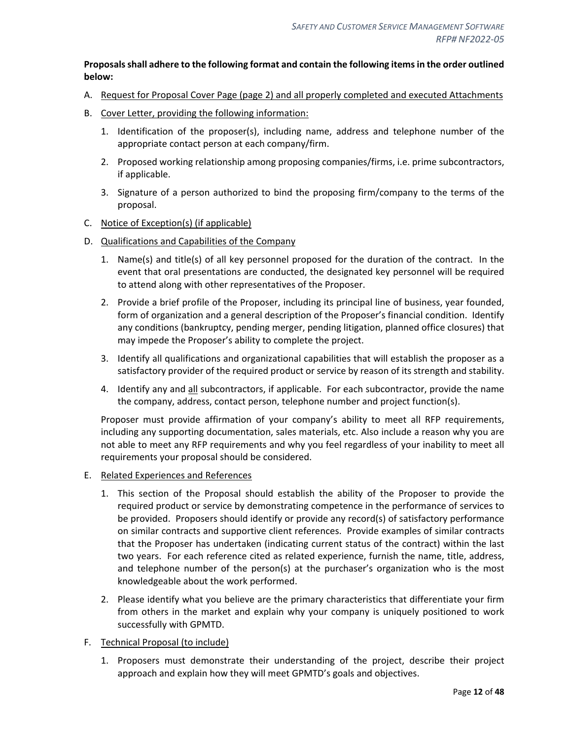**Proposals shall adhere to the following format and contain the following items in the order outlined below:**

A. <u>Request for Proposal Cover Page (page 2) and all properly completed and executed Attachments</u>

B. <u>Cover Letter, providing the following information:</u>

   1. Identification of the proposer(s), including name, address and telephone number of the appropriate contact person at each company/firm.

   2. Proposed working relationship among proposing companies/firms, i.e. prime subcontractors, if applicable.

   3. Signature of a person authorized to bind the proposing firm/company to the terms of the proposal.

C. <u>Notice of Exception(s) (if applicable)</u>

D. <u>Qualifications and Capabilities of the Company</u>

   1. Name(s) and title(s) of all key personnel proposed for the duration of the contract. In the event that oral presentations are conducted, the designated key personnel will be required to attend along with other representatives of the Proposer.

   2. Provide a brief profile of the Proposer, including its principal line of business, year founded, form of organization and a general description of the Proposer's financial condition. Identify any conditions (bankruptcy, pending merger, pending litigation, planned office closures) that may impede the Proposer's ability to complete the project.

   3. Identify all qualifications and organizational capabilities that will establish the proposer as a satisfactory provider of the required product or service by reason of its strength and stability.

   4. Identify any and <u>all</u> subcontractors, if applicable. For each subcontractor, provide the name the company, address, contact person, telephone number and project function(s).

   Proposer must provide affirmation of your company's ability to meet all RFP requirements, including any supporting documentation, sales materials, etc. Also include a reason why you are not able to meet any RFP requirements and why you feel regardless of your inability to meet all requirements your proposal should be considered.

E. <u>Related Experiences and References</u>

   1. This section of the Proposal should establish the ability of the Proposer to provide the required product or service by demonstrating competence in the performance of services to be provided. Proposers should identify or provide any record(s) of satisfactory performance on similar contracts and supportive client references. Provide examples of similar contracts that the Proposer has undertaken (indicating current status of the contract) within the last two years. For each reference cited as related experience, furnish the name, title, address, and telephone number of the person(s) at the purchaser's organization who is the most knowledgeable about the work performed.

   2. Please identify what you believe are the primary characteristics that differentiate your firm from others in the market and explain why your company is uniquely positioned to work successfully with GPMTD.

F. <u>Technical Proposal (to include)</u>

   1. Proposers must demonstrate their understanding of the project, describe their project approach and explain how they will meet GPMTD's goals and objectives.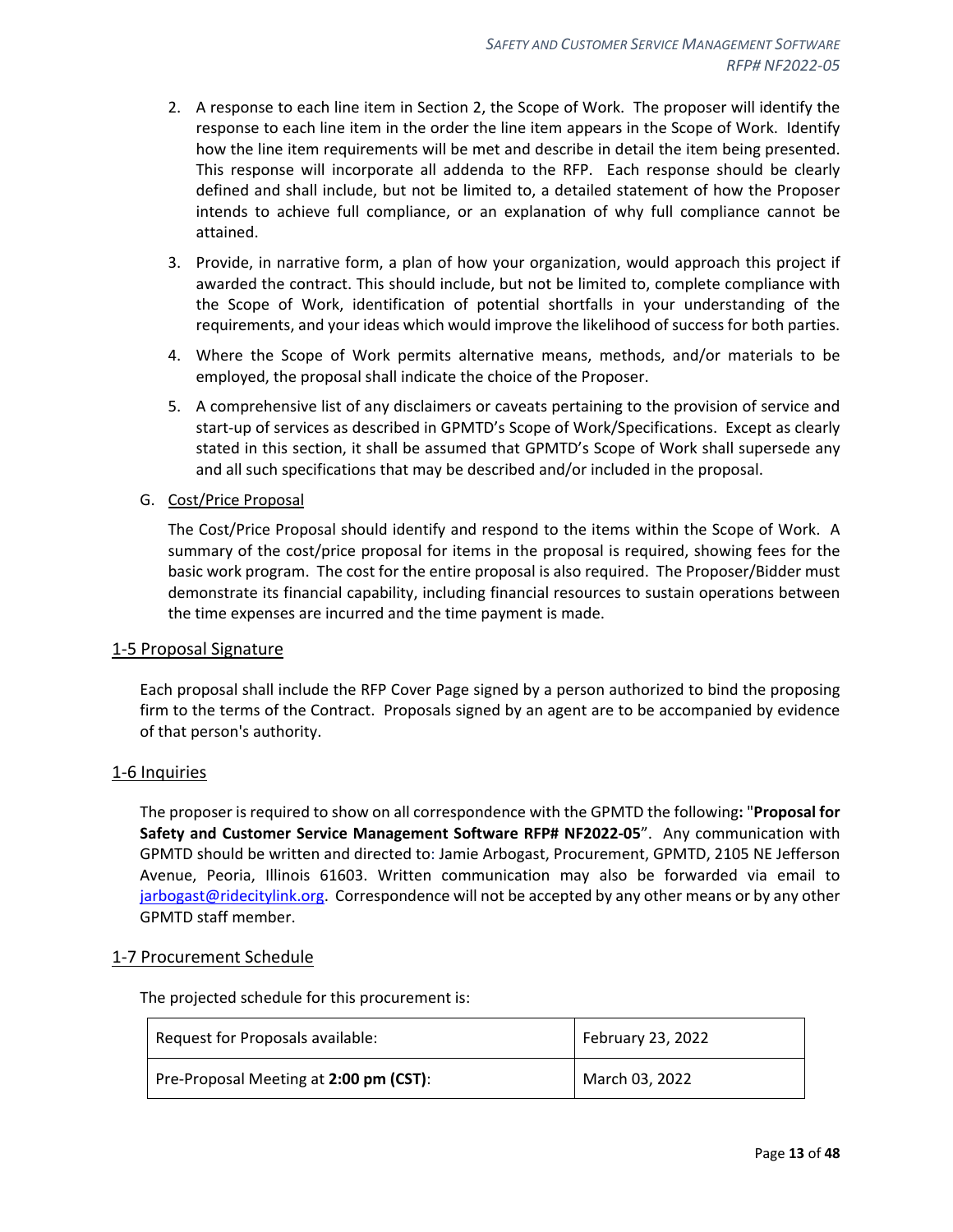2. A response to each line item in Section 2, the Scope of Work. The proposer will identify the response to each line item in the order the line item appears in the Scope of Work. Identify how the line item requirements will be met and describe in detail the item being presented. This response will incorporate all addenda to the RFP. Each response should be clearly defined and shall include, but not be limited to, a detailed statement of how the Proposer intends to achieve full compliance, or an explanation of why full compliance cannot be attained.
3. Provide, in narrative form, a plan of how your organization, would approach this project if awarded the contract. This should include, but not be limited to, complete compliance with the Scope of Work, identification of potential shortfalls in your understanding of the requirements, and your ideas which would improve the likelihood of success for both parties.
4. Where the Scope of Work permits alternative means, methods, and/or materials to be employed, the proposal shall indicate the choice of the Proposer.
5. A comprehensive list of any disclaimers or caveats pertaining to the provision of service and start-up of services as described in GPMTD's Scope of Work/Specifications. Except as clearly stated in this section, it shall be assumed that GPMTD's Scope of Work shall supersede any and all such specifications that may be described and/or included in the proposal.

G. Cost/Price Proposal

The Cost/Price Proposal should identify and respond to the items within the Scope of Work. A summary of the cost/price proposal for items in the proposal is required, showing fees for the basic work program. The cost for the entire proposal is also required. The Proposer/Bidder must demonstrate its financial capability, including financial resources to sustain operations between the time expenses are incurred and the time payment is made.

## 1-5 Proposal Signature

Each proposal shall include the RFP Cover Page signed by a person authorized to bind the proposing firm to the terms of the Contract. Proposals signed by an agent are to be accompanied by evidence of that person's authority.

## 1-6 Inquiries

The proposer is required to show on all correspondence with the GPMTD the following**:** "**Proposal for Safety and Customer Service Management Software RFP# NF2022-05**". Any communication with GPMTD should be written and directed to: Jamie Arbogast, Procurement, GPMTD, 2105 NE Jefferson Avenue, Peoria, Illinois 61603. Written communication may also be forwarded via email to jarbogast@ridecitylink.org. Correspondence will not be accepted by any other means or by any other GPMTD staff member.

## 1-7 Procurement Schedule

The projected schedule for this procurement is:

| | |
|---|---|
| Request for Proposals available: | February 23, 2022 |
| Pre-Proposal Meeting at **2:00 pm (CST)**: | March 03, 2022 |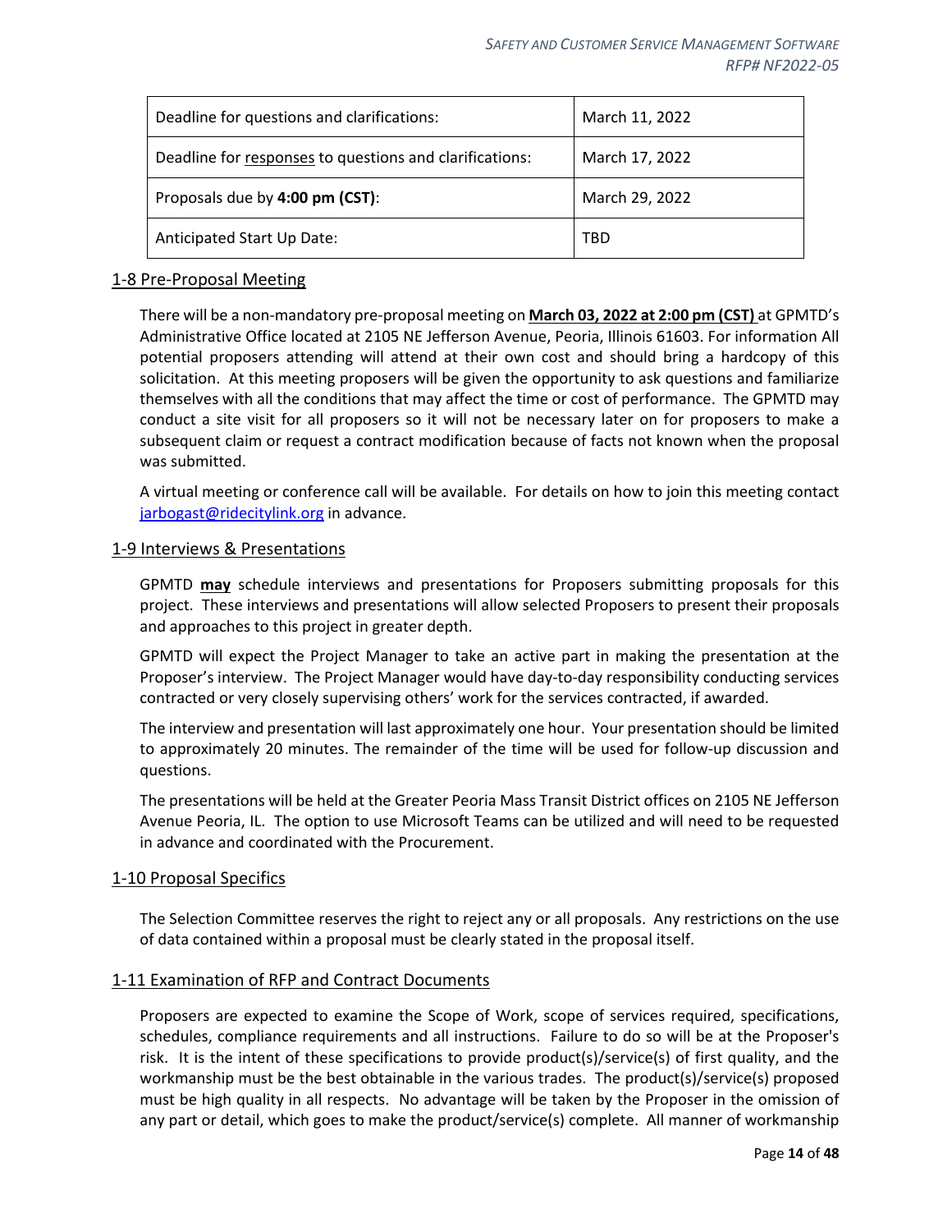| Deadline for questions and clarifications: | March 11, 2022 |
|---|---|
| Deadline for <u>responses</u> to questions and clarifications: | March 17, 2022 |
| Proposals due by **4:00 pm (CST)**: | March 29, 2022 |
| Anticipated Start Up Date: | TBD |

## 1-8 Pre-Proposal Meeting

There will be a non-mandatory pre-proposal meeting on **<u>March 03, 2022 at 2:00 pm (CST)</u>** at GPMTD's Administrative Office located at 2105 NE Jefferson Avenue, Peoria, Illinois 61603. For information All potential proposers attending will attend at their own cost and should bring a hardcopy of this solicitation. At this meeting proposers will be given the opportunity to ask questions and familiarize themselves with all the conditions that may affect the time or cost of performance. The GPMTD may conduct a site visit for all proposers so it will not be necessary later on for proposers to make a subsequent claim or request a contract modification because of facts not known when the proposal was submitted.

A virtual meeting or conference call will be available. For details on how to join this meeting contact jarbogast@ridecitylink.org in advance.

## 1-9 Interviews & Presentations

GPMTD **<u>may</u>** schedule interviews and presentations for Proposers submitting proposals for this project. These interviews and presentations will allow selected Proposers to present their proposals and approaches to this project in greater depth.

GPMTD will expect the Project Manager to take an active part in making the presentation at the Proposer's interview. The Project Manager would have day-to-day responsibility conducting services contracted or very closely supervising others' work for the services contracted, if awarded.

The interview and presentation will last approximately one hour. Your presentation should be limited to approximately 20 minutes. The remainder of the time will be used for follow-up discussion and questions.

The presentations will be held at the Greater Peoria Mass Transit District offices on 2105 NE Jefferson Avenue Peoria, IL. The option to use Microsoft Teams can be utilized and will need to be requested in advance and coordinated with the Procurement.

## 1-10 Proposal Specifics

The Selection Committee reserves the right to reject any or all proposals. Any restrictions on the use of data contained within a proposal must be clearly stated in the proposal itself.

## 1-11 Examination of RFP and Contract Documents

Proposers are expected to examine the Scope of Work, scope of services required, specifications, schedules, compliance requirements and all instructions. Failure to do so will be at the Proposer's risk. It is the intent of these specifications to provide product(s)/service(s) of first quality, and the workmanship must be the best obtainable in the various trades. The product(s)/service(s) proposed must be high quality in all respects. No advantage will be taken by the Proposer in the omission of any part or detail, which goes to make the product/service(s) complete. All manner of workmanship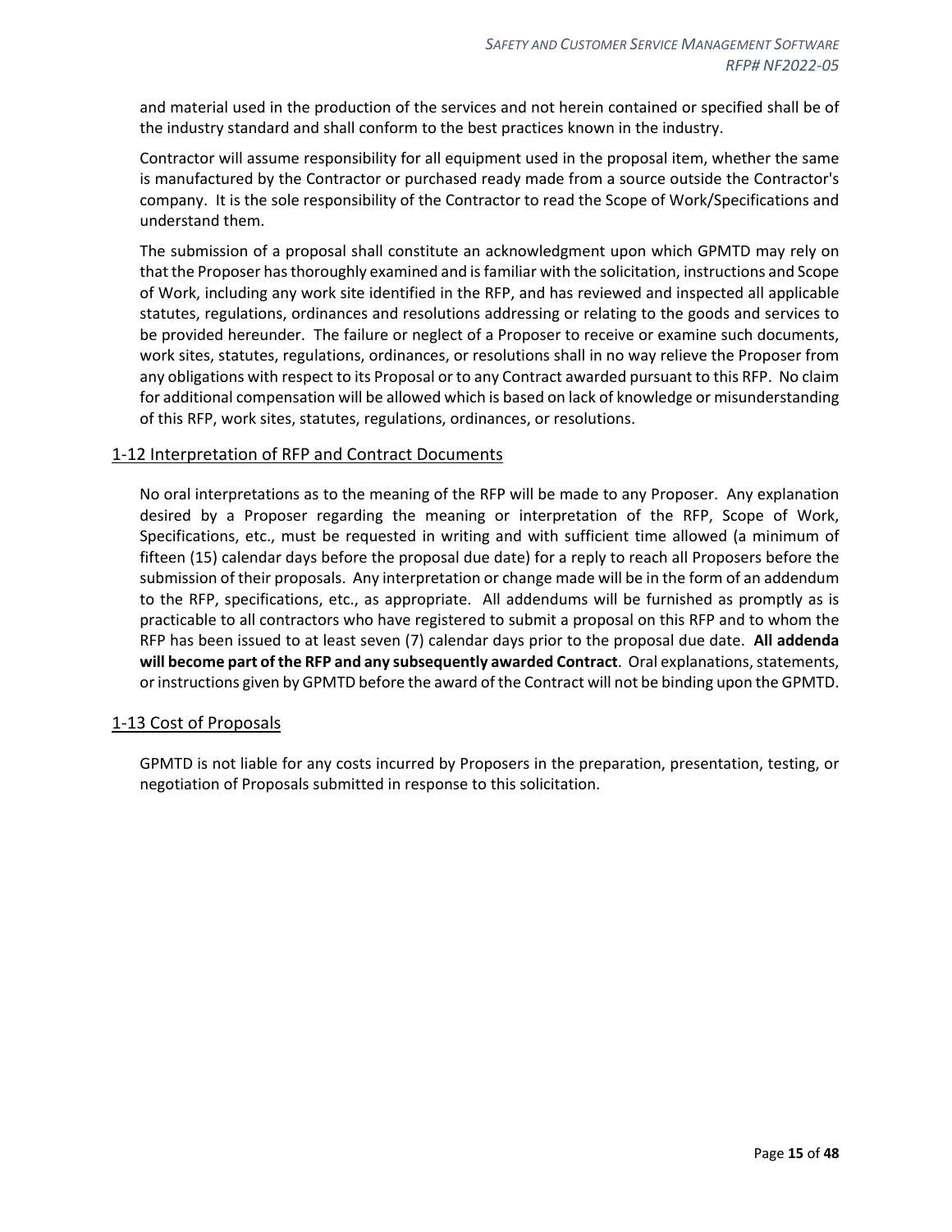and material used in the production of the services and not herein contained or specified shall be of the industry standard and shall conform to the best practices known in the industry.

Contractor will assume responsibility for all equipment used in the proposal item, whether the same is manufactured by the Contractor or purchased ready made from a source outside the Contractor's company. It is the sole responsibility of the Contractor to read the Scope of Work/Specifications and understand them.

The submission of a proposal shall constitute an acknowledgment upon which GPMTD may rely on that the Proposer has thoroughly examined and is familiar with the solicitation, instructions and Scope of Work, including any work site identified in the RFP, and has reviewed and inspected all applicable statutes, regulations, ordinances and resolutions addressing or relating to the goods and services to be provided hereunder. The failure or neglect of a Proposer to receive or examine such documents, work sites, statutes, regulations, ordinances, or resolutions shall in no way relieve the Proposer from any obligations with respect to its Proposal or to any Contract awarded pursuant to this RFP. No claim for additional compensation will be allowed which is based on lack of knowledge or misunderstanding of this RFP, work sites, statutes, regulations, ordinances, or resolutions.

## 1-12 Interpretation of RFP and Contract Documents

No oral interpretations as to the meaning of the RFP will be made to any Proposer. Any explanation desired by a Proposer regarding the meaning or interpretation of the RFP, Scope of Work, Specifications, etc., must be requested in writing and with sufficient time allowed (a minimum of fifteen (15) calendar days before the proposal due date) for a reply to reach all Proposers before the submission of their proposals. Any interpretation or change made will be in the form of an addendum to the RFP, specifications, etc., as appropriate. All addendums will be furnished as promptly as is practicable to all contractors who have registered to submit a proposal on this RFP and to whom the RFP has been issued to at least seven (7) calendar days prior to the proposal due date. **All addenda will become part of the RFP and any subsequently awarded Contract**. Oral explanations, statements, or instructions given by GPMTD before the award of the Contract will not be binding upon the GPMTD.

## 1-13 Cost of Proposals

GPMTD is not liable for any costs incurred by Proposers in the preparation, presentation, testing, or negotiation of Proposals submitted in response to this solicitation.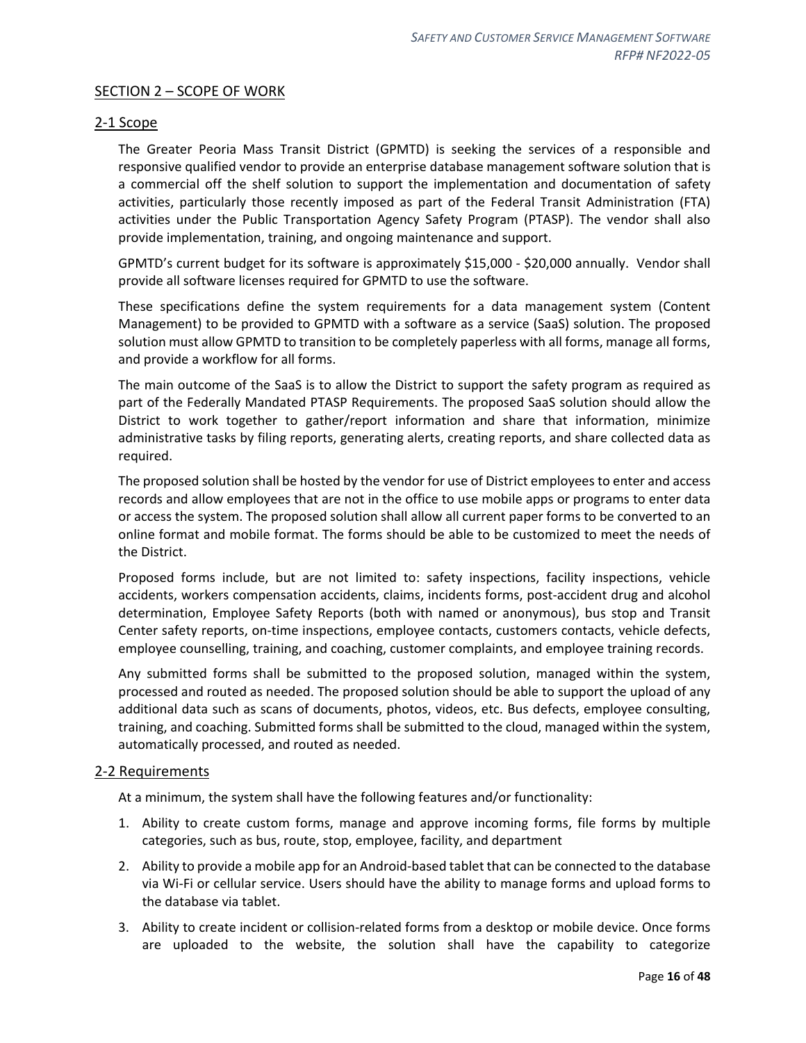## SECTION 2 – SCOPE OF WORK

### 2-1 Scope

The Greater Peoria Mass Transit District (GPMTD) is seeking the services of a responsible and responsive qualified vendor to provide an enterprise database management software solution that is a commercial off the shelf solution to support the implementation and documentation of safety activities, particularly those recently imposed as part of the Federal Transit Administration (FTA) activities under the Public Transportation Agency Safety Program (PTASP). The vendor shall also provide implementation, training, and ongoing maintenance and support.

GPMTD's current budget for its software is approximately $15,000 - $20,000 annually. Vendor shall provide all software licenses required for GPMTD to use the software.

These specifications define the system requirements for a data management system (Content Management) to be provided to GPMTD with a software as a service (SaaS) solution. The proposed solution must allow GPMTD to transition to be completely paperless with all forms, manage all forms, and provide a workflow for all forms.

The main outcome of the SaaS is to allow the District to support the safety program as required as part of the Federally Mandated PTASP Requirements. The proposed SaaS solution should allow the District to work together to gather/report information and share that information, minimize administrative tasks by filing reports, generating alerts, creating reports, and share collected data as required.

The proposed solution shall be hosted by the vendor for use of District employees to enter and access records and allow employees that are not in the office to use mobile apps or programs to enter data or access the system. The proposed solution shall allow all current paper forms to be converted to an online format and mobile format. The forms should be able to be customized to meet the needs of the District.

Proposed forms include, but are not limited to: safety inspections, facility inspections, vehicle accidents, workers compensation accidents, claims, incidents forms, post-accident drug and alcohol determination, Employee Safety Reports (both with named or anonymous), bus stop and Transit Center safety reports, on-time inspections, employee contacts, customers contacts, vehicle defects, employee counselling, training, and coaching, customer complaints, and employee training records.

Any submitted forms shall be submitted to the proposed solution, managed within the system, processed and routed as needed. The proposed solution should be able to support the upload of any additional data such as scans of documents, photos, videos, etc. Bus defects, employee consulting, training, and coaching. Submitted forms shall be submitted to the cloud, managed within the system, automatically processed, and routed as needed.

### 2-2 Requirements

At a minimum, the system shall have the following features and/or functionality:

1. Ability to create custom forms, manage and approve incoming forms, file forms by multiple categories, such as bus, route, stop, employee, facility, and department
2. Ability to provide a mobile app for an Android-based tablet that can be connected to the database via Wi-Fi or cellular service. Users should have the ability to manage forms and upload forms to the database via tablet.
3. Ability to create incident or collision-related forms from a desktop or mobile device. Once forms are uploaded to the website, the solution shall have the capability to categorize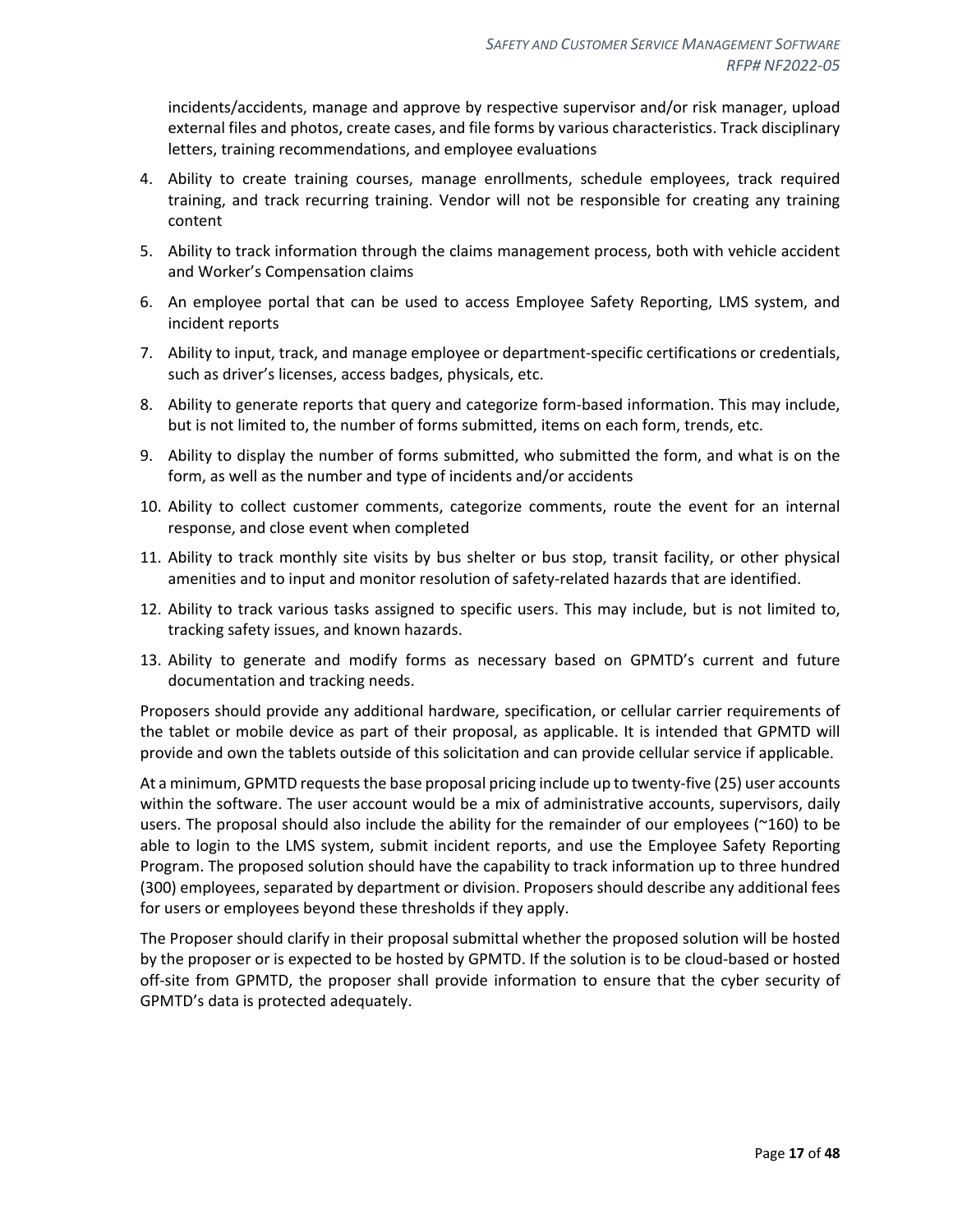incidents/accidents, manage and approve by respective supervisor and/or risk manager, upload external files and photos, create cases, and file forms by various characteristics. Track disciplinary letters, training recommendations, and employee evaluations

4. Ability to create training courses, manage enrollments, schedule employees, track required training, and track recurring training. Vendor will not be responsible for creating any training content
5. Ability to track information through the claims management process, both with vehicle accident and Worker's Compensation claims
6. An employee portal that can be used to access Employee Safety Reporting, LMS system, and incident reports
7. Ability to input, track, and manage employee or department-specific certifications or credentials, such as driver's licenses, access badges, physicals, etc.
8. Ability to generate reports that query and categorize form-based information. This may include, but is not limited to, the number of forms submitted, items on each form, trends, etc.
9. Ability to display the number of forms submitted, who submitted the form, and what is on the form, as well as the number and type of incidents and/or accidents
10. Ability to collect customer comments, categorize comments, route the event for an internal response, and close event when completed
11. Ability to track monthly site visits by bus shelter or bus stop, transit facility, or other physical amenities and to input and monitor resolution of safety-related hazards that are identified.
12. Ability to track various tasks assigned to specific users. This may include, but is not limited to, tracking safety issues, and known hazards.
13. Ability to generate and modify forms as necessary based on GPMTD's current and future documentation and tracking needs.

Proposers should provide any additional hardware, specification, or cellular carrier requirements of the tablet or mobile device as part of their proposal, as applicable. It is intended that GPMTD will provide and own the tablets outside of this solicitation and can provide cellular service if applicable.

At a minimum, GPMTD requests the base proposal pricing include up to twenty-five (25) user accounts within the software. The user account would be a mix of administrative accounts, supervisors, daily users. The proposal should also include the ability for the remainder of our employees (~160) to be able to login to the LMS system, submit incident reports, and use the Employee Safety Reporting Program. The proposed solution should have the capability to track information up to three hundred (300) employees, separated by department or division. Proposers should describe any additional fees for users or employees beyond these thresholds if they apply.

The Proposer should clarify in their proposal submittal whether the proposed solution will be hosted by the proposer or is expected to be hosted by GPMTD. If the solution is to be cloud-based or hosted off-site from GPMTD, the proposer shall provide information to ensure that the cyber security of GPMTD's data is protected adequately.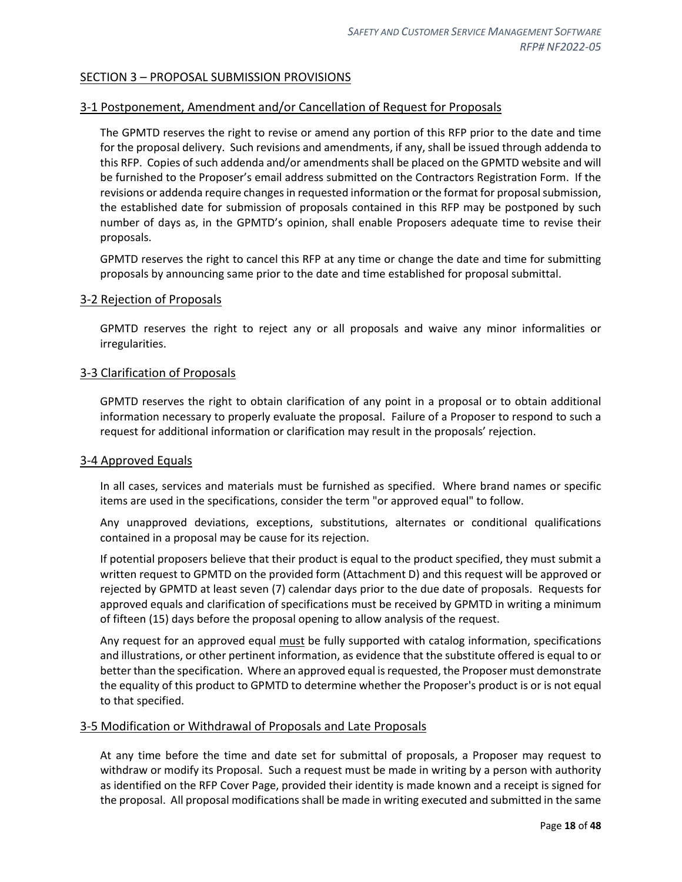## SECTION 3 – PROPOSAL SUBMISSION PROVISIONS

### 3-1 Postponement, Amendment and/or Cancellation of Request for Proposals

The GPMTD reserves the right to revise or amend any portion of this RFP prior to the date and time for the proposal delivery. Such revisions and amendments, if any, shall be issued through addenda to this RFP. Copies of such addenda and/or amendments shall be placed on the GPMTD website and will be furnished to the Proposer's email address submitted on the Contractors Registration Form. If the revisions or addenda require changes in requested information or the format for proposal submission, the established date for submission of proposals contained in this RFP may be postponed by such number of days as, in the GPMTD's opinion, shall enable Proposers adequate time to revise their proposals.

GPMTD reserves the right to cancel this RFP at any time or change the date and time for submitting proposals by announcing same prior to the date and time established for proposal submittal.

### 3-2 Rejection of Proposals

GPMTD reserves the right to reject any or all proposals and waive any minor informalities or irregularities.

### 3-3 Clarification of Proposals

GPMTD reserves the right to obtain clarification of any point in a proposal or to obtain additional information necessary to properly evaluate the proposal. Failure of a Proposer to respond to such a request for additional information or clarification may result in the proposals' rejection.

### 3-4 Approved Equals

In all cases, services and materials must be furnished as specified. Where brand names or specific items are used in the specifications, consider the term "or approved equal" to follow.

Any unapproved deviations, exceptions, substitutions, alternates or conditional qualifications contained in a proposal may be cause for its rejection.

If potential proposers believe that their product is equal to the product specified, they must submit a written request to GPMTD on the provided form (Attachment D) and this request will be approved or rejected by GPMTD at least seven (7) calendar days prior to the due date of proposals. Requests for approved equals and clarification of specifications must be received by GPMTD in writing a minimum of fifteen (15) days before the proposal opening to allow analysis of the request.

Any request for an approved equal <u>must</u> be fully supported with catalog information, specifications and illustrations, or other pertinent information, as evidence that the substitute offered is equal to or better than the specification. Where an approved equal is requested, the Proposer must demonstrate the equality of this product to GPMTD to determine whether the Proposer's product is or is not equal to that specified.

### 3-5 Modification or Withdrawal of Proposals and Late Proposals

At any time before the time and date set for submittal of proposals, a Proposer may request to withdraw or modify its Proposal. Such a request must be made in writing by a person with authority as identified on the RFP Cover Page, provided their identity is made known and a receipt is signed for the proposal. All proposal modifications shall be made in writing executed and submitted in the same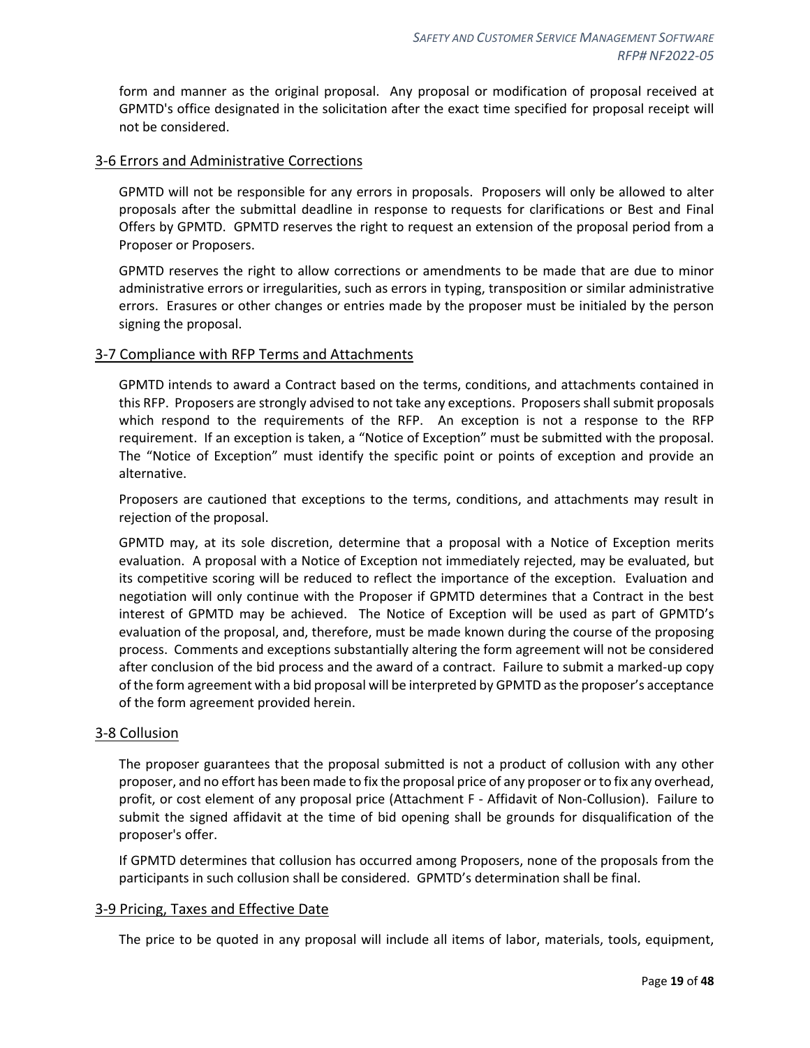form and manner as the original proposal. Any proposal or modification of proposal received at GPMTD's office designated in the solicitation after the exact time specified for proposal receipt will not be considered.

## 3-6 Errors and Administrative Corrections

GPMTD will not be responsible for any errors in proposals. Proposers will only be allowed to alter proposals after the submittal deadline in response to requests for clarifications or Best and Final Offers by GPMTD. GPMTD reserves the right to request an extension of the proposal period from a Proposer or Proposers.

GPMTD reserves the right to allow corrections or amendments to be made that are due to minor administrative errors or irregularities, such as errors in typing, transposition or similar administrative errors. Erasures or other changes or entries made by the proposer must be initialed by the person signing the proposal.

## 3-7 Compliance with RFP Terms and Attachments

GPMTD intends to award a Contract based on the terms, conditions, and attachments contained in this RFP. Proposers are strongly advised to not take any exceptions. Proposers shall submit proposals which respond to the requirements of the RFP. An exception is not a response to the RFP requirement. If an exception is taken, a "Notice of Exception" must be submitted with the proposal. The "Notice of Exception" must identify the specific point or points of exception and provide an alternative.

Proposers are cautioned that exceptions to the terms, conditions, and attachments may result in rejection of the proposal.

GPMTD may, at its sole discretion, determine that a proposal with a Notice of Exception merits evaluation. A proposal with a Notice of Exception not immediately rejected, may be evaluated, but its competitive scoring will be reduced to reflect the importance of the exception. Evaluation and negotiation will only continue with the Proposer if GPMTD determines that a Contract in the best interest of GPMTD may be achieved. The Notice of Exception will be used as part of GPMTD's evaluation of the proposal, and, therefore, must be made known during the course of the proposing process. Comments and exceptions substantially altering the form agreement will not be considered after conclusion of the bid process and the award of a contract. Failure to submit a marked-up copy of the form agreement with a bid proposal will be interpreted by GPMTD as the proposer's acceptance of the form agreement provided herein.

## 3-8 Collusion

The proposer guarantees that the proposal submitted is not a product of collusion with any other proposer, and no effort has been made to fix the proposal price of any proposer or to fix any overhead, profit, or cost element of any proposal price (Attachment F - Affidavit of Non-Collusion). Failure to submit the signed affidavit at the time of bid opening shall be grounds for disqualification of the proposer's offer.

If GPMTD determines that collusion has occurred among Proposers, none of the proposals from the participants in such collusion shall be considered. GPMTD's determination shall be final.

## 3-9 Pricing, Taxes and Effective Date

The price to be quoted in any proposal will include all items of labor, materials, tools, equipment,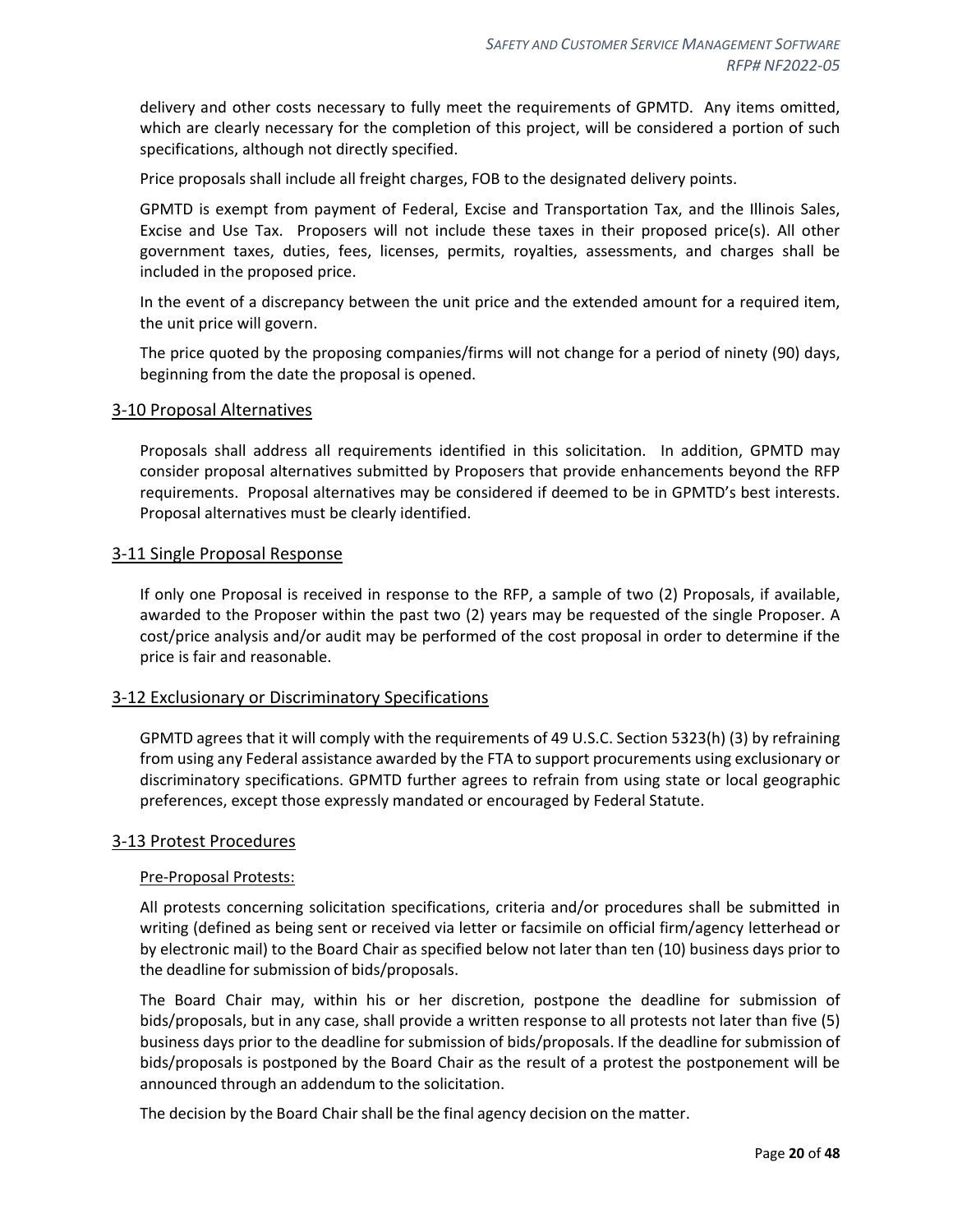delivery and other costs necessary to fully meet the requirements of GPMTD. Any items omitted, which are clearly necessary for the completion of this project, will be considered a portion of such specifications, although not directly specified.

Price proposals shall include all freight charges, FOB to the designated delivery points.

GPMTD is exempt from payment of Federal, Excise and Transportation Tax, and the Illinois Sales, Excise and Use Tax. Proposers will not include these taxes in their proposed price(s). All other government taxes, duties, fees, licenses, permits, royalties, assessments, and charges shall be included in the proposed price.

In the event of a discrepancy between the unit price and the extended amount for a required item, the unit price will govern.

The price quoted by the proposing companies/firms will not change for a period of ninety (90) days, beginning from the date the proposal is opened.

## 3-10 Proposal Alternatives

Proposals shall address all requirements identified in this solicitation. In addition, GPMTD may consider proposal alternatives submitted by Proposers that provide enhancements beyond the RFP requirements. Proposal alternatives may be considered if deemed to be in GPMTD's best interests. Proposal alternatives must be clearly identified.

## 3-11 Single Proposal Response

If only one Proposal is received in response to the RFP, a sample of two (2) Proposals, if available, awarded to the Proposer within the past two (2) years may be requested of the single Proposer. A cost/price analysis and/or audit may be performed of the cost proposal in order to determine if the price is fair and reasonable.

## 3-12 Exclusionary or Discriminatory Specifications

GPMTD agrees that it will comply with the requirements of 49 U.S.C. Section 5323(h) (3) by refraining from using any Federal assistance awarded by the FTA to support procurements using exclusionary or discriminatory specifications. GPMTD further agrees to refrain from using state or local geographic preferences, except those expressly mandated or encouraged by Federal Statute.

## 3-13 Protest Procedures

### Pre-Proposal Protests:

All protests concerning solicitation specifications, criteria and/or procedures shall be submitted in writing (defined as being sent or received via letter or facsimile on official firm/agency letterhead or by electronic mail) to the Board Chair as specified below not later than ten (10) business days prior to the deadline for submission of bids/proposals.

The Board Chair may, within his or her discretion, postpone the deadline for submission of bids/proposals, but in any case, shall provide a written response to all protests not later than five (5) business days prior to the deadline for submission of bids/proposals. If the deadline for submission of bids/proposals is postponed by the Board Chair as the result of a protest the postponement will be announced through an addendum to the solicitation.

The decision by the Board Chair shall be the final agency decision on the matter.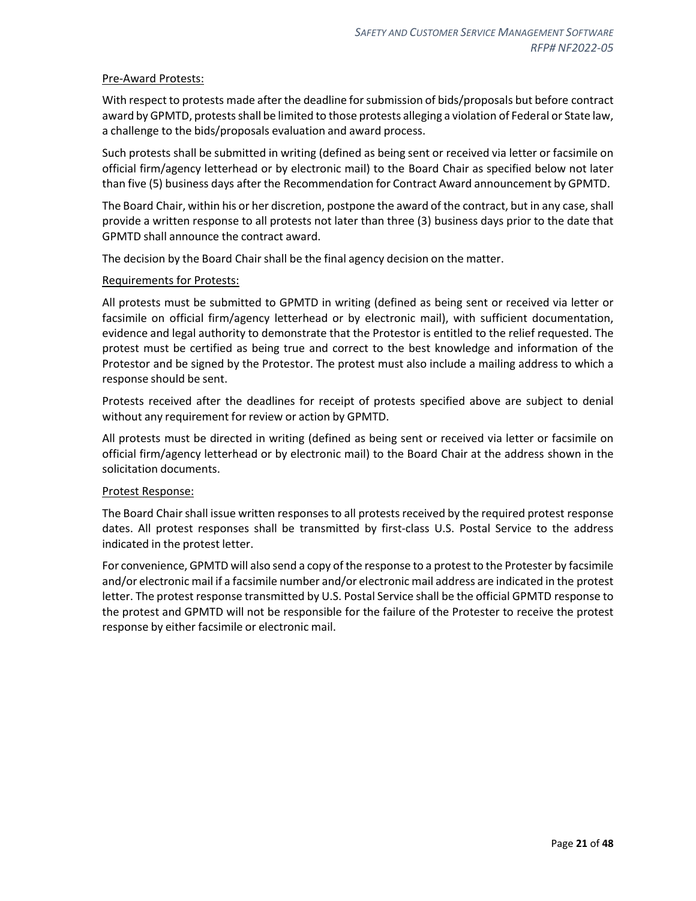<u>Pre-Award Protests:</u>

With respect to protests made after the deadline for submission of bids/proposals but before contract award by GPMTD, protests shall be limited to those protests alleging a violation of Federal or State law, a challenge to the bids/proposals evaluation and award process.

Such protests shall be submitted in writing (defined as being sent or received via letter or facsimile on official firm/agency letterhead or by electronic mail) to the Board Chair as specified below not later than five (5) business days after the Recommendation for Contract Award announcement by GPMTD.

The Board Chair, within his or her discretion, postpone the award of the contract, but in any case, shall provide a written response to all protests not later than three (3) business days prior to the date that GPMTD shall announce the contract award.

The decision by the Board Chair shall be the final agency decision on the matter.

<u>Requirements for Protests:</u>

All protests must be submitted to GPMTD in writing (defined as being sent or received via letter or facsimile on official firm/agency letterhead or by electronic mail), with sufficient documentation, evidence and legal authority to demonstrate that the Protestor is entitled to the relief requested. The protest must be certified as being true and correct to the best knowledge and information of the Protestor and be signed by the Protestor. The protest must also include a mailing address to which a response should be sent.

Protests received after the deadlines for receipt of protests specified above are subject to denial without any requirement for review or action by GPMTD.

All protests must be directed in writing (defined as being sent or received via letter or facsimile on official firm/agency letterhead or by electronic mail) to the Board Chair at the address shown in the solicitation documents.

<u>Protest Response:</u>

The Board Chair shall issue written responses to all protests received by the required protest response dates. All protest responses shall be transmitted by first-class U.S. Postal Service to the address indicated in the protest letter.

For convenience, GPMTD will also send a copy of the response to a protest to the Protester by facsimile and/or electronic mail if a facsimile number and/or electronic mail address are indicated in the protest letter. The protest response transmitted by U.S. Postal Service shall be the official GPMTD response to the protest and GPMTD will not be responsible for the failure of the Protester to receive the protest response by either facsimile or electronic mail.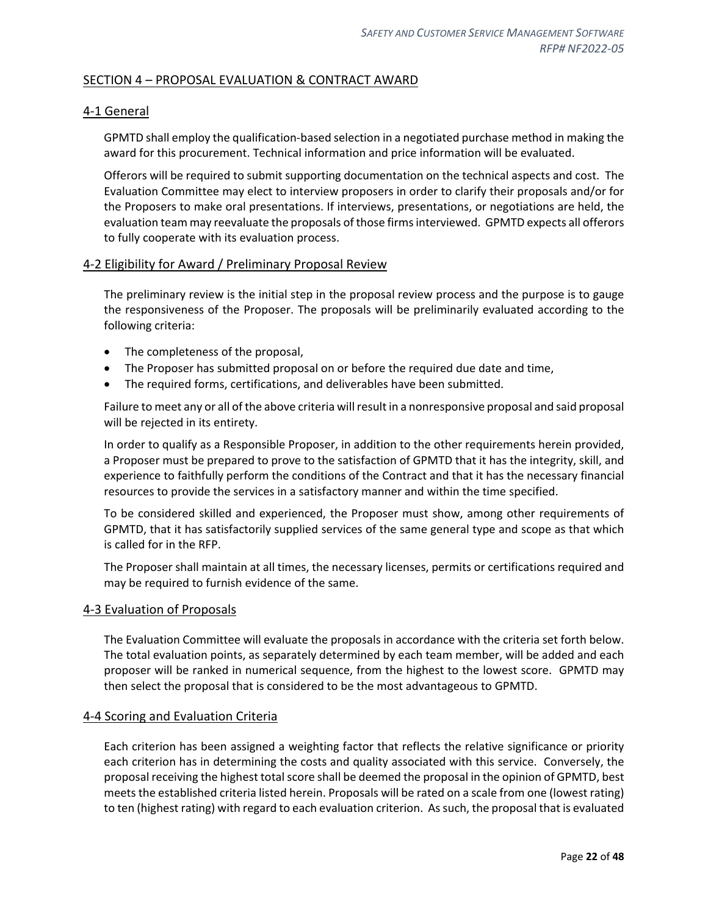## SECTION 4 – PROPOSAL EVALUATION & CONTRACT AWARD

### 4-1 General

GPMTD shall employ the qualification-based selection in a negotiated purchase method in making the award for this procurement. Technical information and price information will be evaluated.

Offerors will be required to submit supporting documentation on the technical aspects and cost. The Evaluation Committee may elect to interview proposers in order to clarify their proposals and/or for the Proposers to make oral presentations. If interviews, presentations, or negotiations are held, the evaluation team may reevaluate the proposals of those firms interviewed. GPMTD expects all offerors to fully cooperate with its evaluation process.

### 4-2 Eligibility for Award / Preliminary Proposal Review

The preliminary review is the initial step in the proposal review process and the purpose is to gauge the responsiveness of the Proposer. The proposals will be preliminarily evaluated according to the following criteria:

- The completeness of the proposal,
- The Proposer has submitted proposal on or before the required due date and time,
- The required forms, certifications, and deliverables have been submitted.

Failure to meet any or all of the above criteria will result in a nonresponsive proposal and said proposal will be rejected in its entirety.

In order to qualify as a Responsible Proposer, in addition to the other requirements herein provided, a Proposer must be prepared to prove to the satisfaction of GPMTD that it has the integrity, skill, and experience to faithfully perform the conditions of the Contract and that it has the necessary financial resources to provide the services in a satisfactory manner and within the time specified.

To be considered skilled and experienced, the Proposer must show, among other requirements of GPMTD, that it has satisfactorily supplied services of the same general type and scope as that which is called for in the RFP.

The Proposer shall maintain at all times, the necessary licenses, permits or certifications required and may be required to furnish evidence of the same.

### 4-3 Evaluation of Proposals

The Evaluation Committee will evaluate the proposals in accordance with the criteria set forth below. The total evaluation points, as separately determined by each team member, will be added and each proposer will be ranked in numerical sequence, from the highest to the lowest score. GPMTD may then select the proposal that is considered to be the most advantageous to GPMTD.

### 4-4 Scoring and Evaluation Criteria

Each criterion has been assigned a weighting factor that reflects the relative significance or priority each criterion has in determining the costs and quality associated with this service. Conversely, the proposal receiving the highest total score shall be deemed the proposal in the opinion of GPMTD, best meets the established criteria listed herein. Proposals will be rated on a scale from one (lowest rating) to ten (highest rating) with regard to each evaluation criterion. As such, the proposal that is evaluated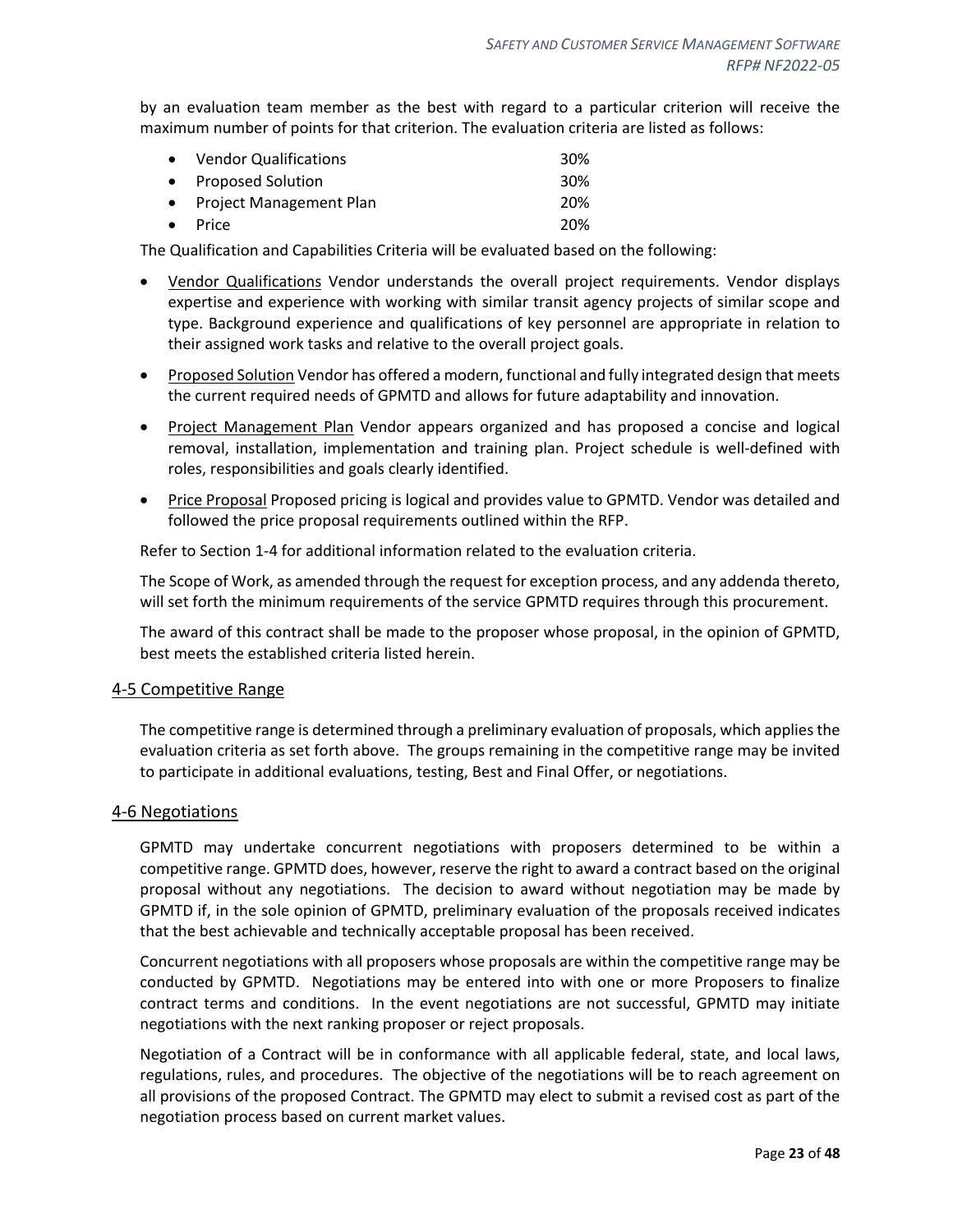by an evaluation team member as the best with regard to a particular criterion will receive the maximum number of points for that criterion. The evaluation criteria are listed as follows:

| Criterion | Weight |
| --- | --- |
| Vendor Qualifications | 30% |
| Proposed Solution | 30% |
| Project Management Plan | 20% |
| Price | 20% |

The Qualification and Capabilities Criteria will be evaluated based on the following:

- Vendor Qualifications Vendor understands the overall project requirements. Vendor displays expertise and experience with working with similar transit agency projects of similar scope and type. Background experience and qualifications of key personnel are appropriate in relation to their assigned work tasks and relative to the overall project goals.
- Proposed Solution Vendor has offered a modern, functional and fully integrated design that meets the current required needs of GPMTD and allows for future adaptability and innovation.
- Project Management Plan Vendor appears organized and has proposed a concise and logical removal, installation, implementation and training plan. Project schedule is well-defined with roles, responsibilities and goals clearly identified.
- Price Proposal Proposed pricing is logical and provides value to GPMTD. Vendor was detailed and followed the price proposal requirements outlined within the RFP.

Refer to Section 1-4 for additional information related to the evaluation criteria.

The Scope of Work, as amended through the request for exception process, and any addenda thereto, will set forth the minimum requirements of the service GPMTD requires through this procurement.

The award of this contract shall be made to the proposer whose proposal, in the opinion of GPMTD, best meets the established criteria listed herein.

## 4-5 Competitive Range

The competitive range is determined through a preliminary evaluation of proposals, which applies the evaluation criteria as set forth above. The groups remaining in the competitive range may be invited to participate in additional evaluations, testing, Best and Final Offer, or negotiations.

## 4-6 Negotiations

GPMTD may undertake concurrent negotiations with proposers determined to be within a competitive range. GPMTD does, however, reserve the right to award a contract based on the original proposal without any negotiations. The decision to award without negotiation may be made by GPMTD if, in the sole opinion of GPMTD, preliminary evaluation of the proposals received indicates that the best achievable and technically acceptable proposal has been received.

Concurrent negotiations with all proposers whose proposals are within the competitive range may be conducted by GPMTD. Negotiations may be entered into with one or more Proposers to finalize contract terms and conditions. In the event negotiations are not successful, GPMTD may initiate negotiations with the next ranking proposer or reject proposals.

Negotiation of a Contract will be in conformance with all applicable federal, state, and local laws, regulations, rules, and procedures. The objective of the negotiations will be to reach agreement on all provisions of the proposed Contract. The GPMTD may elect to submit a revised cost as part of the negotiation process based on current market values.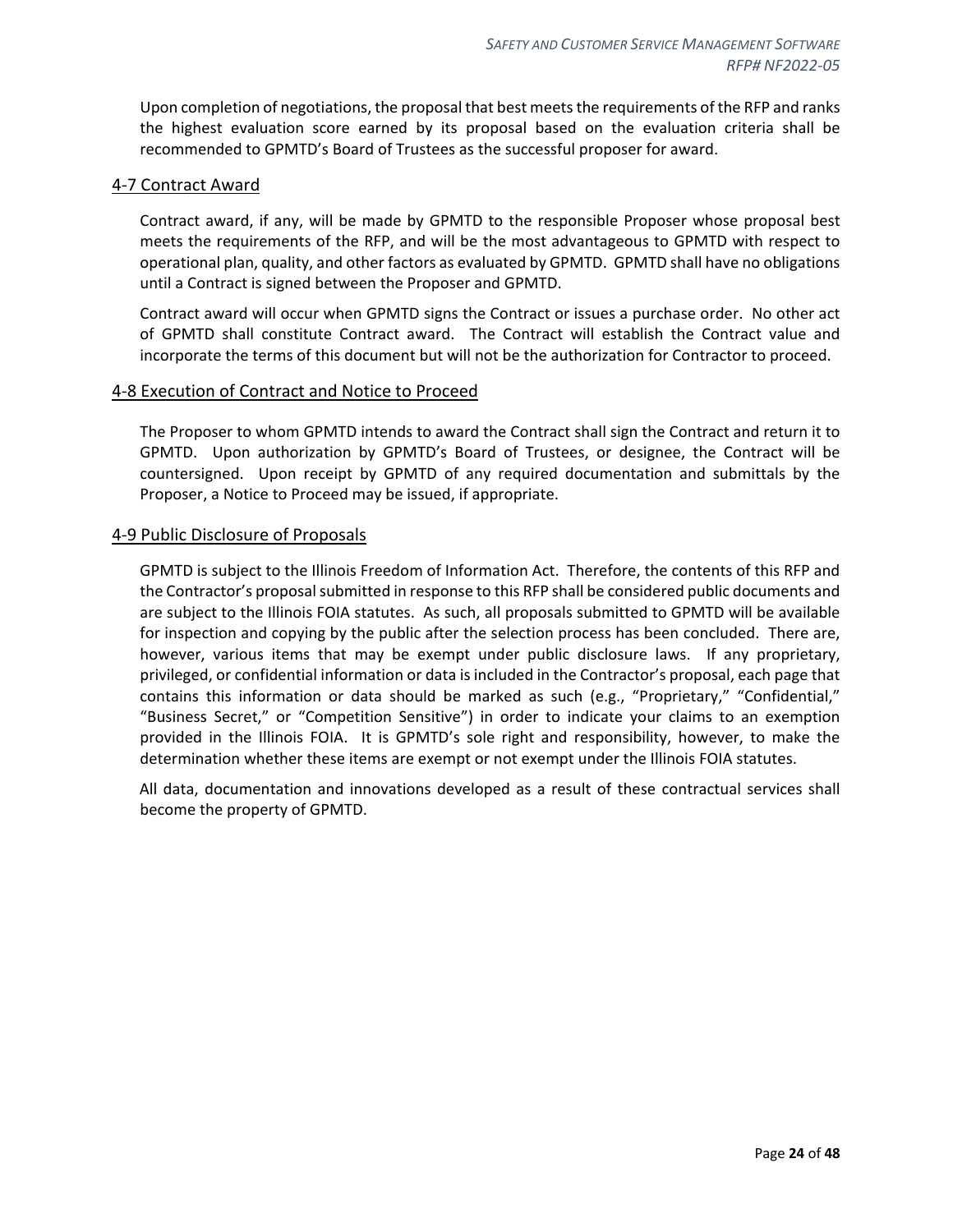Upon completion of negotiations, the proposal that best meets the requirements of the RFP and ranks the highest evaluation score earned by its proposal based on the evaluation criteria shall be recommended to GPMTD's Board of Trustees as the successful proposer for award.

## 4-7 Contract Award

Contract award, if any, will be made by GPMTD to the responsible Proposer whose proposal best meets the requirements of the RFP, and will be the most advantageous to GPMTD with respect to operational plan, quality, and other factors as evaluated by GPMTD. GPMTD shall have no obligations until a Contract is signed between the Proposer and GPMTD.

Contract award will occur when GPMTD signs the Contract or issues a purchase order. No other act of GPMTD shall constitute Contract award. The Contract will establish the Contract value and incorporate the terms of this document but will not be the authorization for Contractor to proceed.

## 4-8 Execution of Contract and Notice to Proceed

The Proposer to whom GPMTD intends to award the Contract shall sign the Contract and return it to GPMTD. Upon authorization by GPMTD's Board of Trustees, or designee, the Contract will be countersigned. Upon receipt by GPMTD of any required documentation and submittals by the Proposer, a Notice to Proceed may be issued, if appropriate.

## 4-9 Public Disclosure of Proposals

GPMTD is subject to the Illinois Freedom of Information Act. Therefore, the contents of this RFP and the Contractor's proposal submitted in response to this RFP shall be considered public documents and are subject to the Illinois FOIA statutes. As such, all proposals submitted to GPMTD will be available for inspection and copying by the public after the selection process has been concluded. There are, however, various items that may be exempt under public disclosure laws. If any proprietary, privileged, or confidential information or data is included in the Contractor's proposal, each page that contains this information or data should be marked as such (e.g., "Proprietary," "Confidential," "Business Secret," or "Competition Sensitive") in order to indicate your claims to an exemption provided in the Illinois FOIA. It is GPMTD's sole right and responsibility, however, to make the determination whether these items are exempt or not exempt under the Illinois FOIA statutes.

All data, documentation and innovations developed as a result of these contractual services shall become the property of GPMTD.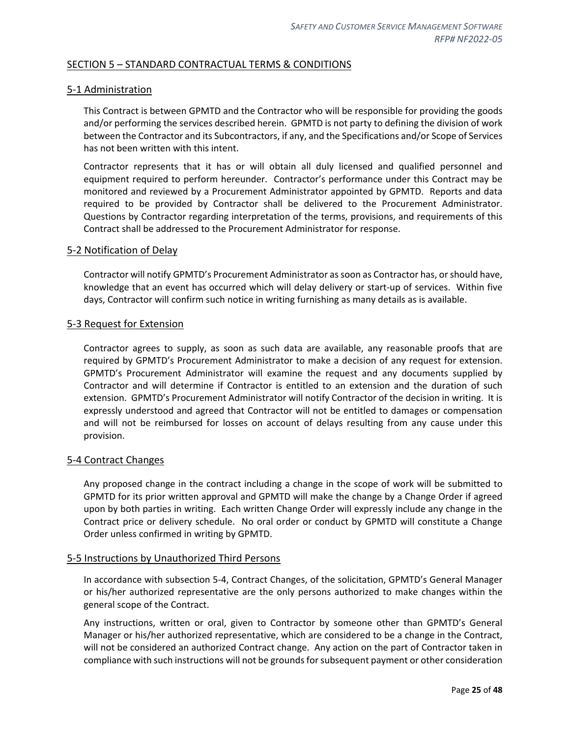## SECTION 5 – STANDARD CONTRACTUAL TERMS & CONDITIONS

### 5-1 Administration

This Contract is between GPMTD and the Contractor who will be responsible for providing the goods and/or performing the services described herein. GPMTD is not party to defining the division of work between the Contractor and its Subcontractors, if any, and the Specifications and/or Scope of Services has not been written with this intent.

Contractor represents that it has or will obtain all duly licensed and qualified personnel and equipment required to perform hereunder. Contractor's performance under this Contract may be monitored and reviewed by a Procurement Administrator appointed by GPMTD. Reports and data required to be provided by Contractor shall be delivered to the Procurement Administrator. Questions by Contractor regarding interpretation of the terms, provisions, and requirements of this Contract shall be addressed to the Procurement Administrator for response.

### 5-2 Notification of Delay

Contractor will notify GPMTD's Procurement Administrator as soon as Contractor has, or should have, knowledge that an event has occurred which will delay delivery or start-up of services. Within five days, Contractor will confirm such notice in writing furnishing as many details as is available.

### 5-3 Request for Extension

Contractor agrees to supply, as soon as such data are available, any reasonable proofs that are required by GPMTD's Procurement Administrator to make a decision of any request for extension. GPMTD's Procurement Administrator will examine the request and any documents supplied by Contractor and will determine if Contractor is entitled to an extension and the duration of such extension. GPMTD's Procurement Administrator will notify Contractor of the decision in writing. It is expressly understood and agreed that Contractor will not be entitled to damages or compensation and will not be reimbursed for losses on account of delays resulting from any cause under this provision.

### 5-4 Contract Changes

Any proposed change in the contract including a change in the scope of work will be submitted to GPMTD for its prior written approval and GPMTD will make the change by a Change Order if agreed upon by both parties in writing. Each written Change Order will expressly include any change in the Contract price or delivery schedule. No oral order or conduct by GPMTD will constitute a Change Order unless confirmed in writing by GPMTD.

### 5-5 Instructions by Unauthorized Third Persons

In accordance with subsection 5-4, Contract Changes, of the solicitation, GPMTD's General Manager or his/her authorized representative are the only persons authorized to make changes within the general scope of the Contract.

Any instructions, written or oral, given to Contractor by someone other than GPMTD's General Manager or his/her authorized representative, which are considered to be a change in the Contract, will not be considered an authorized Contract change. Any action on the part of Contractor taken in compliance with such instructions will not be grounds for subsequent payment or other consideration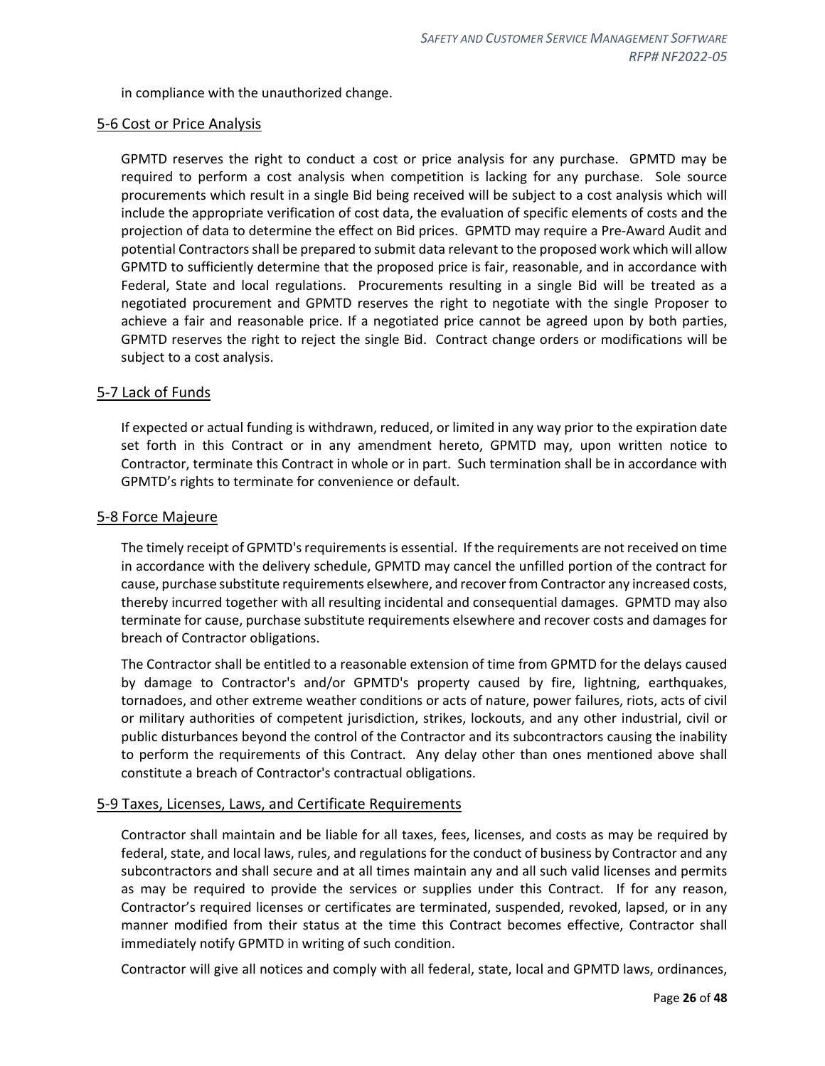in compliance with the unauthorized change.

## 5-6 Cost or Price Analysis

GPMTD reserves the right to conduct a cost or price analysis for any purchase. GPMTD may be required to perform a cost analysis when competition is lacking for any purchase. Sole source procurements which result in a single Bid being received will be subject to a cost analysis which will include the appropriate verification of cost data, the evaluation of specific elements of costs and the projection of data to determine the effect on Bid prices. GPMTD may require a Pre-Award Audit and potential Contractors shall be prepared to submit data relevant to the proposed work which will allow GPMTD to sufficiently determine that the proposed price is fair, reasonable, and in accordance with Federal, State and local regulations. Procurements resulting in a single Bid will be treated as a negotiated procurement and GPMTD reserves the right to negotiate with the single Proposer to achieve a fair and reasonable price. If a negotiated price cannot be agreed upon by both parties, GPMTD reserves the right to reject the single Bid. Contract change orders or modifications will be subject to a cost analysis.

## 5-7 Lack of Funds

If expected or actual funding is withdrawn, reduced, or limited in any way prior to the expiration date set forth in this Contract or in any amendment hereto, GPMTD may, upon written notice to Contractor, terminate this Contract in whole or in part. Such termination shall be in accordance with GPMTD's rights to terminate for convenience or default.

## 5-8 Force Majeure

The timely receipt of GPMTD's requirements is essential. If the requirements are not received on time in accordance with the delivery schedule, GPMTD may cancel the unfilled portion of the contract for cause, purchase substitute requirements elsewhere, and recover from Contractor any increased costs, thereby incurred together with all resulting incidental and consequential damages. GPMTD may also terminate for cause, purchase substitute requirements elsewhere and recover costs and damages for breach of Contractor obligations.

The Contractor shall be entitled to a reasonable extension of time from GPMTD for the delays caused by damage to Contractor's and/or GPMTD's property caused by fire, lightning, earthquakes, tornadoes, and other extreme weather conditions or acts of nature, power failures, riots, acts of civil or military authorities of competent jurisdiction, strikes, lockouts, and any other industrial, civil or public disturbances beyond the control of the Contractor and its subcontractors causing the inability to perform the requirements of this Contract. Any delay other than ones mentioned above shall constitute a breach of Contractor's contractual obligations.

## 5-9 Taxes, Licenses, Laws, and Certificate Requirements

Contractor shall maintain and be liable for all taxes, fees, licenses, and costs as may be required by federal, state, and local laws, rules, and regulations for the conduct of business by Contractor and any subcontractors and shall secure and at all times maintain any and all such valid licenses and permits as may be required to provide the services or supplies under this Contract. If for any reason, Contractor's required licenses or certificates are terminated, suspended, revoked, lapsed, or in any manner modified from their status at the time this Contract becomes effective, Contractor shall immediately notify GPMTD in writing of such condition.

Contractor will give all notices and comply with all federal, state, local and GPMTD laws, ordinances,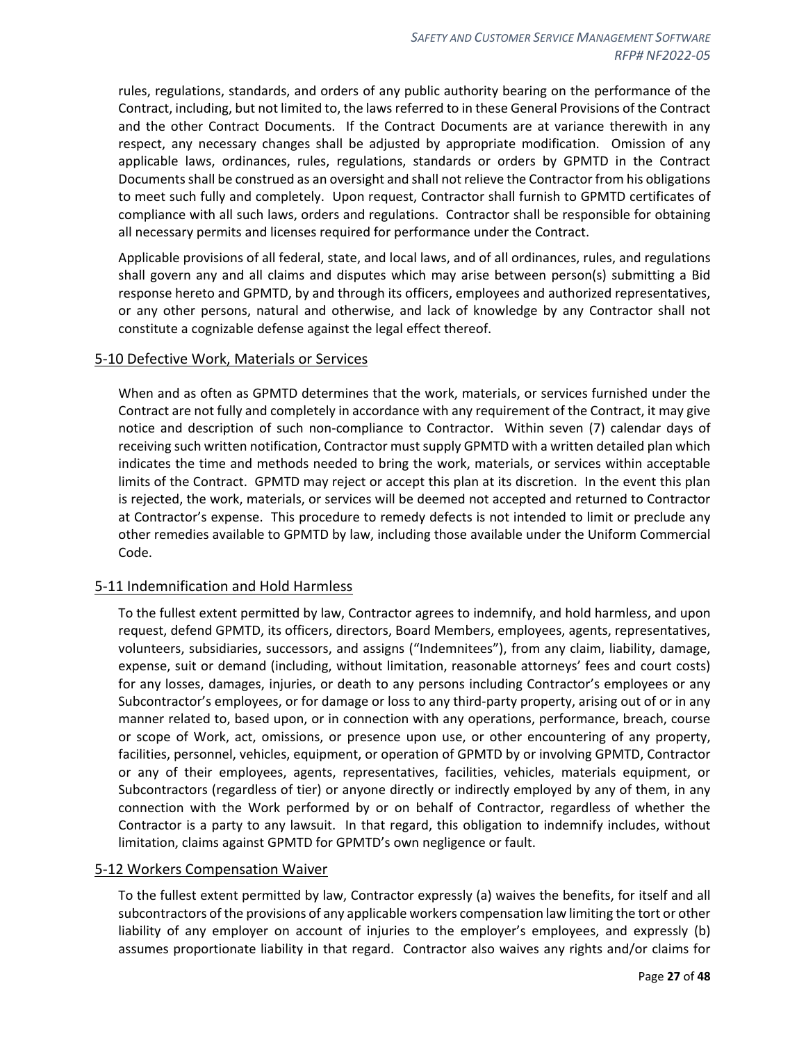rules, regulations, standards, and orders of any public authority bearing on the performance of the Contract, including, but not limited to, the laws referred to in these General Provisions of the Contract and the other Contract Documents. If the Contract Documents are at variance therewith in any respect, any necessary changes shall be adjusted by appropriate modification. Omission of any applicable laws, ordinances, rules, regulations, standards or orders by GPMTD in the Contract Documents shall be construed as an oversight and shall not relieve the Contractor from his obligations to meet such fully and completely. Upon request, Contractor shall furnish to GPMTD certificates of compliance with all such laws, orders and regulations. Contractor shall be responsible for obtaining all necessary permits and licenses required for performance under the Contract.

Applicable provisions of all federal, state, and local laws, and of all ordinances, rules, and regulations shall govern any and all claims and disputes which may arise between person(s) submitting a Bid response hereto and GPMTD, by and through its officers, employees and authorized representatives, or any other persons, natural and otherwise, and lack of knowledge by any Contractor shall not constitute a cognizable defense against the legal effect thereof.

## 5-10 Defective Work, Materials or Services

When and as often as GPMTD determines that the work, materials, or services furnished under the Contract are not fully and completely in accordance with any requirement of the Contract, it may give notice and description of such non-compliance to Contractor. Within seven (7) calendar days of receiving such written notification, Contractor must supply GPMTD with a written detailed plan which indicates the time and methods needed to bring the work, materials, or services within acceptable limits of the Contract. GPMTD may reject or accept this plan at its discretion. In the event this plan is rejected, the work, materials, or services will be deemed not accepted and returned to Contractor at Contractor's expense. This procedure to remedy defects is not intended to limit or preclude any other remedies available to GPMTD by law, including those available under the Uniform Commercial Code.

## 5-11 Indemnification and Hold Harmless

To the fullest extent permitted by law, Contractor agrees to indemnify, and hold harmless, and upon request, defend GPMTD, its officers, directors, Board Members, employees, agents, representatives, volunteers, subsidiaries, successors, and assigns ("Indemnitees"), from any claim, liability, damage, expense, suit or demand (including, without limitation, reasonable attorneys' fees and court costs) for any losses, damages, injuries, or death to any persons including Contractor's employees or any Subcontractor's employees, or for damage or loss to any third-party property, arising out of or in any manner related to, based upon, or in connection with any operations, performance, breach, course or scope of Work, act, omissions, or presence upon use, or other encountering of any property, facilities, personnel, vehicles, equipment, or operation of GPMTD by or involving GPMTD, Contractor or any of their employees, agents, representatives, facilities, vehicles, materials equipment, or Subcontractors (regardless of tier) or anyone directly or indirectly employed by any of them, in any connection with the Work performed by or on behalf of Contractor, regardless of whether the Contractor is a party to any lawsuit. In that regard, this obligation to indemnify includes, without limitation, claims against GPMTD for GPMTD's own negligence or fault.

## 5-12 Workers Compensation Waiver

To the fullest extent permitted by law, Contractor expressly (a) waives the benefits, for itself and all subcontractors of the provisions of any applicable workers compensation law limiting the tort or other liability of any employer on account of injuries to the employer's employees, and expressly (b) assumes proportionate liability in that regard. Contractor also waives any rights and/or claims for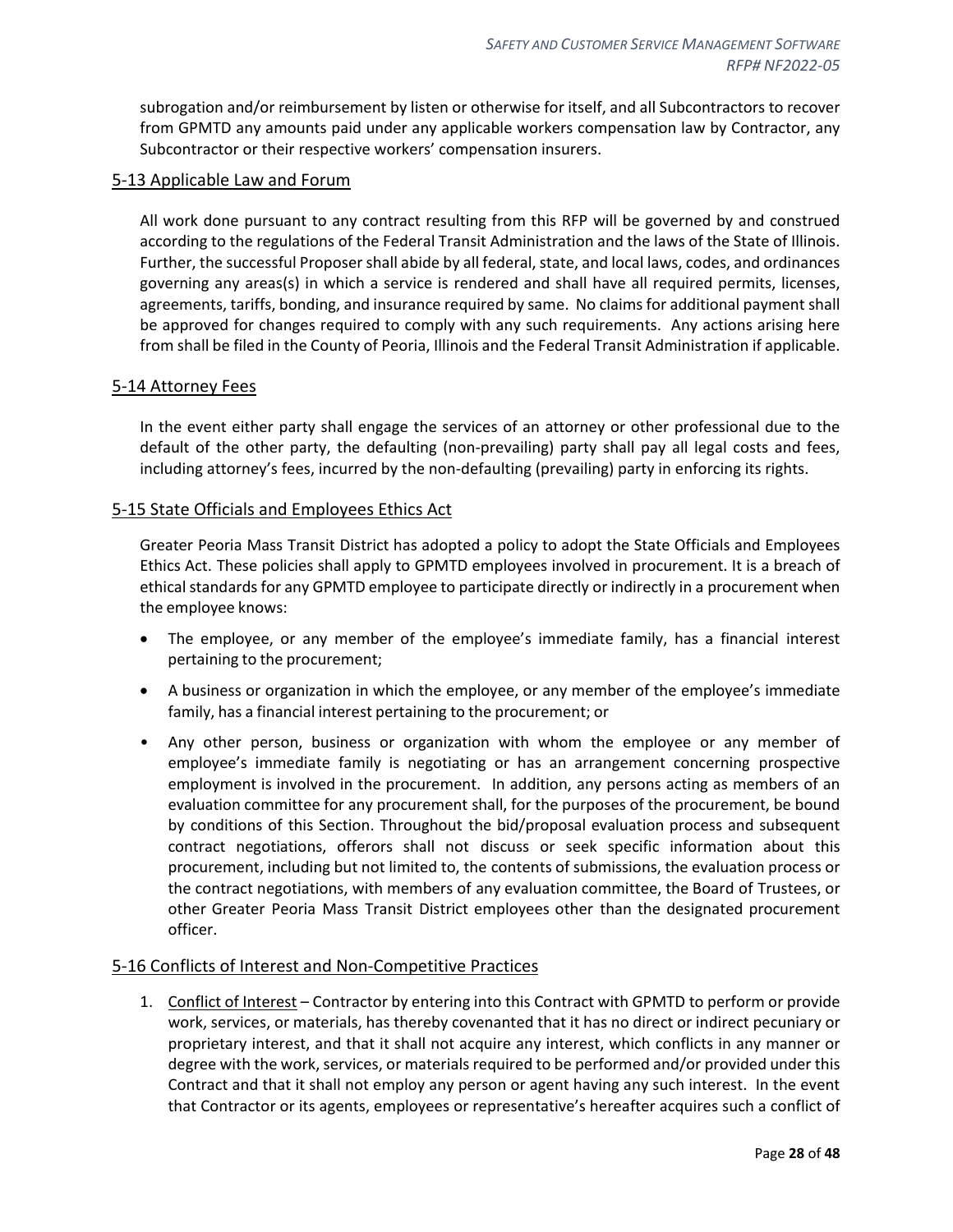subrogation and/or reimbursement by listen or otherwise for itself, and all Subcontractors to recover from GPMTD any amounts paid under any applicable workers compensation law by Contractor, any Subcontractor or their respective workers' compensation insurers.

## 5-13 Applicable Law and Forum

All work done pursuant to any contract resulting from this RFP will be governed by and construed according to the regulations of the Federal Transit Administration and the laws of the State of Illinois. Further, the successful Proposer shall abide by all federal, state, and local laws, codes, and ordinances governing any areas(s) in which a service is rendered and shall have all required permits, licenses, agreements, tariffs, bonding, and insurance required by same. No claims for additional payment shall be approved for changes required to comply with any such requirements. Any actions arising here from shall be filed in the County of Peoria, Illinois and the Federal Transit Administration if applicable.

## 5-14 Attorney Fees

In the event either party shall engage the services of an attorney or other professional due to the default of the other party, the defaulting (non-prevailing) party shall pay all legal costs and fees, including attorney's fees, incurred by the non-defaulting (prevailing) party in enforcing its rights.

## 5-15 State Officials and Employees Ethics Act

Greater Peoria Mass Transit District has adopted a policy to adopt the State Officials and Employees Ethics Act. These policies shall apply to GPMTD employees involved in procurement. It is a breach of ethical standards for any GPMTD employee to participate directly or indirectly in a procurement when the employee knows:

- The employee, or any member of the employee's immediate family, has a financial interest pertaining to the procurement;
- A business or organization in which the employee, or any member of the employee's immediate family, has a financial interest pertaining to the procurement; or
- Any other person, business or organization with whom the employee or any member of employee's immediate family is negotiating or has an arrangement concerning prospective employment is involved in the procurement. In addition, any persons acting as members of an evaluation committee for any procurement shall, for the purposes of the procurement, be bound by conditions of this Section. Throughout the bid/proposal evaluation process and subsequent contract negotiations, offerors shall not discuss or seek specific information about this procurement, including but not limited to, the contents of submissions, the evaluation process or the contract negotiations, with members of any evaluation committee, the Board of Trustees, or other Greater Peoria Mass Transit District employees other than the designated procurement officer.

## 5-16 Conflicts of Interest and Non-Competitive Practices

1. Conflict of Interest – Contractor by entering into this Contract with GPMTD to perform or provide work, services, or materials, has thereby covenanted that it has no direct or indirect pecuniary or proprietary interest, and that it shall not acquire any interest, which conflicts in any manner or degree with the work, services, or materials required to be performed and/or provided under this Contract and that it shall not employ any person or agent having any such interest. In the event that Contractor or its agents, employees or representative's hereafter acquires such a conflict of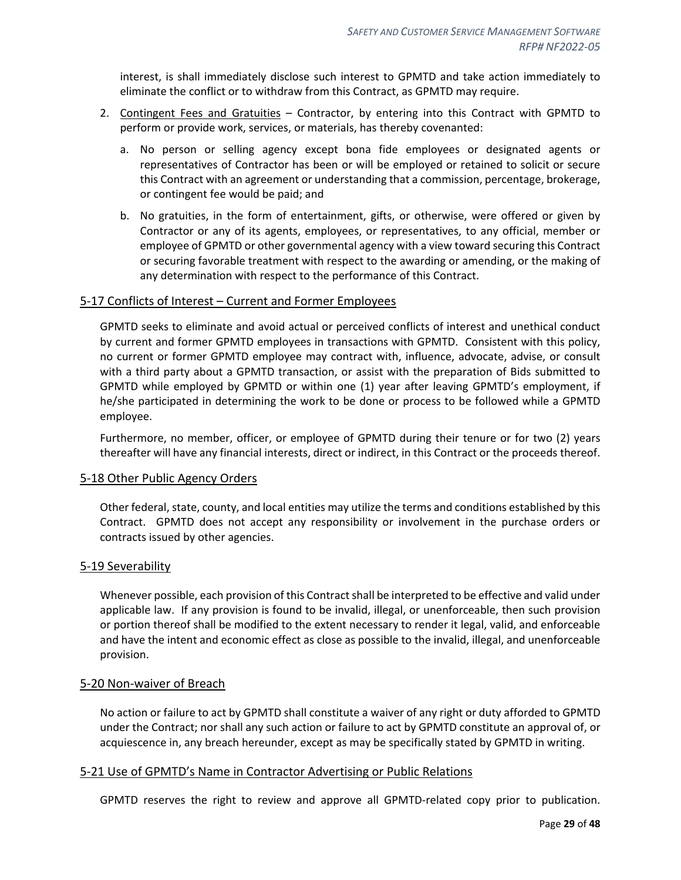interest, is shall immediately disclose such interest to GPMTD and take action immediately to eliminate the conflict or to withdraw from this Contract, as GPMTD may require.

2. Contingent Fees and Gratuities – Contractor, by entering into this Contract with GPMTD to perform or provide work, services, or materials, has thereby covenanted:

   a. No person or selling agency except bona fide employees or designated agents or representatives of Contractor has been or will be employed or retained to solicit or secure this Contract with an agreement or understanding that a commission, percentage, brokerage, or contingent fee would be paid; and

   b. No gratuities, in the form of entertainment, gifts, or otherwise, were offered or given by Contractor or any of its agents, employees, or representatives, to any official, member or employee of GPMTD or other governmental agency with a view toward securing this Contract or securing favorable treatment with respect to the awarding or amending, or the making of any determination with respect to the performance of this Contract.

## 5-17 Conflicts of Interest – Current and Former Employees

GPMTD seeks to eliminate and avoid actual or perceived conflicts of interest and unethical conduct by current and former GPMTD employees in transactions with GPMTD. Consistent with this policy, no current or former GPMTD employee may contract with, influence, advocate, advise, or consult with a third party about a GPMTD transaction, or assist with the preparation of Bids submitted to GPMTD while employed by GPMTD or within one (1) year after leaving GPMTD's employment, if he/she participated in determining the work to be done or process to be followed while a GPMTD employee.

Furthermore, no member, officer, or employee of GPMTD during their tenure or for two (2) years thereafter will have any financial interests, direct or indirect, in this Contract or the proceeds thereof.

## 5-18 Other Public Agency Orders

Other federal, state, county, and local entities may utilize the terms and conditions established by this Contract. GPMTD does not accept any responsibility or involvement in the purchase orders or contracts issued by other agencies.

## 5-19 Severability

Whenever possible, each provision of this Contract shall be interpreted to be effective and valid under applicable law. If any provision is found to be invalid, illegal, or unenforceable, then such provision or portion thereof shall be modified to the extent necessary to render it legal, valid, and enforceable and have the intent and economic effect as close as possible to the invalid, illegal, and unenforceable provision.

## 5-20 Non-waiver of Breach

No action or failure to act by GPMTD shall constitute a waiver of any right or duty afforded to GPMTD under the Contract; nor shall any such action or failure to act by GPMTD constitute an approval of, or acquiescence in, any breach hereunder, except as may be specifically stated by GPMTD in writing.

## 5-21 Use of GPMTD's Name in Contractor Advertising or Public Relations

GPMTD reserves the right to review and approve all GPMTD-related copy prior to publication.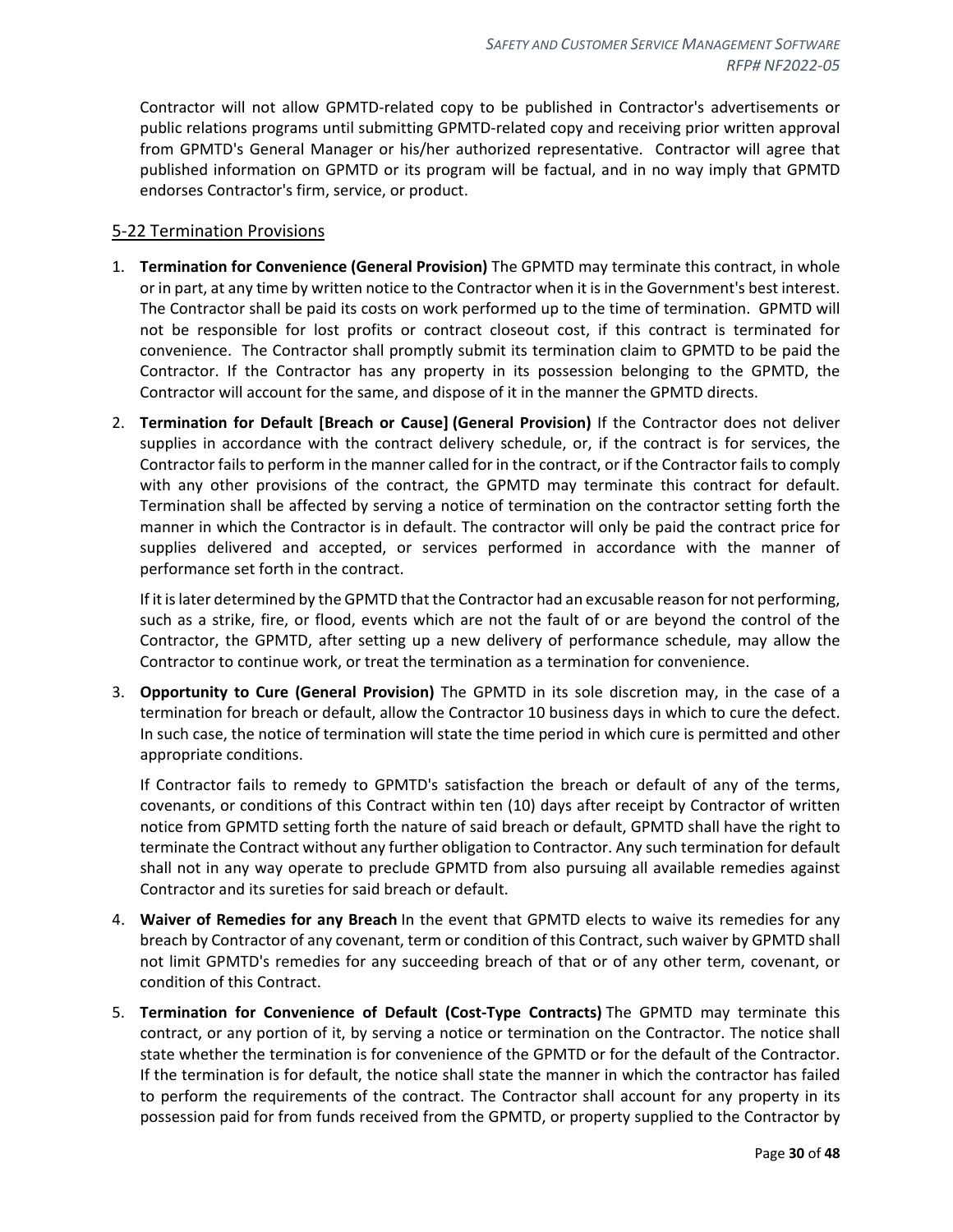Contractor will not allow GPMTD-related copy to be published in Contractor's advertisements or public relations programs until submitting GPMTD-related copy and receiving prior written approval from GPMTD's General Manager or his/her authorized representative. Contractor will agree that published information on GPMTD or its program will be factual, and in no way imply that GPMTD endorses Contractor's firm, service, or product.

## 5-22 Termination Provisions

1. **Termination for Convenience (General Provision)** The GPMTD may terminate this contract, in whole or in part, at any time by written notice to the Contractor when it is in the Government's best interest. The Contractor shall be paid its costs on work performed up to the time of termination. GPMTD will not be responsible for lost profits or contract closeout cost, if this contract is terminated for convenience. The Contractor shall promptly submit its termination claim to GPMTD to be paid the Contractor. If the Contractor has any property in its possession belonging to the GPMTD, the Contractor will account for the same, and dispose of it in the manner the GPMTD directs.

2. **Termination for Default [Breach or Cause] (General Provision)** If the Contractor does not deliver supplies in accordance with the contract delivery schedule, or, if the contract is for services, the Contractor fails to perform in the manner called for in the contract, or if the Contractor fails to comply with any other provisions of the contract, the GPMTD may terminate this contract for default. Termination shall be affected by serving a notice of termination on the contractor setting forth the manner in which the Contractor is in default. The contractor will only be paid the contract price for supplies delivered and accepted, or services performed in accordance with the manner of performance set forth in the contract.

   If it is later determined by the GPMTD that the Contractor had an excusable reason for not performing, such as a strike, fire, or flood, events which are not the fault of or are beyond the control of the Contractor, the GPMTD, after setting up a new delivery of performance schedule, may allow the Contractor to continue work, or treat the termination as a termination for convenience.

3. **Opportunity to Cure (General Provision)** The GPMTD in its sole discretion may, in the case of a termination for breach or default, allow the Contractor 10 business days in which to cure the defect. In such case, the notice of termination will state the time period in which cure is permitted and other appropriate conditions.

   If Contractor fails to remedy to GPMTD's satisfaction the breach or default of any of the terms, covenants, or conditions of this Contract within ten (10) days after receipt by Contractor of written notice from GPMTD setting forth the nature of said breach or default, GPMTD shall have the right to terminate the Contract without any further obligation to Contractor. Any such termination for default shall not in any way operate to preclude GPMTD from also pursuing all available remedies against Contractor and its sureties for said breach or default.

4. **Waiver of Remedies for any Breach** In the event that GPMTD elects to waive its remedies for any breach by Contractor of any covenant, term or condition of this Contract, such waiver by GPMTD shall not limit GPMTD's remedies for any succeeding breach of that or of any other term, covenant, or condition of this Contract.

5. **Termination for Convenience of Default (Cost-Type Contracts)** The GPMTD may terminate this contract, or any portion of it, by serving a notice or termination on the Contractor. The notice shall state whether the termination is for convenience of the GPMTD or for the default of the Contractor. If the termination is for default, the notice shall state the manner in which the contractor has failed to perform the requirements of the contract. The Contractor shall account for any property in its possession paid for from funds received from the GPMTD, or property supplied to the Contractor by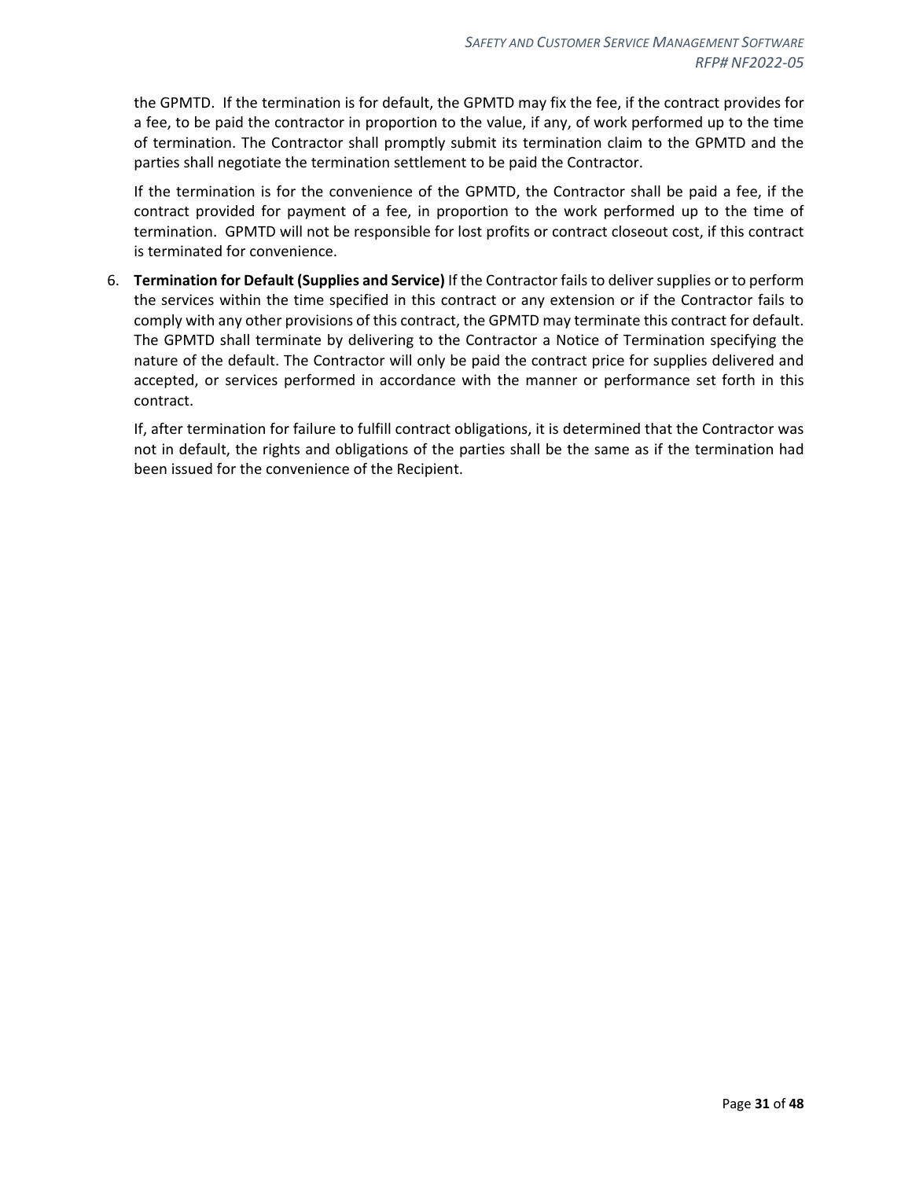the GPMTD. If the termination is for default, the GPMTD may fix the fee, if the contract provides for a fee, to be paid the contractor in proportion to the value, if any, of work performed up to the time of termination. The Contractor shall promptly submit its termination claim to the GPMTD and the parties shall negotiate the termination settlement to be paid the Contractor.

If the termination is for the convenience of the GPMTD, the Contractor shall be paid a fee, if the contract provided for payment of a fee, in proportion to the work performed up to the time of termination. GPMTD will not be responsible for lost profits or contract closeout cost, if this contract is terminated for convenience.

6. **Termination for Default (Supplies and Service)** If the Contractor fails to deliver supplies or to perform the services within the time specified in this contract or any extension or if the Contractor fails to comply with any other provisions of this contract, the GPMTD may terminate this contract for default. The GPMTD shall terminate by delivering to the Contractor a Notice of Termination specifying the nature of the default. The Contractor will only be paid the contract price for supplies delivered and accepted, or services performed in accordance with the manner or performance set forth in this contract.

   If, after termination for failure to fulfill contract obligations, it is determined that the Contractor was not in default, the rights and obligations of the parties shall be the same as if the termination had been issued for the convenience of the Recipient.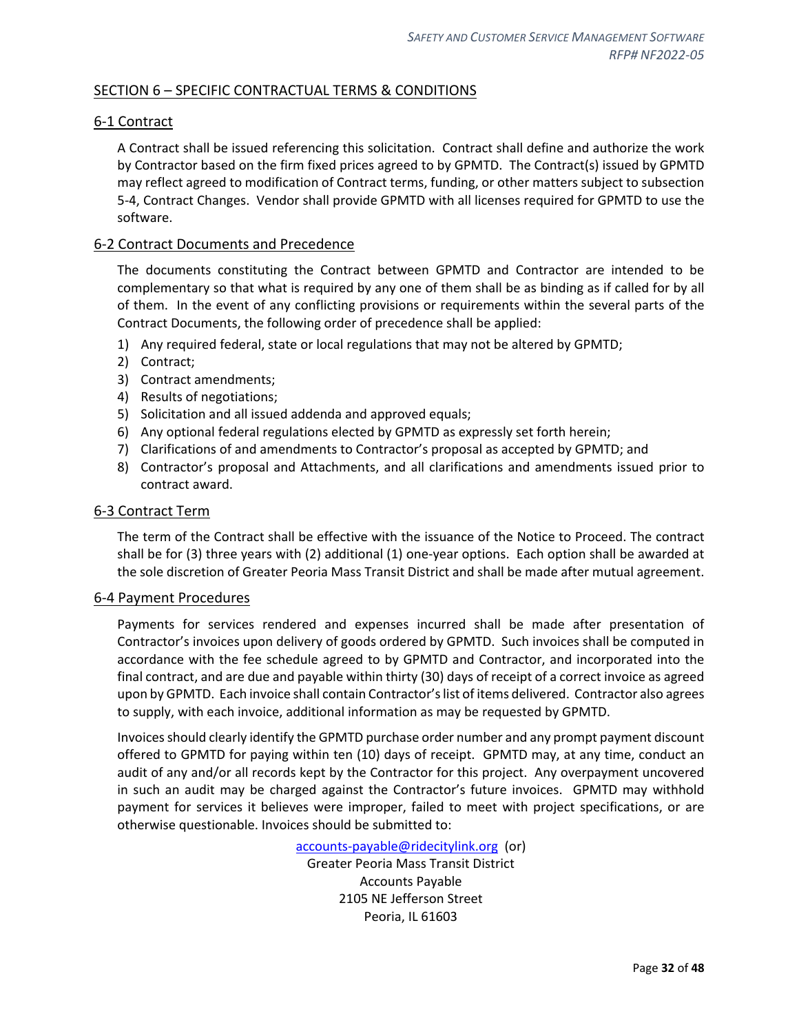## SECTION 6 – SPECIFIC CONTRACTUAL TERMS & CONDITIONS

### 6-1 Contract

A Contract shall be issued referencing this solicitation. Contract shall define and authorize the work by Contractor based on the firm fixed prices agreed to by GPMTD. The Contract(s) issued by GPMTD may reflect agreed to modification of Contract terms, funding, or other matters subject to subsection 5-4, Contract Changes. Vendor shall provide GPMTD with all licenses required for GPMTD to use the software.

### 6-2 Contract Documents and Precedence

The documents constituting the Contract between GPMTD and Contractor are intended to be complementary so that what is required by any one of them shall be as binding as if called for by all of them. In the event of any conflicting provisions or requirements within the several parts of the Contract Documents, the following order of precedence shall be applied:

1) Any required federal, state or local regulations that may not be altered by GPMTD;
2) Contract;
3) Contract amendments;
4) Results of negotiations;
5) Solicitation and all issued addenda and approved equals;
6) Any optional federal regulations elected by GPMTD as expressly set forth herein;
7) Clarifications of and amendments to Contractor's proposal as accepted by GPMTD; and
8) Contractor's proposal and Attachments, and all clarifications and amendments issued prior to contract award.

### 6-3 Contract Term

The term of the Contract shall be effective with the issuance of the Notice to Proceed. The contract shall be for (3) three years with (2) additional (1) one-year options. Each option shall be awarded at the sole discretion of Greater Peoria Mass Transit District and shall be made after mutual agreement.

### 6-4 Payment Procedures

Payments for services rendered and expenses incurred shall be made after presentation of Contractor's invoices upon delivery of goods ordered by GPMTD. Such invoices shall be computed in accordance with the fee schedule agreed to by GPMTD and Contractor, and incorporated into the final contract, and are due and payable within thirty (30) days of receipt of a correct invoice as agreed upon by GPMTD. Each invoice shall contain Contractor's list of items delivered. Contractor also agrees to supply, with each invoice, additional information as may be requested by GPMTD.

Invoices should clearly identify the GPMTD purchase order number and any prompt payment discount offered to GPMTD for paying within ten (10) days of receipt. GPMTD may, at any time, conduct an audit of any and/or all records kept by the Contractor for this project. Any overpayment uncovered in such an audit may be charged against the Contractor's future invoices. GPMTD may withhold payment for services it believes were improper, failed to meet with project specifications, or are otherwise questionable. Invoices should be submitted to:

accounts-payable@ridecitylink.org (or)
Greater Peoria Mass Transit District
Accounts Payable
2105 NE Jefferson Street
Peoria, IL 61603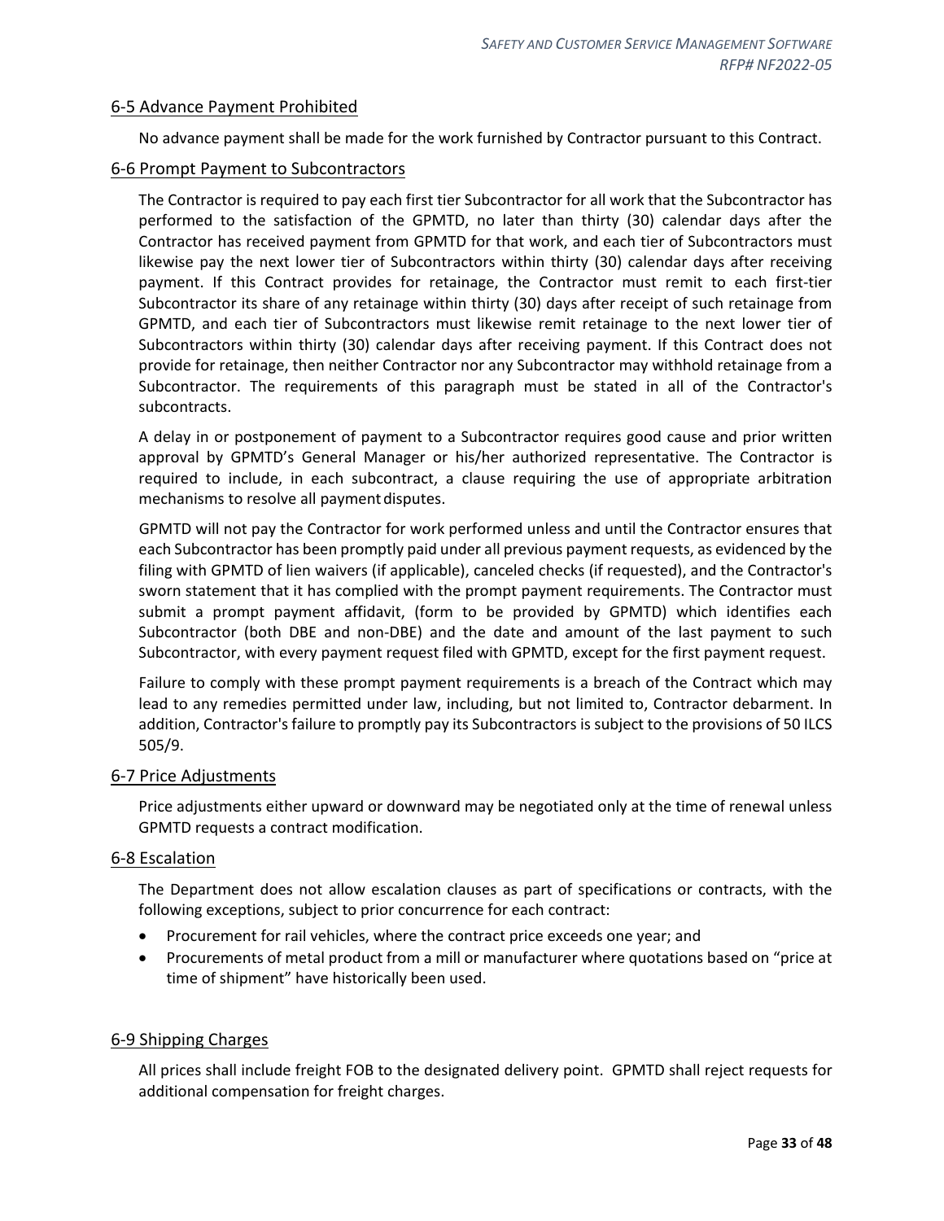## 6-5 Advance Payment Prohibited

No advance payment shall be made for the work furnished by Contractor pursuant to this Contract.

## 6-6 Prompt Payment to Subcontractors

The Contractor is required to pay each first tier Subcontractor for all work that the Subcontractor has performed to the satisfaction of the GPMTD, no later than thirty (30) calendar days after the Contractor has received payment from GPMTD for that work, and each tier of Subcontractors must likewise pay the next lower tier of Subcontractors within thirty (30) calendar days after receiving payment. If this Contract provides for retainage, the Contractor must remit to each first-tier Subcontractor its share of any retainage within thirty (30) days after receipt of such retainage from GPMTD, and each tier of Subcontractors must likewise remit retainage to the next lower tier of Subcontractors within thirty (30) calendar days after receiving payment. If this Contract does not provide for retainage, then neither Contractor nor any Subcontractor may withhold retainage from a Subcontractor. The requirements of this paragraph must be stated in all of the Contractor's subcontracts.

A delay in or postponement of payment to a Subcontractor requires good cause and prior written approval by GPMTD's General Manager or his/her authorized representative. The Contractor is required to include, in each subcontract, a clause requiring the use of appropriate arbitration mechanisms to resolve all payment disputes.

GPMTD will not pay the Contractor for work performed unless and until the Contractor ensures that each Subcontractor has been promptly paid under all previous payment requests, as evidenced by the filing with GPMTD of lien waivers (if applicable), canceled checks (if requested), and the Contractor's sworn statement that it has complied with the prompt payment requirements. The Contractor must submit a prompt payment affidavit, (form to be provided by GPMTD) which identifies each Subcontractor (both DBE and non-DBE) and the date and amount of the last payment to such Subcontractor, with every payment request filed with GPMTD, except for the first payment request.

Failure to comply with these prompt payment requirements is a breach of the Contract which may lead to any remedies permitted under law, including, but not limited to, Contractor debarment. In addition, Contractor's failure to promptly pay its Subcontractors is subject to the provisions of 50 ILCS 505/9.

## 6-7 Price Adjustments

Price adjustments either upward or downward may be negotiated only at the time of renewal unless GPMTD requests a contract modification.

## 6-8 Escalation

The Department does not allow escalation clauses as part of specifications or contracts, with the following exceptions, subject to prior concurrence for each contract:

- Procurement for rail vehicles, where the contract price exceeds one year; and
- Procurements of metal product from a mill or manufacturer where quotations based on "price at time of shipment" have historically been used.

## 6-9 Shipping Charges

All prices shall include freight FOB to the designated delivery point. GPMTD shall reject requests for additional compensation for freight charges.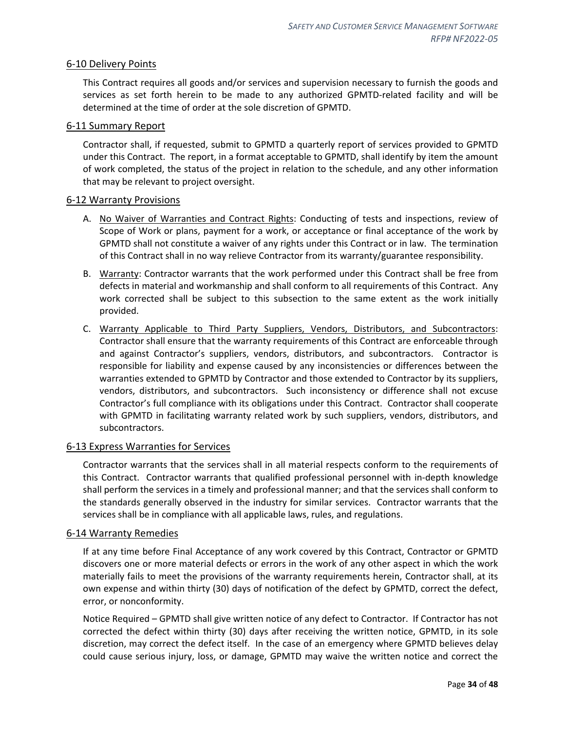## 6-10 Delivery Points

This Contract requires all goods and/or services and supervision necessary to furnish the goods and services as set forth herein to be made to any authorized GPMTD-related facility and will be determined at the time of order at the sole discretion of GPMTD.

## 6-11 Summary Report

Contractor shall, if requested, submit to GPMTD a quarterly report of services provided to GPMTD under this Contract. The report, in a format acceptable to GPMTD, shall identify by item the amount of work completed, the status of the project in relation to the schedule, and any other information that may be relevant to project oversight.

## 6-12 Warranty Provisions

A. No Waiver of Warranties and Contract Rights: Conducting of tests and inspections, review of Scope of Work or plans, payment for a work, or acceptance or final acceptance of the work by GPMTD shall not constitute a waiver of any rights under this Contract or in law. The termination of this Contract shall in no way relieve Contractor from its warranty/guarantee responsibility.

B. Warranty: Contractor warrants that the work performed under this Contract shall be free from defects in material and workmanship and shall conform to all requirements of this Contract. Any work corrected shall be subject to this subsection to the same extent as the work initially provided.

C. Warranty Applicable to Third Party Suppliers, Vendors, Distributors, and Subcontractors: Contractor shall ensure that the warranty requirements of this Contract are enforceable through and against Contractor's suppliers, vendors, distributors, and subcontractors. Contractor is responsible for liability and expense caused by any inconsistencies or differences between the warranties extended to GPMTD by Contractor and those extended to Contractor by its suppliers, vendors, distributors, and subcontractors. Such inconsistency or difference shall not excuse Contractor's full compliance with its obligations under this Contract. Contractor shall cooperate with GPMTD in facilitating warranty related work by such suppliers, vendors, distributors, and subcontractors.

## 6-13 Express Warranties for Services

Contractor warrants that the services shall in all material respects conform to the requirements of this Contract. Contractor warrants that qualified professional personnel with in-depth knowledge shall perform the services in a timely and professional manner; and that the services shall conform to the standards generally observed in the industry for similar services. Contractor warrants that the services shall be in compliance with all applicable laws, rules, and regulations.

## 6-14 Warranty Remedies

If at any time before Final Acceptance of any work covered by this Contract, Contractor or GPMTD discovers one or more material defects or errors in the work of any other aspect in which the work materially fails to meet the provisions of the warranty requirements herein, Contractor shall, at its own expense and within thirty (30) days of notification of the defect by GPMTD, correct the defect, error, or nonconformity.

Notice Required – GPMTD shall give written notice of any defect to Contractor. If Contractor has not corrected the defect within thirty (30) days after receiving the written notice, GPMTD, in its sole discretion, may correct the defect itself. In the case of an emergency where GPMTD believes delay could cause serious injury, loss, or damage, GPMTD may waive the written notice and correct the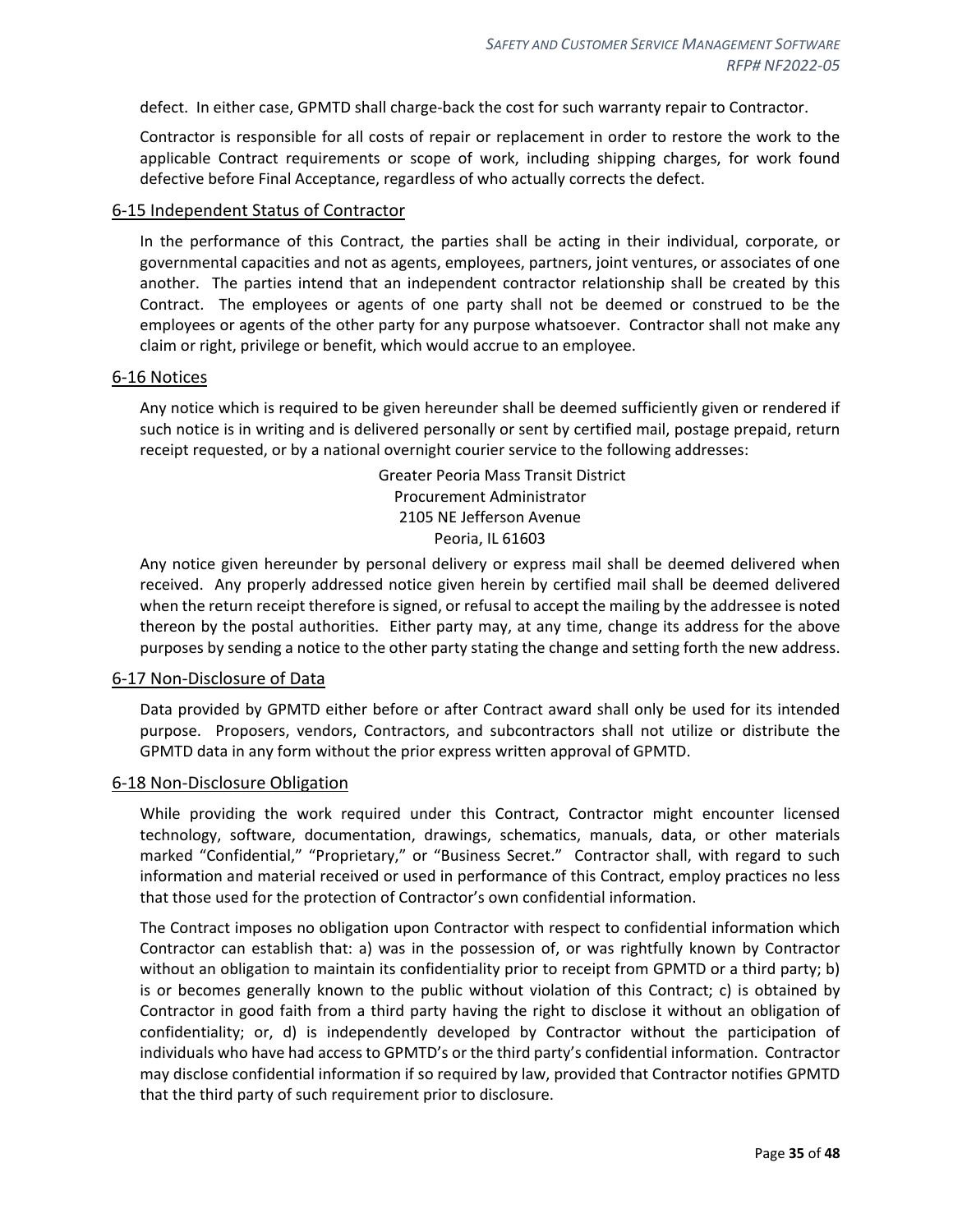defect. In either case, GPMTD shall charge-back the cost for such warranty repair to Contractor.

Contractor is responsible for all costs of repair or replacement in order to restore the work to the applicable Contract requirements or scope of work, including shipping charges, for work found defective before Final Acceptance, regardless of who actually corrects the defect.

## 6-15 Independent Status of Contractor

In the performance of this Contract, the parties shall be acting in their individual, corporate, or governmental capacities and not as agents, employees, partners, joint ventures, or associates of one another. The parties intend that an independent contractor relationship shall be created by this Contract. The employees or agents of one party shall not be deemed or construed to be the employees or agents of the other party for any purpose whatsoever. Contractor shall not make any claim or right, privilege or benefit, which would accrue to an employee.

## 6-16 Notices

Any notice which is required to be given hereunder shall be deemed sufficiently given or rendered if such notice is in writing and is delivered personally or sent by certified mail, postage prepaid, return receipt requested, or by a national overnight courier service to the following addresses:

Greater Peoria Mass Transit District
Procurement Administrator
2105 NE Jefferson Avenue
Peoria, IL 61603

Any notice given hereunder by personal delivery or express mail shall be deemed delivered when received. Any properly addressed notice given herein by certified mail shall be deemed delivered when the return receipt therefore is signed, or refusal to accept the mailing by the addressee is noted thereon by the postal authorities. Either party may, at any time, change its address for the above purposes by sending a notice to the other party stating the change and setting forth the new address.

## 6-17 Non-Disclosure of Data

Data provided by GPMTD either before or after Contract award shall only be used for its intended purpose. Proposers, vendors, Contractors, and subcontractors shall not utilize or distribute the GPMTD data in any form without the prior express written approval of GPMTD.

## 6-18 Non-Disclosure Obligation

While providing the work required under this Contract, Contractor might encounter licensed technology, software, documentation, drawings, schematics, manuals, data, or other materials marked "Confidential," "Proprietary," or "Business Secret." Contractor shall, with regard to such information and material received or used in performance of this Contract, employ practices no less that those used for the protection of Contractor's own confidential information.

The Contract imposes no obligation upon Contractor with respect to confidential information which Contractor can establish that: a) was in the possession of, or was rightfully known by Contractor without an obligation to maintain its confidentiality prior to receipt from GPMTD or a third party; b) is or becomes generally known to the public without violation of this Contract; c) is obtained by Contractor in good faith from a third party having the right to disclose it without an obligation of confidentiality; or, d) is independently developed by Contractor without the participation of individuals who have had access to GPMTD's or the third party's confidential information. Contractor may disclose confidential information if so required by law, provided that Contractor notifies GPMTD that the third party of such requirement prior to disclosure.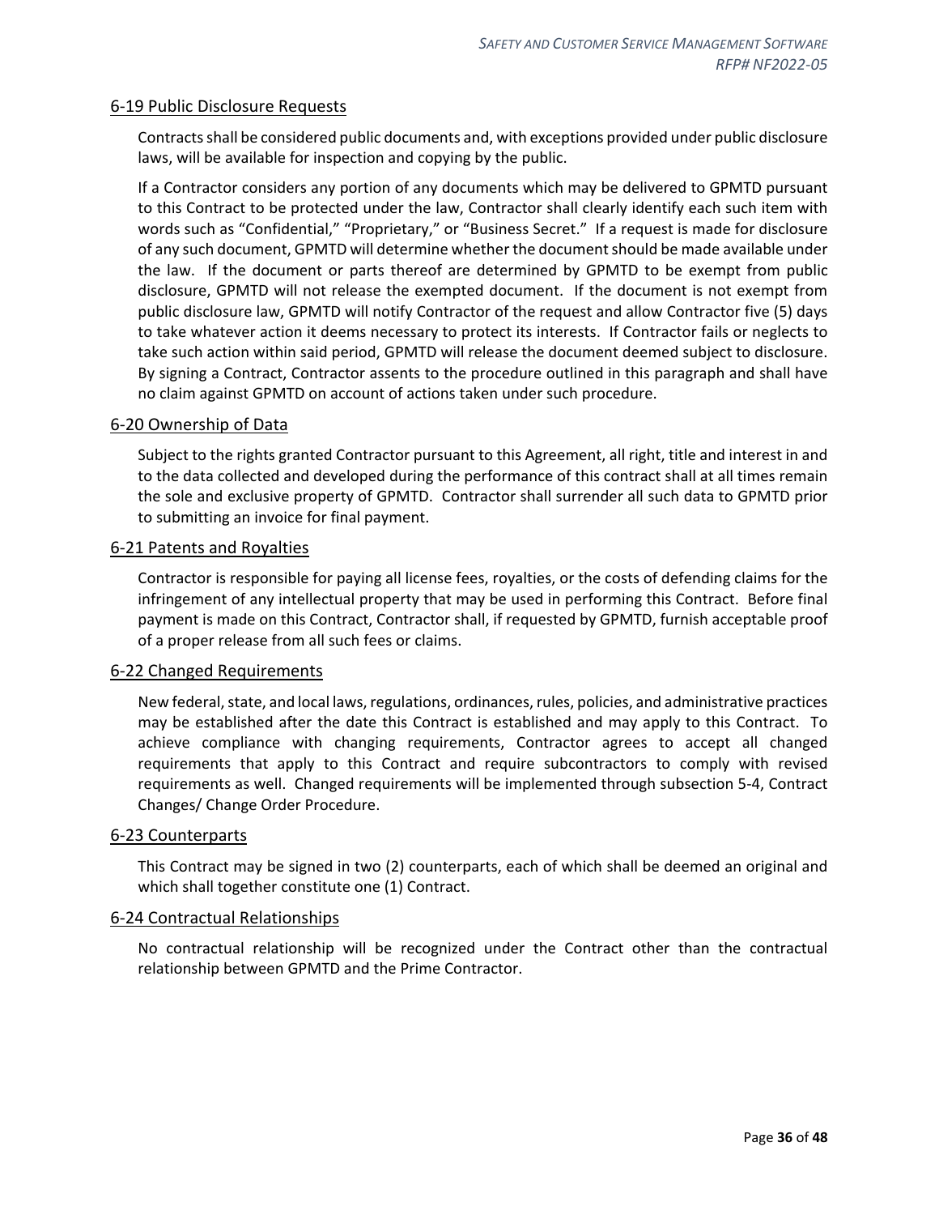### 6-19 Public Disclosure Requests

Contracts shall be considered public documents and, with exceptions provided under public disclosure laws, will be available for inspection and copying by the public.

If a Contractor considers any portion of any documents which may be delivered to GPMTD pursuant to this Contract to be protected under the law, Contractor shall clearly identify each such item with words such as "Confidential," "Proprietary," or "Business Secret." If a request is made for disclosure of any such document, GPMTD will determine whether the document should be made available under the law. If the document or parts thereof are determined by GPMTD to be exempt from public disclosure, GPMTD will not release the exempted document. If the document is not exempt from public disclosure law, GPMTD will notify Contractor of the request and allow Contractor five (5) days to take whatever action it deems necessary to protect its interests. If Contractor fails or neglects to take such action within said period, GPMTD will release the document deemed subject to disclosure. By signing a Contract, Contractor assents to the procedure outlined in this paragraph and shall have no claim against GPMTD on account of actions taken under such procedure.

### 6-20 Ownership of Data

Subject to the rights granted Contractor pursuant to this Agreement, all right, title and interest in and to the data collected and developed during the performance of this contract shall at all times remain the sole and exclusive property of GPMTD. Contractor shall surrender all such data to GPMTD prior to submitting an invoice for final payment.

### 6-21 Patents and Royalties

Contractor is responsible for paying all license fees, royalties, or the costs of defending claims for the infringement of any intellectual property that may be used in performing this Contract. Before final payment is made on this Contract, Contractor shall, if requested by GPMTD, furnish acceptable proof of a proper release from all such fees or claims.

### 6-22 Changed Requirements

New federal, state, and local laws, regulations, ordinances, rules, policies, and administrative practices may be established after the date this Contract is established and may apply to this Contract. To achieve compliance with changing requirements, Contractor agrees to accept all changed requirements that apply to this Contract and require subcontractors to comply with revised requirements as well. Changed requirements will be implemented through subsection 5-4, Contract Changes/ Change Order Procedure.

### 6-23 Counterparts

This Contract may be signed in two (2) counterparts, each of which shall be deemed an original and which shall together constitute one (1) Contract.

### 6-24 Contractual Relationships

No contractual relationship will be recognized under the Contract other than the contractual relationship between GPMTD and the Prime Contractor.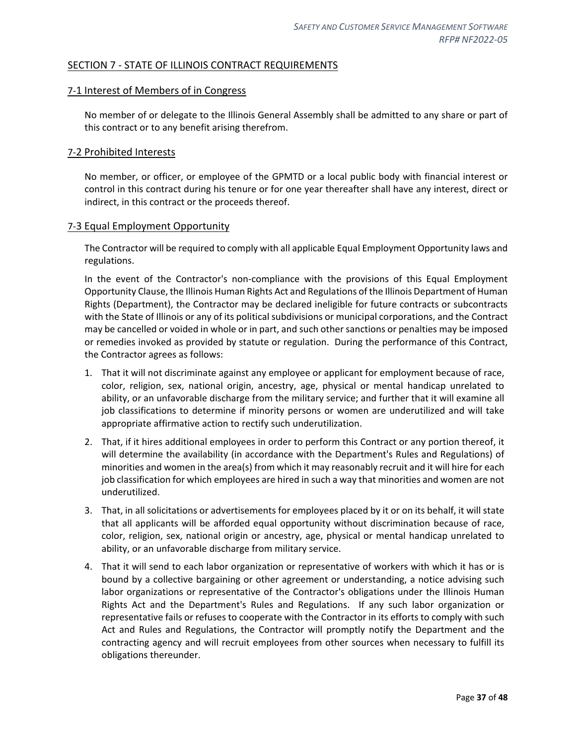## SECTION 7 - STATE OF ILLINOIS CONTRACT REQUIREMENTS

### 7-1 Interest of Members of in Congress

No member of or delegate to the Illinois General Assembly shall be admitted to any share or part of this contract or to any benefit arising therefrom.

### 7-2 Prohibited Interests

No member, or officer, or employee of the GPMTD or a local public body with financial interest or control in this contract during his tenure or for one year thereafter shall have any interest, direct or indirect, in this contract or the proceeds thereof.

### 7-3 Equal Employment Opportunity

The Contractor will be required to comply with all applicable Equal Employment Opportunity laws and regulations.

In the event of the Contractor's non-compliance with the provisions of this Equal Employment Opportunity Clause, the Illinois Human Rights Act and Regulations of the Illinois Department of Human Rights (Department), the Contractor may be declared ineligible for future contracts or subcontracts with the State of Illinois or any of its political subdivisions or municipal corporations, and the Contract may be cancelled or voided in whole or in part, and such other sanctions or penalties may be imposed or remedies invoked as provided by statute or regulation. During the performance of this Contract, the Contractor agrees as follows:

1. That it will not discriminate against any employee or applicant for employment because of race, color, religion, sex, national origin, ancestry, age, physical or mental handicap unrelated to ability, or an unfavorable discharge from the military service; and further that it will examine all job classifications to determine if minority persons or women are underutilized and will take appropriate affirmative action to rectify such underutilization.
2. That, if it hires additional employees in order to perform this Contract or any portion thereof, it will determine the availability (in accordance with the Department's Rules and Regulations) of minorities and women in the area(s) from which it may reasonably recruit and it will hire for each job classification for which employees are hired in such a way that minorities and women are not underutilized.
3. That, in all solicitations or advertisements for employees placed by it or on its behalf, it will state that all applicants will be afforded equal opportunity without discrimination because of race, color, religion, sex, national origin or ancestry, age, physical or mental handicap unrelated to ability, or an unfavorable discharge from military service.
4. That it will send to each labor organization or representative of workers with which it has or is bound by a collective bargaining or other agreement or understanding, a notice advising such labor organizations or representative of the Contractor's obligations under the Illinois Human Rights Act and the Department's Rules and Regulations. If any such labor organization or representative fails or refuses to cooperate with the Contractor in its efforts to comply with such Act and Rules and Regulations, the Contractor will promptly notify the Department and the contracting agency and will recruit employees from other sources when necessary to fulfill its obligations thereunder.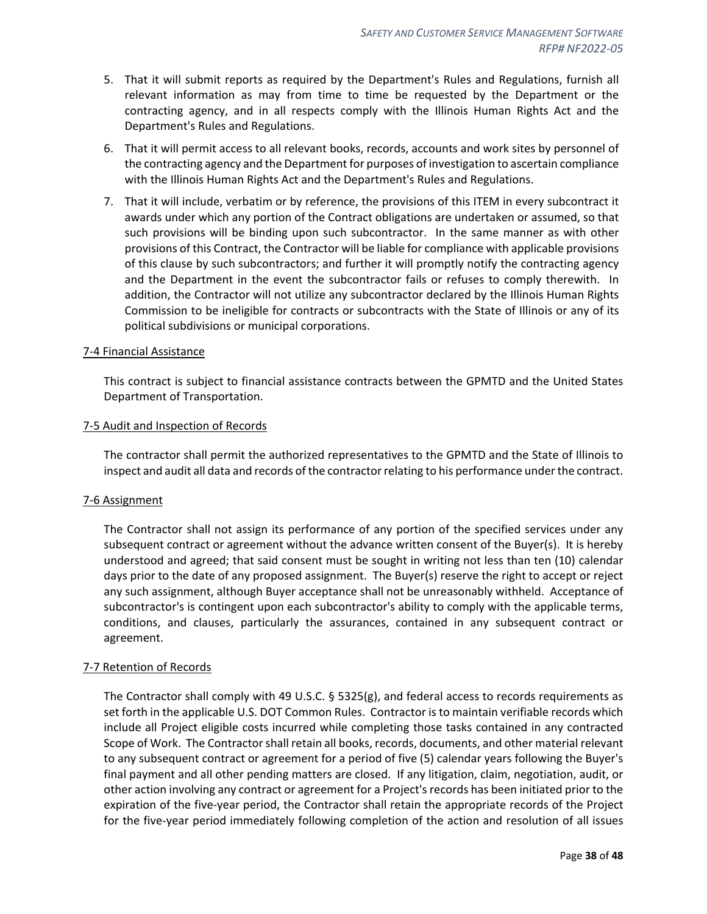5. That it will submit reports as required by the Department's Rules and Regulations, furnish all relevant information as may from time to time be requested by the Department or the contracting agency, and in all respects comply with the Illinois Human Rights Act and the Department's Rules and Regulations.
6. That it will permit access to all relevant books, records, accounts and work sites by personnel of the contracting agency and the Department for purposes of investigation to ascertain compliance with the Illinois Human Rights Act and the Department's Rules and Regulations.
7. That it will include, verbatim or by reference, the provisions of this ITEM in every subcontract it awards under which any portion of the Contract obligations are undertaken or assumed, so that such provisions will be binding upon such subcontractor. In the same manner as with other provisions of this Contract, the Contractor will be liable for compliance with applicable provisions of this clause by such subcontractors; and further it will promptly notify the contracting agency and the Department in the event the subcontractor fails or refuses to comply therewith. In addition, the Contractor will not utilize any subcontractor declared by the Illinois Human Rights Commission to be ineligible for contracts or subcontracts with the State of Illinois or any of its political subdivisions or municipal corporations.

## 7-4 Financial Assistance

This contract is subject to financial assistance contracts between the GPMTD and the United States Department of Transportation.

## 7-5 Audit and Inspection of Records

The contractor shall permit the authorized representatives to the GPMTD and the State of Illinois to inspect and audit all data and records of the contractor relating to his performance under the contract.

## 7-6 Assignment

The Contractor shall not assign its performance of any portion of the specified services under any subsequent contract or agreement without the advance written consent of the Buyer(s). It is hereby understood and agreed; that said consent must be sought in writing not less than ten (10) calendar days prior to the date of any proposed assignment. The Buyer(s) reserve the right to accept or reject any such assignment, although Buyer acceptance shall not be unreasonably withheld. Acceptance of subcontractor's is contingent upon each subcontractor's ability to comply with the applicable terms, conditions, and clauses, particularly the assurances, contained in any subsequent contract or agreement.

## 7-7 Retention of Records

The Contractor shall comply with 49 U.S.C. § 5325(g), and federal access to records requirements as set forth in the applicable U.S. DOT Common Rules. Contractor is to maintain verifiable records which include all Project eligible costs incurred while completing those tasks contained in any contracted Scope of Work. The Contractor shall retain all books, records, documents, and other material relevant to any subsequent contract or agreement for a period of five (5) calendar years following the Buyer's final payment and all other pending matters are closed. If any litigation, claim, negotiation, audit, or other action involving any contract or agreement for a Project's records has been initiated prior to the expiration of the five-year period, the Contractor shall retain the appropriate records of the Project for the five-year period immediately following completion of the action and resolution of all issues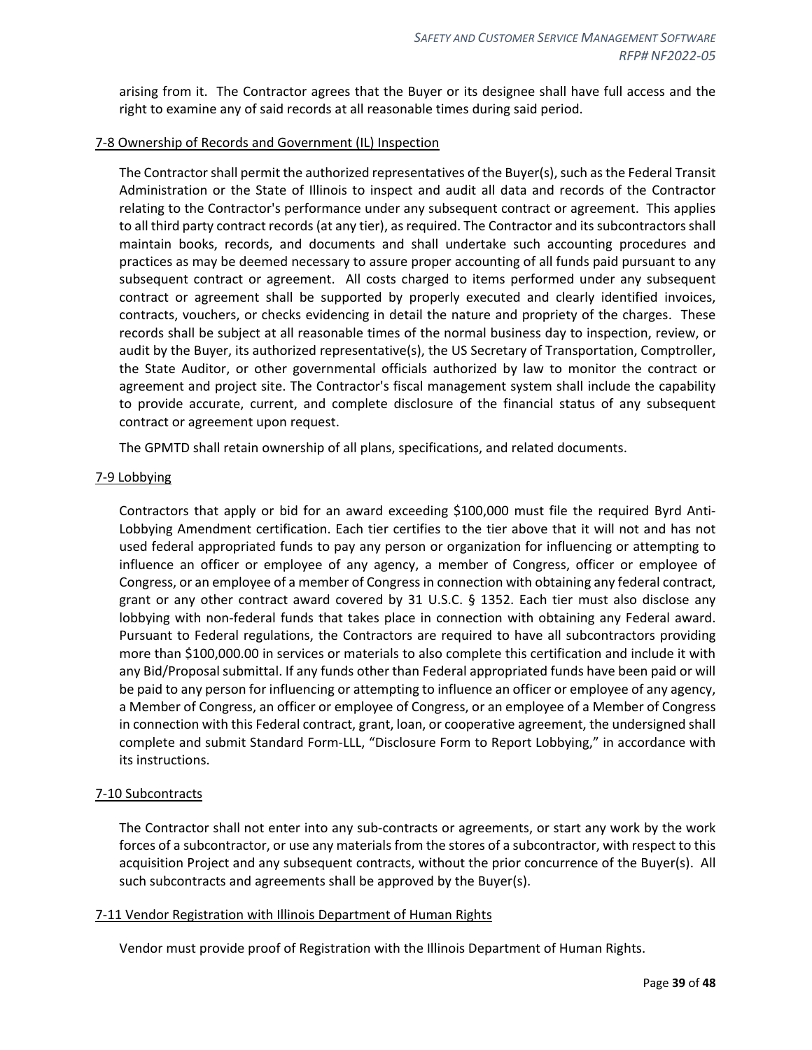arising from it. The Contractor agrees that the Buyer or its designee shall have full access and the right to examine any of said records at all reasonable times during said period.

### 7-8 Ownership of Records and Government (IL) Inspection

The Contractor shall permit the authorized representatives of the Buyer(s), such as the Federal Transit Administration or the State of Illinois to inspect and audit all data and records of the Contractor relating to the Contractor's performance under any subsequent contract or agreement. This applies to all third party contract records (at any tier), as required. The Contractor and its subcontractors shall maintain books, records, and documents and shall undertake such accounting procedures and practices as may be deemed necessary to assure proper accounting of all funds paid pursuant to any subsequent contract or agreement. All costs charged to items performed under any subsequent contract or agreement shall be supported by properly executed and clearly identified invoices, contracts, vouchers, or checks evidencing in detail the nature and propriety of the charges. These records shall be subject at all reasonable times of the normal business day to inspection, review, or audit by the Buyer, its authorized representative(s), the US Secretary of Transportation, Comptroller, the State Auditor, or other governmental officials authorized by law to monitor the contract or agreement and project site. The Contractor's fiscal management system shall include the capability to provide accurate, current, and complete disclosure of the financial status of any subsequent contract or agreement upon request.

The GPMTD shall retain ownership of all plans, specifications, and related documents.

### 7-9 Lobbying

Contractors that apply or bid for an award exceeding $100,000 must file the required Byrd Anti-Lobbying Amendment certification. Each tier certifies to the tier above that it will not and has not used federal appropriated funds to pay any person or organization for influencing or attempting to influence an officer or employee of any agency, a member of Congress, officer or employee of Congress, or an employee of a member of Congress in connection with obtaining any federal contract, grant or any other contract award covered by 31 U.S.C. § 1352. Each tier must also disclose any lobbying with non-federal funds that takes place in connection with obtaining any Federal award. Pursuant to Federal regulations, the Contractors are required to have all subcontractors providing more than $100,000.00 in services or materials to also complete this certification and include it with any Bid/Proposal submittal. If any funds other than Federal appropriated funds have been paid or will be paid to any person for influencing or attempting to influence an officer or employee of any agency, a Member of Congress, an officer or employee of Congress, or an employee of a Member of Congress in connection with this Federal contract, grant, loan, or cooperative agreement, the undersigned shall complete and submit Standard Form-LLL, "Disclosure Form to Report Lobbying," in accordance with its instructions.

### 7-10 Subcontracts

The Contractor shall not enter into any sub-contracts or agreements, or start any work by the work forces of a subcontractor, or use any materials from the stores of a subcontractor, with respect to this acquisition Project and any subsequent contracts, without the prior concurrence of the Buyer(s). All such subcontracts and agreements shall be approved by the Buyer(s).

### 7-11 Vendor Registration with Illinois Department of Human Rights

Vendor must provide proof of Registration with the Illinois Department of Human Rights.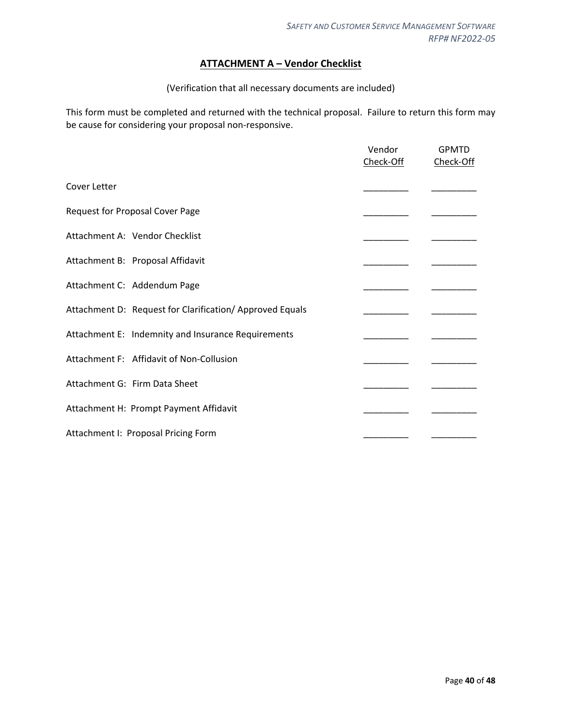## ATTACHMENT A – Vendor Checklist

(Verification that all necessary documents are included)

This form must be completed and returned with the technical proposal. Failure to return this form may be cause for considering your proposal non-responsive.

| | Vendor Check-Off | GPMTD Check-Off |
|---|---|---|
| Cover Letter | _________ | _________ |
| Request for Proposal Cover Page | _________ | _________ |
| Attachment A: Vendor Checklist | _________ | _________ |
| Attachment B: Proposal Affidavit | _________ | _________ |
| Attachment C: Addendum Page | _________ | _________ |
| Attachment D: Request for Clarification/ Approved Equals | _________ | _________ |
| Attachment E: Indemnity and Insurance Requirements | _________ | _________ |
| Attachment F: Affidavit of Non-Collusion | _________ | _________ |
| Attachment G: Firm Data Sheet | _________ | _________ |
| Attachment H: Prompt Payment Affidavit | _________ | _________ |
| Attachment I: Proposal Pricing Form | _________ | _________ |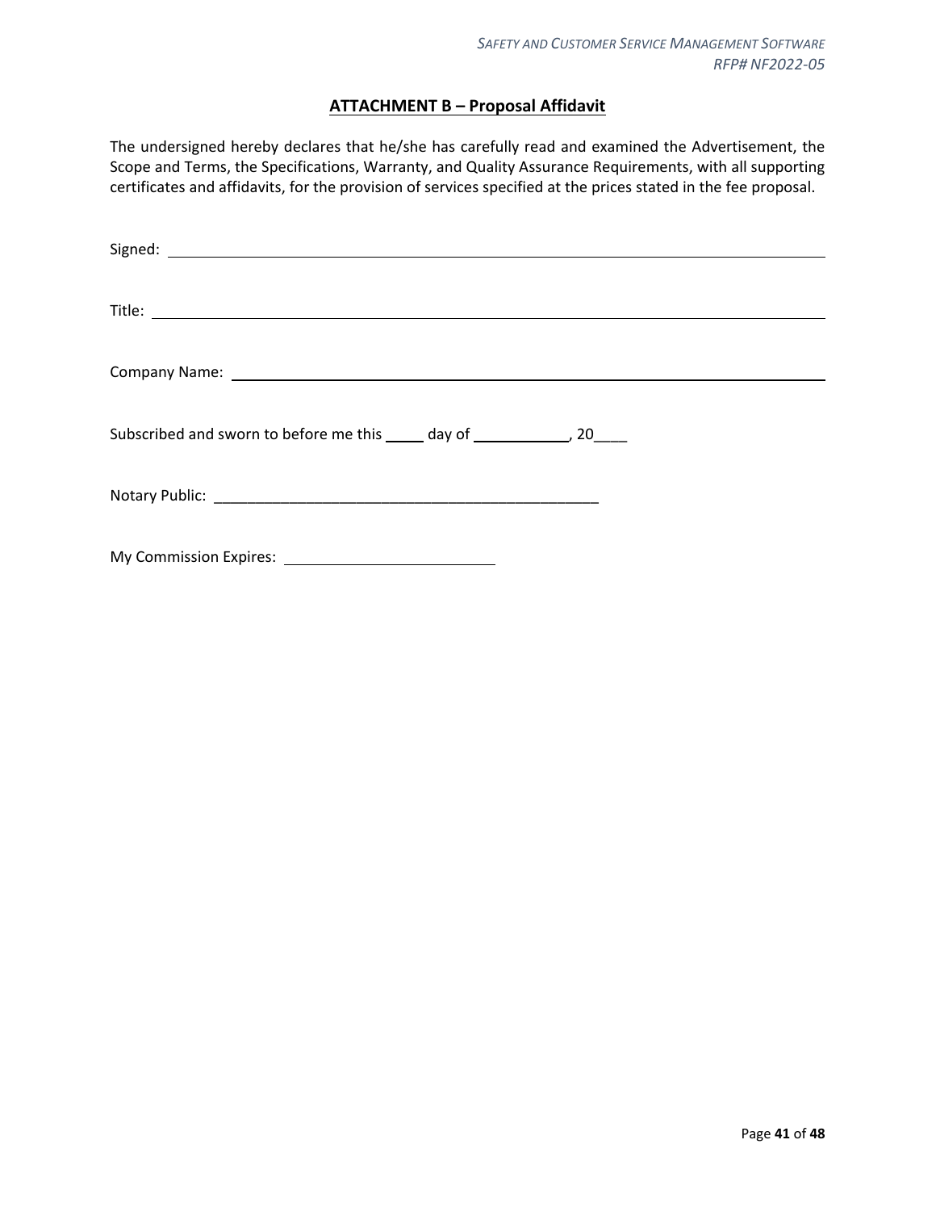## ATTACHMENT B – Proposal Affidavit

The undersigned hereby declares that he/she has carefully read and examined the Advertisement, the Scope and Terms, the Specifications, Warranty, and Quality Assurance Requirements, with all supporting certificates and affidavits, for the provision of services specified at the prices stated in the fee proposal.

Signed: ______________________________________________________________________

Title: ______________________________________________________________________

Company Name: ______________________________________________________________

Subscribed and sworn to before me this _____ day of ____________, 20____

Notary Public: ______________________________________________

My Commission Expires: _________________________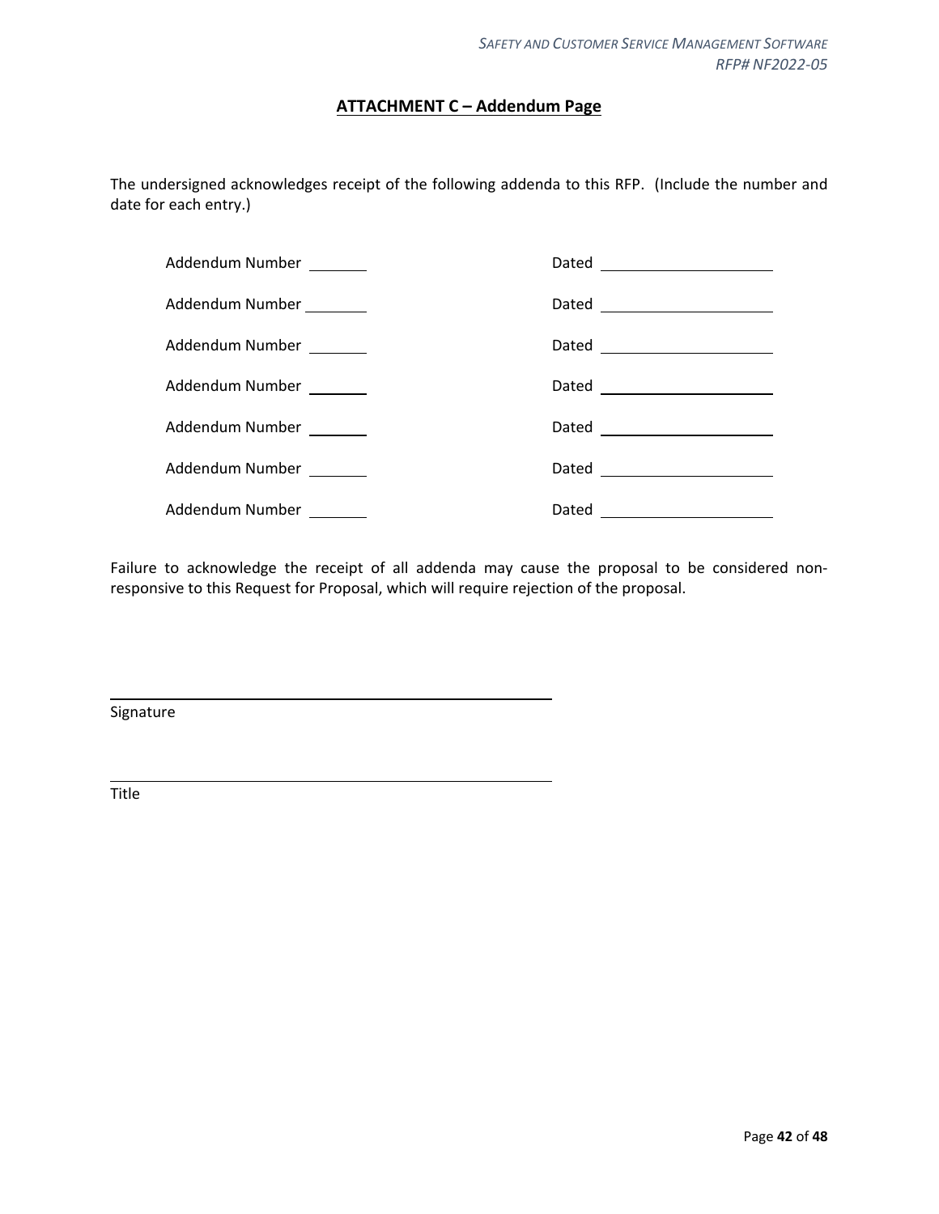## ATTACHMENT C – Addendum Page

The undersigned acknowledges receipt of the following addenda to this RFP. (Include the number and date for each entry.)

Addendum Number \_\_\_\_\_\_\_\_ Dated \_\_\_\_\_\_\_\_\_\_\_\_\_\_\_\_\_\_\_\_\_\_

Addendum Number \_\_\_\_\_\_\_\_ Dated \_\_\_\_\_\_\_\_\_\_\_\_\_\_\_\_\_\_\_\_\_\_

Addendum Number \_\_\_\_\_\_\_\_ Dated \_\_\_\_\_\_\_\_\_\_\_\_\_\_\_\_\_\_\_\_\_\_

Addendum Number \_\_\_\_\_\_\_\_ Dated \_\_\_\_\_\_\_\_\_\_\_\_\_\_\_\_\_\_\_\_\_\_

Addendum Number \_\_\_\_\_\_\_\_ Dated \_\_\_\_\_\_\_\_\_\_\_\_\_\_\_\_\_\_\_\_\_\_

Addendum Number \_\_\_\_\_\_\_\_ Dated \_\_\_\_\_\_\_\_\_\_\_\_\_\_\_\_\_\_\_\_\_\_

Addendum Number \_\_\_\_\_\_\_\_ Dated \_\_\_\_\_\_\_\_\_\_\_\_\_\_\_\_\_\_\_\_\_\_

Failure to acknowledge the receipt of all addenda may cause the proposal to be considered non-responsive to this Request for Proposal, which will require rejection of the proposal.

\_\_\_\_\_\_\_\_\_\_\_\_\_\_\_\_\_\_\_\_\_\_\_\_\_\_\_\_\_\_\_\_\_\_\_\_\_\_\_\_\_\_\_\_

Signature

\_\_\_\_\_\_\_\_\_\_\_\_\_\_\_\_\_\_\_\_\_\_\_\_\_\_\_\_\_\_\_\_\_\_\_\_\_\_\_\_\_\_\_\_

Title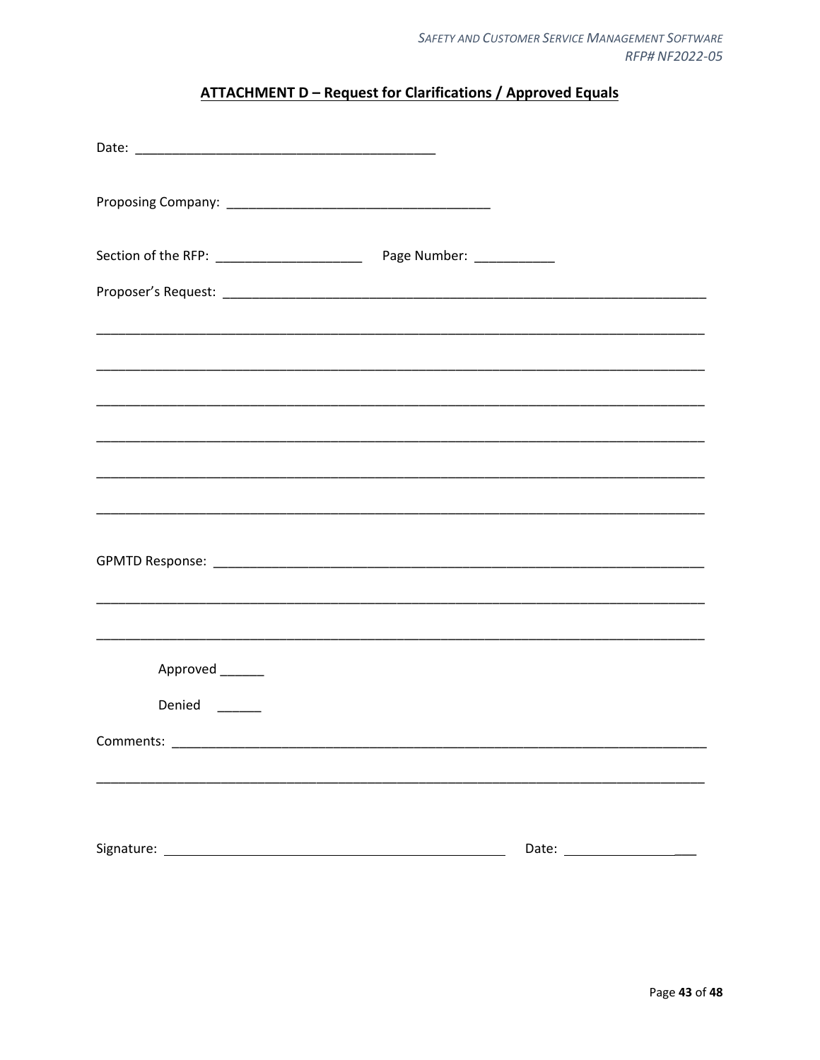## ATTACHMENT D – Request for Clarifications / Approved Equals

Date: ________________________________________

Proposing Company: ___________________________________

Section of the RFP: ____________________ Page Number: ___________

Proposer's Request: ___________________________________________________________________

_________________________________________________________________________________

_________________________________________________________________________________

_________________________________________________________________________________

_________________________________________________________________________________

_________________________________________________________________________________

_________________________________________________________________________________

GPMTD Response: ____________________________________________________________________

_________________________________________________________________________________

_________________________________________________________________________________

Approved ______

Denied ______

Comments: _________________________________________________________________________

_________________________________________________________________________________

Signature: _______________________________________________ Date: __________________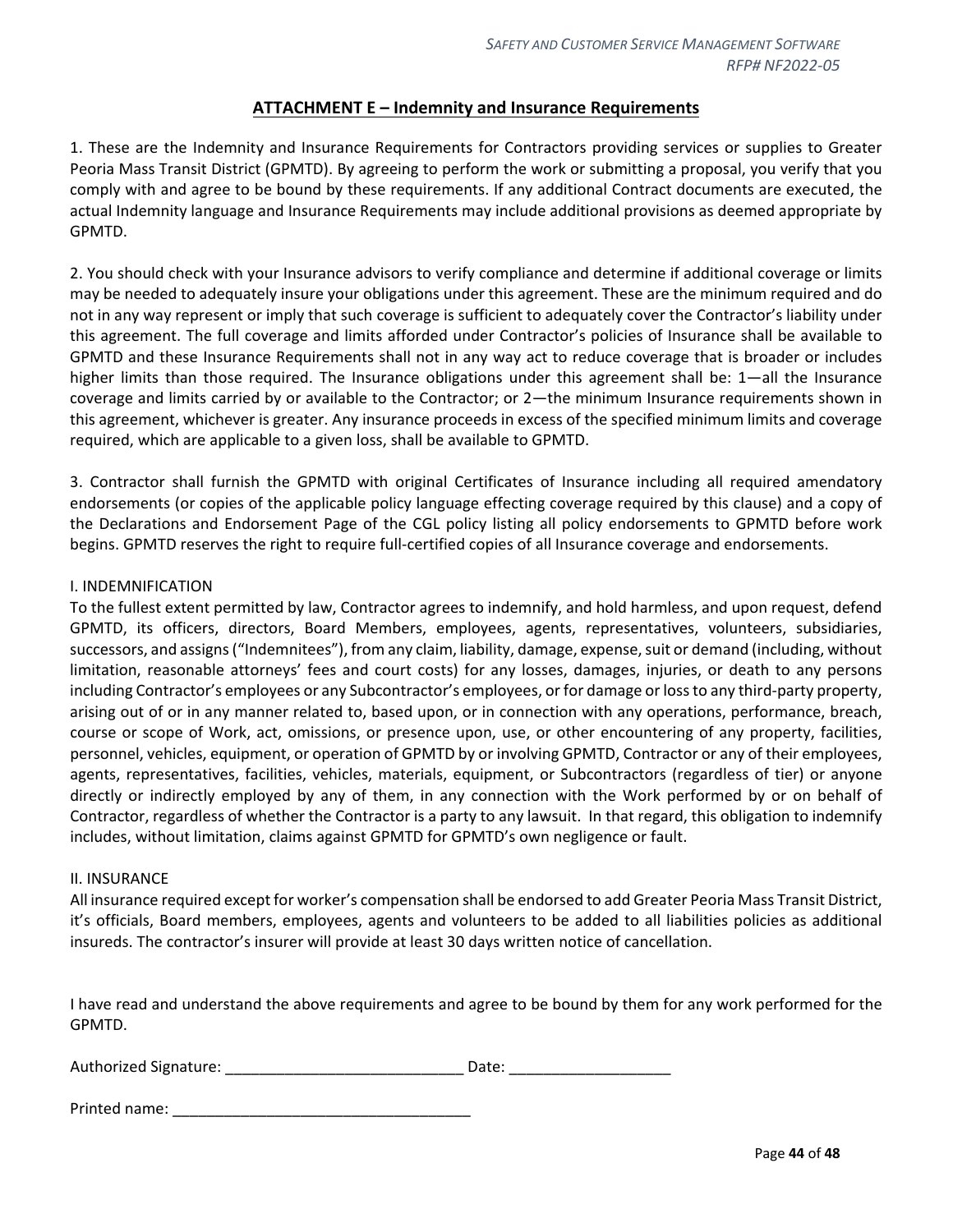## ATTACHMENT E – Indemnity and Insurance Requirements

1. These are the Indemnity and Insurance Requirements for Contractors providing services or supplies to Greater Peoria Mass Transit District (GPMTD). By agreeing to perform the work or submitting a proposal, you verify that you comply with and agree to be bound by these requirements. If any additional Contract documents are executed, the actual Indemnity language and Insurance Requirements may include additional provisions as deemed appropriate by GPMTD.

2. You should check with your Insurance advisors to verify compliance and determine if additional coverage or limits may be needed to adequately insure your obligations under this agreement. These are the minimum required and do not in any way represent or imply that such coverage is sufficient to adequately cover the Contractor's liability under this agreement. The full coverage and limits afforded under Contractor's policies of Insurance shall be available to GPMTD and these Insurance Requirements shall not in any way act to reduce coverage that is broader or includes higher limits than those required. The Insurance obligations under this agreement shall be: 1—all the Insurance coverage and limits carried by or available to the Contractor; or 2—the minimum Insurance requirements shown in this agreement, whichever is greater. Any insurance proceeds in excess of the specified minimum limits and coverage required, which are applicable to a given loss, shall be available to GPMTD.

3. Contractor shall furnish the GPMTD with original Certificates of Insurance including all required amendatory endorsements (or copies of the applicable policy language effecting coverage required by this clause) and a copy of the Declarations and Endorsement Page of the CGL policy listing all policy endorsements to GPMTD before work begins. GPMTD reserves the right to require full-certified copies of all Insurance coverage and endorsements.

I. INDEMNIFICATION

To the fullest extent permitted by law, Contractor agrees to indemnify, and hold harmless, and upon request, defend GPMTD, its officers, directors, Board Members, employees, agents, representatives, volunteers, subsidiaries, successors, and assigns ("Indemnitees"), from any claim, liability, damage, expense, suit or demand (including, without limitation, reasonable attorneys' fees and court costs) for any losses, damages, injuries, or death to any persons including Contractor's employees or any Subcontractor's employees, or for damage or loss to any third-party property, arising out of or in any manner related to, based upon, or in connection with any operations, performance, breach, course or scope of Work, act, omissions, or presence upon, use, or other encountering of any property, facilities, personnel, vehicles, equipment, or operation of GPMTD by or involving GPMTD, Contractor or any of their employees, agents, representatives, facilities, vehicles, materials, equipment, or Subcontractors (regardless of tier) or anyone directly or indirectly employed by any of them, in any connection with the Work performed by or on behalf of Contractor, regardless of whether the Contractor is a party to any lawsuit. In that regard, this obligation to indemnify includes, without limitation, claims against GPMTD for GPMTD's own negligence or fault.

II. INSURANCE

All insurance required except for worker's compensation shall be endorsed to add Greater Peoria Mass Transit District, it's officials, Board members, employees, agents and volunteers to be added to all liabilities policies as additional insureds. The contractor's insurer will provide at least 30 days written notice of cancellation.

I have read and understand the above requirements and agree to be bound by them for any work performed for the GPMTD.

Authorized Signature: ____________________________ Date: ___________________

Printed name: ___________________________________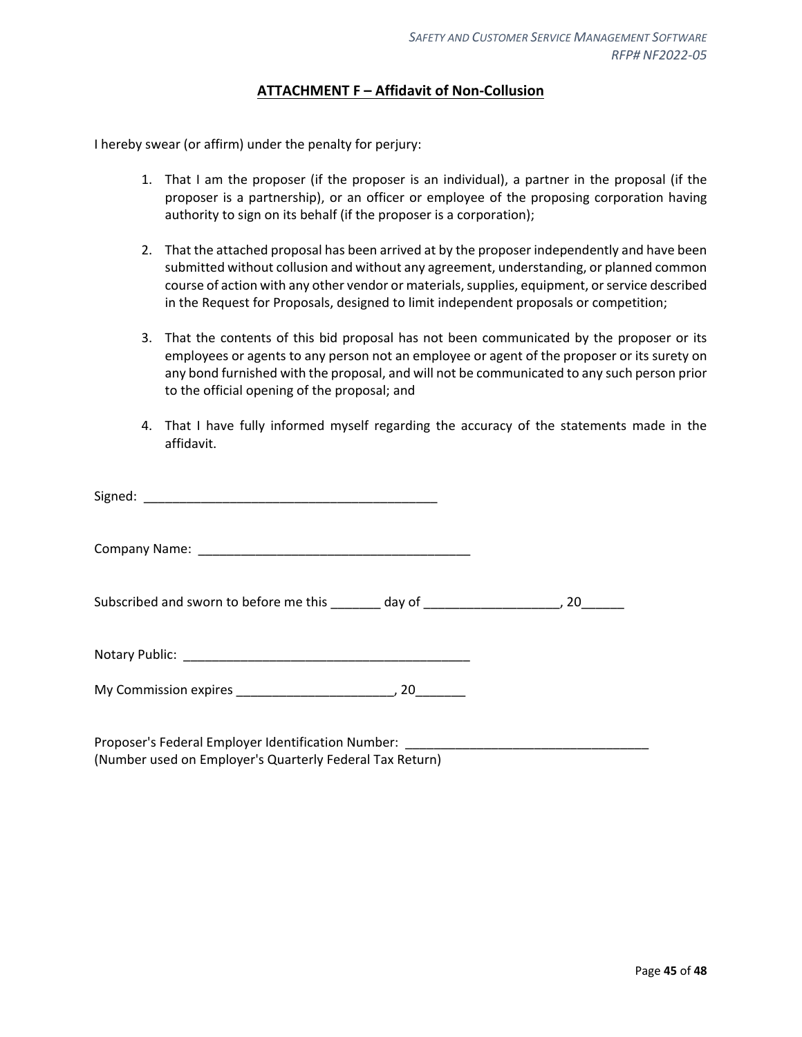## ATTACHMENT F – Affidavit of Non-Collusion

I hereby swear (or affirm) under the penalty for perjury:

1. That I am the proposer (if the proposer is an individual), a partner in the proposal (if the proposer is a partnership), or an officer or employee of the proposing corporation having authority to sign on its behalf (if the proposer is a corporation);

2. That the attached proposal has been arrived at by the proposer independently and have been submitted without collusion and without any agreement, understanding, or planned common course of action with any other vendor or materials, supplies, equipment, or service described in the Request for Proposals, designed to limit independent proposals or competition;

3. That the contents of this bid proposal has not been communicated by the proposer or its employees or agents to any person not an employee or agent of the proposer or its surety on any bond furnished with the proposal, and will not be communicated to any such person prior to the official opening of the proposal; and

4. That I have fully informed myself regarding the accuracy of the statements made in the affidavit.

Signed: __________________________________________

Company Name: _______________________________________

Subscribed and sworn to before me this _______ day of ___________________, 20______

Notary Public: ________________________________________

My Commission expires ______________________, 20_______

Proposer's Federal Employer Identification Number: ___________________________________
(Number used on Employer's Quarterly Federal Tax Return)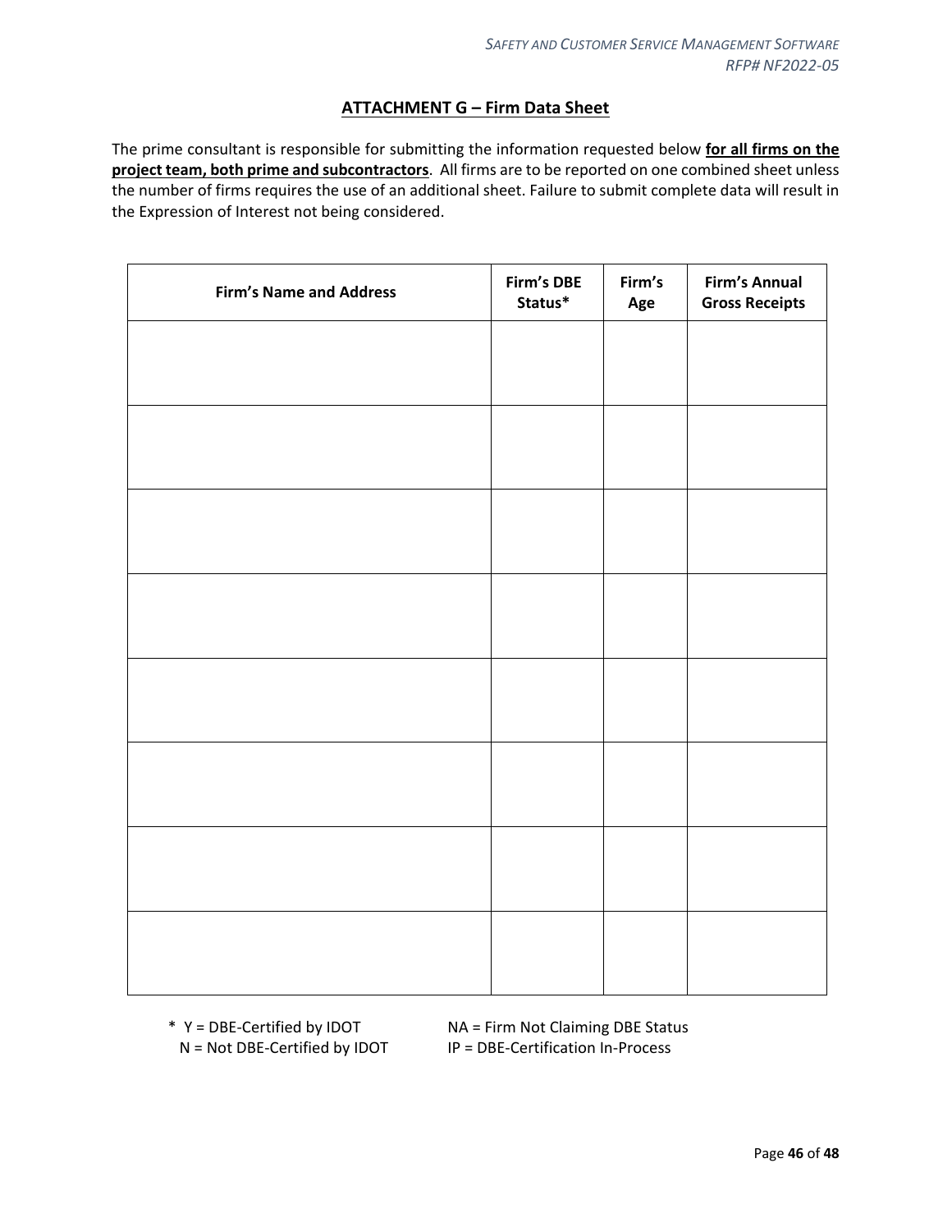## ATTACHMENT G – Firm Data Sheet

The prime consultant is responsible for submitting the information requested below **for all firms on the project team, both prime and subcontractors**. All firms are to be reported on one combined sheet unless the number of firms requires the use of an additional sheet. Failure to submit complete data will result in the Expression of Interest not being considered.

| Firm's Name and Address | Firm's DBE Status* | Firm's Age | Firm's Annual Gross Receipts |
|---|---|---|---|
| | | | |
| | | | |
| | | | |
| | | | |
| | | | |
| | | | |
| | | | |
| | | | |

\* Y = DBE-Certified by IDOT
N = Not DBE-Certified by IDOT
NA = Firm Not Claiming DBE Status
IP = DBE-Certification In-Process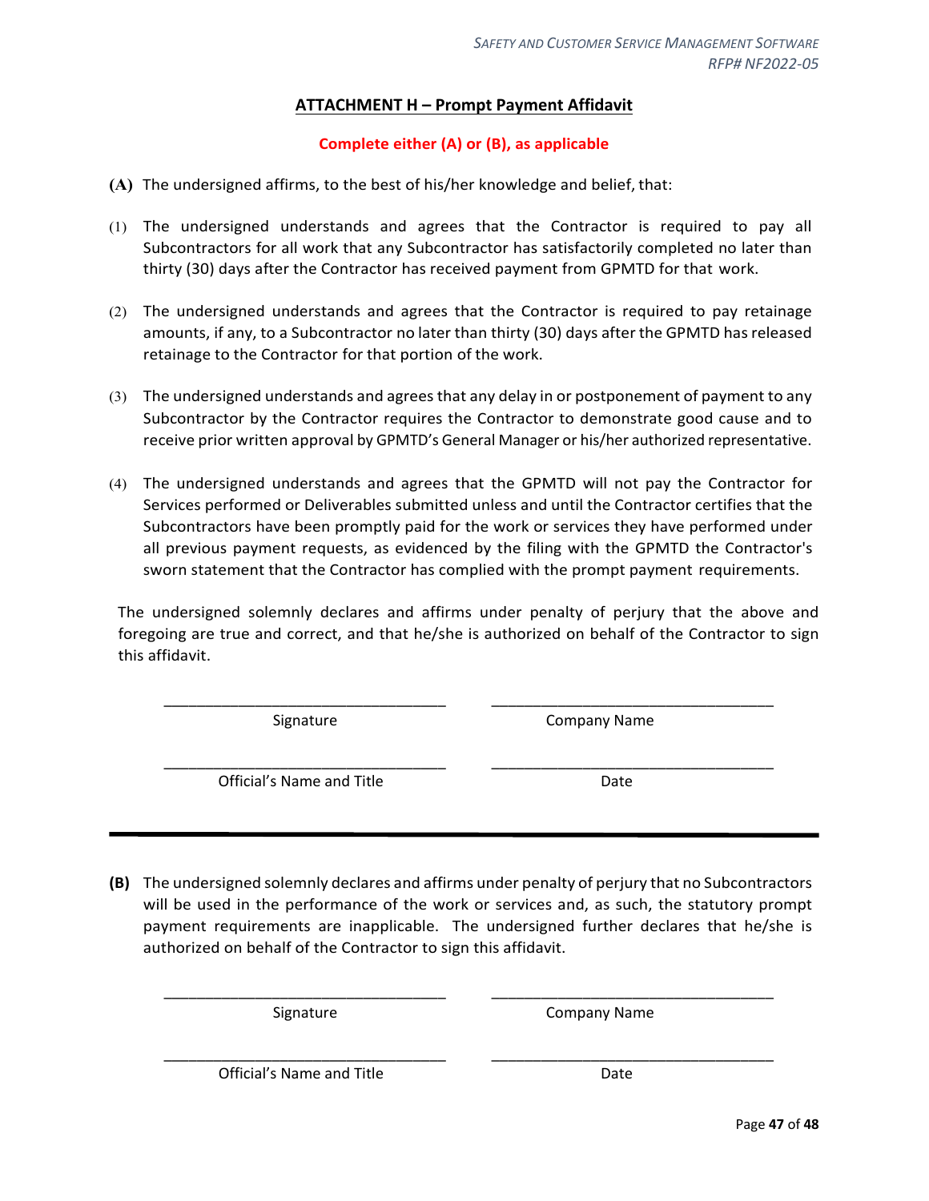## ATTACHMENT H – Prompt Payment Affidavit

**Complete either (A) or (B), as applicable**

**(A)** The undersigned affirms, to the best of his/her knowledge and belief, that:

(1) The undersigned understands and agrees that the Contractor is required to pay all Subcontractors for all work that any Subcontractor has satisfactorily completed no later than thirty (30) days after the Contractor has received payment from GPMTD for that work.

(2) The undersigned understands and agrees that the Contractor is required to pay retainage amounts, if any, to a Subcontractor no later than thirty (30) days after the GPMTD has released retainage to the Contractor for that portion of the work.

(3) The undersigned understands and agrees that any delay in or postponement of payment to any Subcontractor by the Contractor requires the Contractor to demonstrate good cause and to receive prior written approval by GPMTD's General Manager or his/her authorized representative.

(4) The undersigned understands and agrees that the GPMTD will not pay the Contractor for Services performed or Deliverables submitted unless and until the Contractor certifies that the Subcontractors have been promptly paid for the work or services they have performed under all previous payment requests, as evidenced by the filing with the GPMTD the Contractor's sworn statement that the Contractor has complied with the prompt payment requirements.

The undersigned solemnly declares and affirms under penalty of perjury that the above and foregoing are true and correct, and that he/she is authorized on behalf of the Contractor to sign this affidavit.

| ______________________________ | ______________________________ |
|---|---|
| Signature | Company Name |
| ______________________________ | ______________________________ |
| Official's Name and Title | Date |

---

**(B)** The undersigned solemnly declares and affirms under penalty of perjury that no Subcontractors will be used in the performance of the work or services and, as such, the statutory prompt payment requirements are inapplicable. The undersigned further declares that he/she is authorized on behalf of the Contractor to sign this affidavit.

| ______________________________ | ______________________________ |
|---|---|
| Signature | Company Name |
| ______________________________ | ______________________________ |
| Official's Name and Title | Date |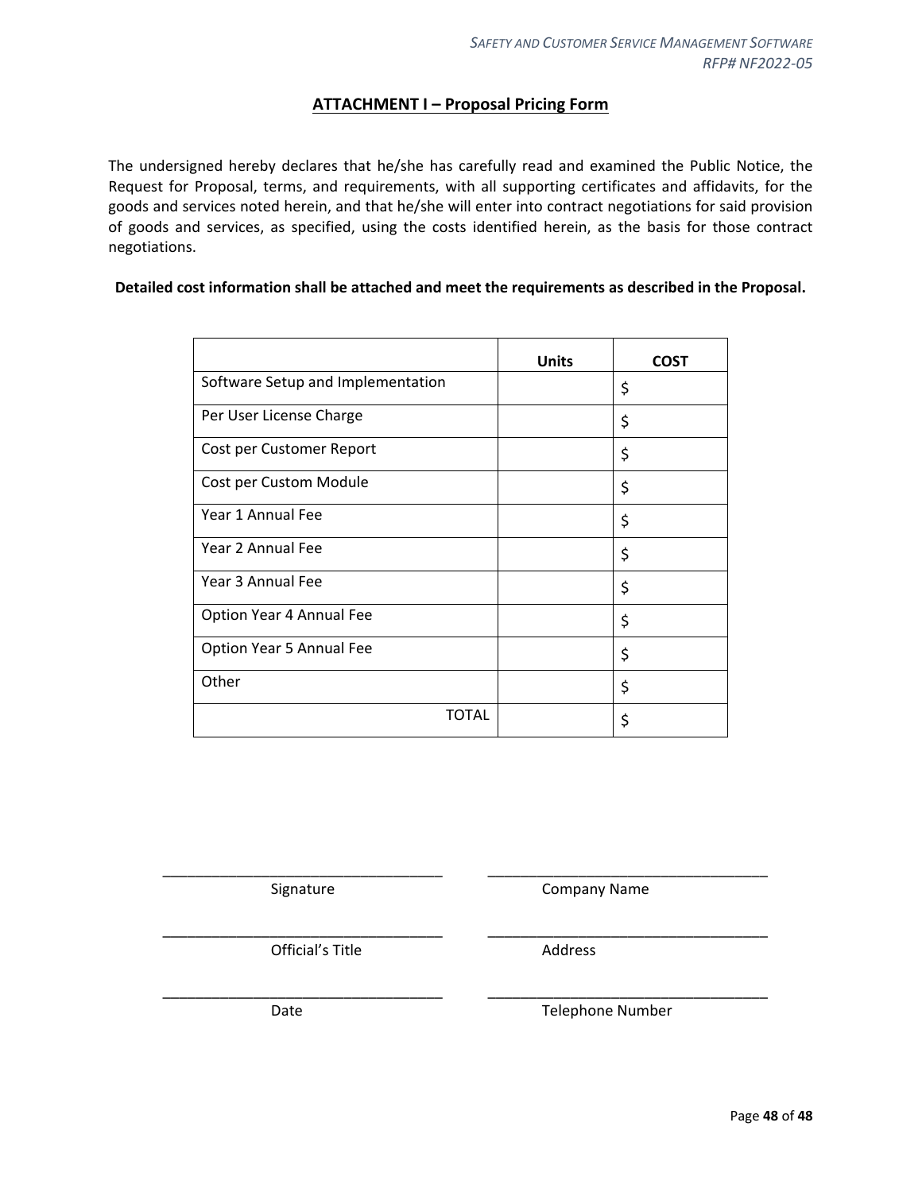## ATTACHMENT I – Proposal Pricing Form

The undersigned hereby declares that he/she has carefully read and examined the Public Notice, the Request for Proposal, terms, and requirements, with all supporting certificates and affidavits, for the goods and services noted herein, and that he/she will enter into contract negotiations for said provision of goods and services, as specified, using the costs identified herein, as the basis for those contract negotiations.

**Detailed cost information shall be attached and meet the requirements as described in the Proposal.**

| | Units | COST |
|---|---|---|
| Software Setup and Implementation | | $ |
| Per User License Charge | | $ |
| Cost per Customer Report | | $ |
| Cost per Custom Module | | $ |
| Year 1 Annual Fee | | $ |
| Year 2 Annual Fee | | $ |
| Year 3 Annual Fee | | $ |
| Option Year 4 Annual Fee | | $ |
| Option Year 5 Annual Fee | | $ |
| Other | | $ |
| TOTAL | | $ |

___________________________________ Signature

___________________________________ Company Name

___________________________________ Official's Title

___________________________________ Address

___________________________________ Date

___________________________________ Telephone Number